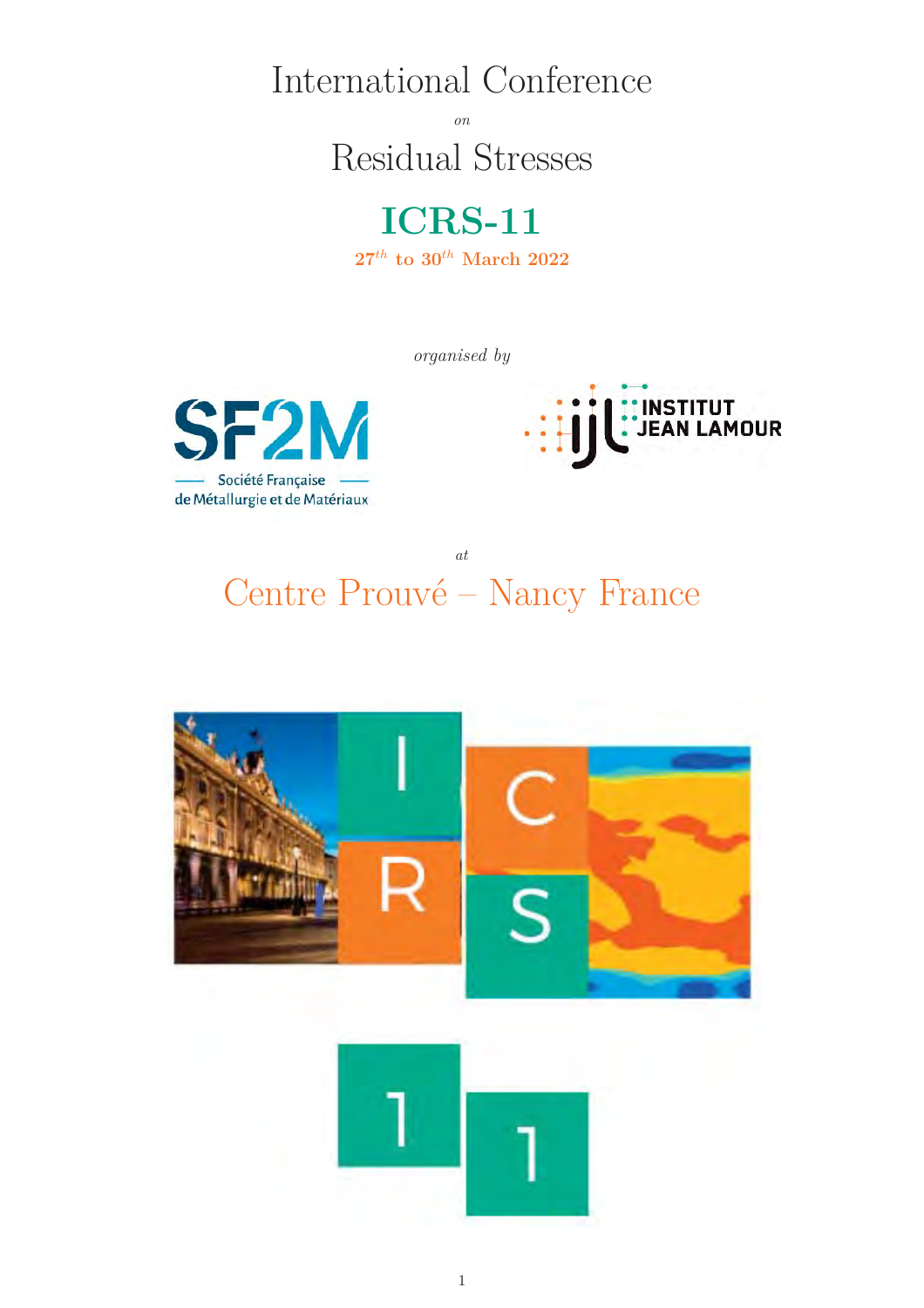# International Conference

*on*

# Residual Stresses

## ICRS-11

**$27^{th}$ to $30^{th}$ March 2022**

*organised by*

SF2M — Société Française de Métallurgie et de Matériaux

INSTITUT JEAN LAMOUR

*at*

## Centre Prouvé – Nancy France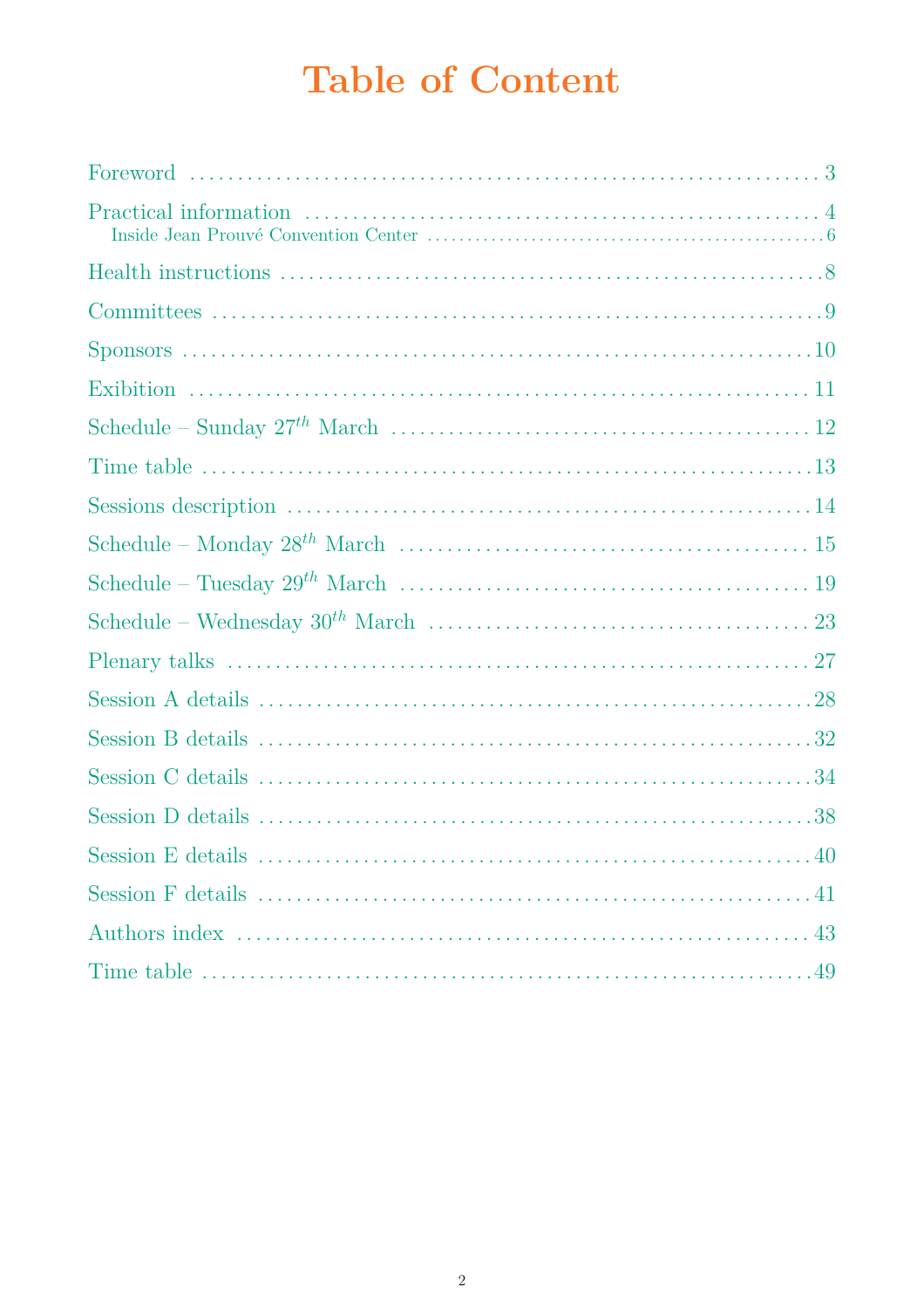# Table of Content

| | |
|---|---|
| Foreword | 3 |
| Practical information | 4 |
| Inside Jean Prouvé Convention Center | 6 |
| Health instructions | 8 |
| Committees | 9 |
| Sponsors | 10 |
| Exibition | 11 |
| Schedule – Sunday $27^{th}$ March | 12 |
| Time table | 13 |
| Sessions description | 14 |
| Schedule – Monday $28^{th}$ March | 15 |
| Schedule – Tuesday $29^{th}$ March | 19 |
| Schedule – Wednesday $30^{th}$ March | 23 |
| Plenary talks | 27 |
| Session A details | 28 |
| Session B details | 32 |
| Session C details | 34 |
| Session D details | 38 |
| Session E details | 40 |
| Session F details | 41 |
| Authors index | 43 |
| Time table | 49 |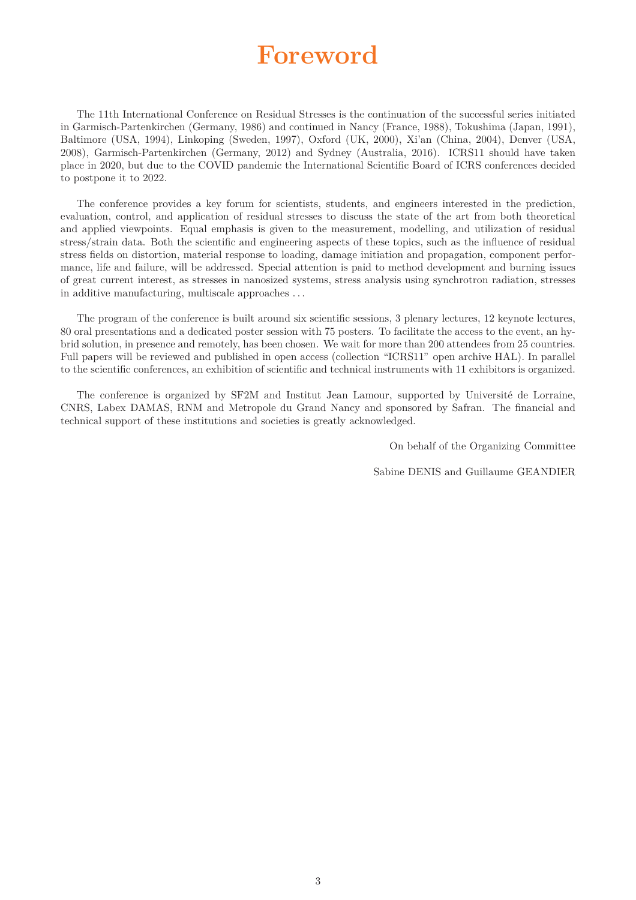# Foreword

The 11th International Conference on Residual Stresses is the continuation of the successful series initiated in Garmisch-Partenkirchen (Germany, 1986) and continued in Nancy (France, 1988), Tokushima (Japan, 1991), Baltimore (USA, 1994), Linkoping (Sweden, 1997), Oxford (UK, 2000), Xi'an (China, 2004), Denver (USA, 2008), Garmisch-Partenkirchen (Germany, 2012) and Sydney (Australia, 2016). ICRS11 should have taken place in 2020, but due to the COVID pandemic the International Scientific Board of ICRS conferences decided to postpone it to 2022.

The conference provides a key forum for scientists, students, and engineers interested in the prediction, evaluation, control, and application of residual stresses to discuss the state of the art from both theoretical and applied viewpoints. Equal emphasis is given to the measurement, modelling, and utilization of residual stress/strain data. Both the scientific and engineering aspects of these topics, such as the influence of residual stress fields on distortion, material response to loading, damage initiation and propagation, component performance, life and failure, will be addressed. Special attention is paid to method development and burning issues of great current interest, as stresses in nanosized systems, stress analysis using synchrotron radiation, stresses in additive manufacturing, multiscale approaches ...

The program of the conference is built around six scientific sessions, 3 plenary lectures, 12 keynote lectures, 80 oral presentations and a dedicated poster session with 75 posters. To facilitate the access to the event, an hybrid solution, in presence and remotely, has been chosen. We wait for more than 200 attendees from 25 countries. Full papers will be reviewed and published in open access (collection "ICRS11" open archive HAL). In parallel to the scientific conferences, an exhibition of scientific and technical instruments with 11 exhibitors is organized.

The conference is organized by SF2M and Institut Jean Lamour, supported by Université de Lorraine, CNRS, Labex DAMAS, RNM and Metropole du Grand Nancy and sponsored by Safran. The financial and technical support of these institutions and societies is greatly acknowledged.

On behalf of the Organizing Committee

Sabine DENIS and Guillaume GEANDIER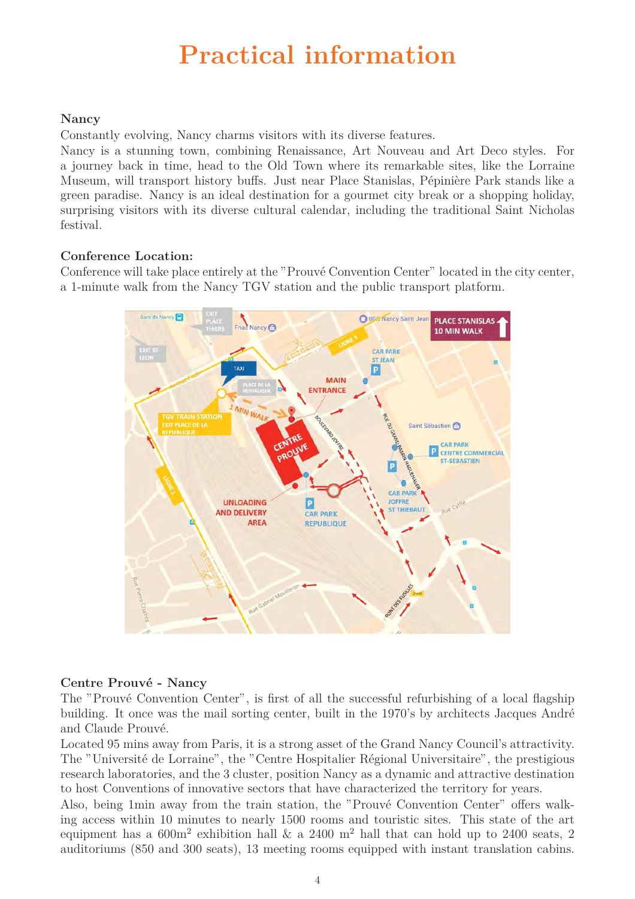# Practical information

### Nancy

Constantly evolving, Nancy charms visitors with its diverse features.

Nancy is a stunning town, combining Renaissance, Art Nouveau and Art Deco styles. For a journey back in time, head to the Old Town where its remarkable sites, like the Lorraine Museum, will transport history buffs. Just near Place Stanislas, Pépinière Park stands like a green paradise. Nancy is an ideal destination for a gourmet city break or a shopping holiday, surprising visitors with its diverse cultural calendar, including the traditional Saint Nicholas festival.

### Conference Location:

Conference will take place entirely at the "Prouvé Convention Center" located in the city center, a 1-minute walk from the Nancy TGV station and the public transport platform.

### Centre Prouvé - Nancy

The "Prouvé Convention Center", is first of all the successful refurbishing of a local flagship building. It once was the mail sorting center, built in the 1970's by architects Jacques André and Claude Prouvé.

Located 95 mins away from Paris, it is a strong asset of the Grand Nancy Council's attractivity. The "Université de Lorraine", the "Centre Hospitalier Régional Universitaire", the prestigious research laboratories, and the 3 cluster, position Nancy as a dynamic and attractive destination to host Conventions of innovative sectors that have characterized the territory for years.

Also, being 1min away from the train station, the "Prouvé Convention Center" offers walking access within 10 minutes to nearly 1500 rooms and touristic sites. This state of the art equipment has a 600m$^2$ exhibition hall & a 2400 m$^2$ hall that can hold up to 2400 seats, 2 auditoriums (850 and 300 seats), 13 meeting rooms equipped with instant translation cabins.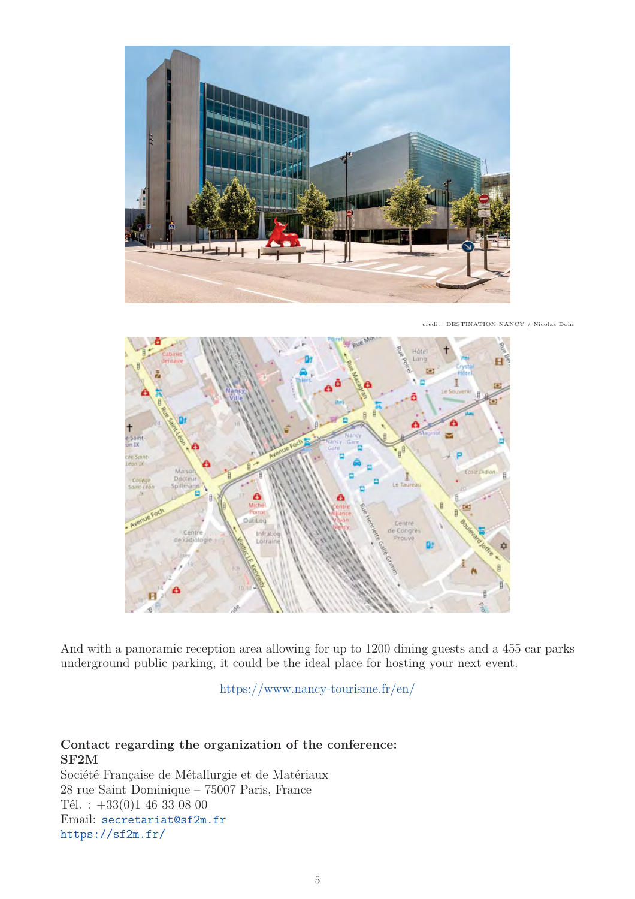credit: DESTINATION NANCY / Nicolas Dohr

And with a panoramic reception area allowing for up to 1200 dining guests and a 455 car parks underground public parking, it could be the ideal place for hosting your next event.

https://www.nancy-tourisme.fr/en/

**Contact regarding the organization of the conference:**
**SF2M**
Société Française de Métallurgie et de Matériaux
28 rue Saint Dominique – 75007 Paris, France
Tél. : +33(0)1 46 33 08 00
Email: secretariat@sf2m.fr
https://sf2m.fr/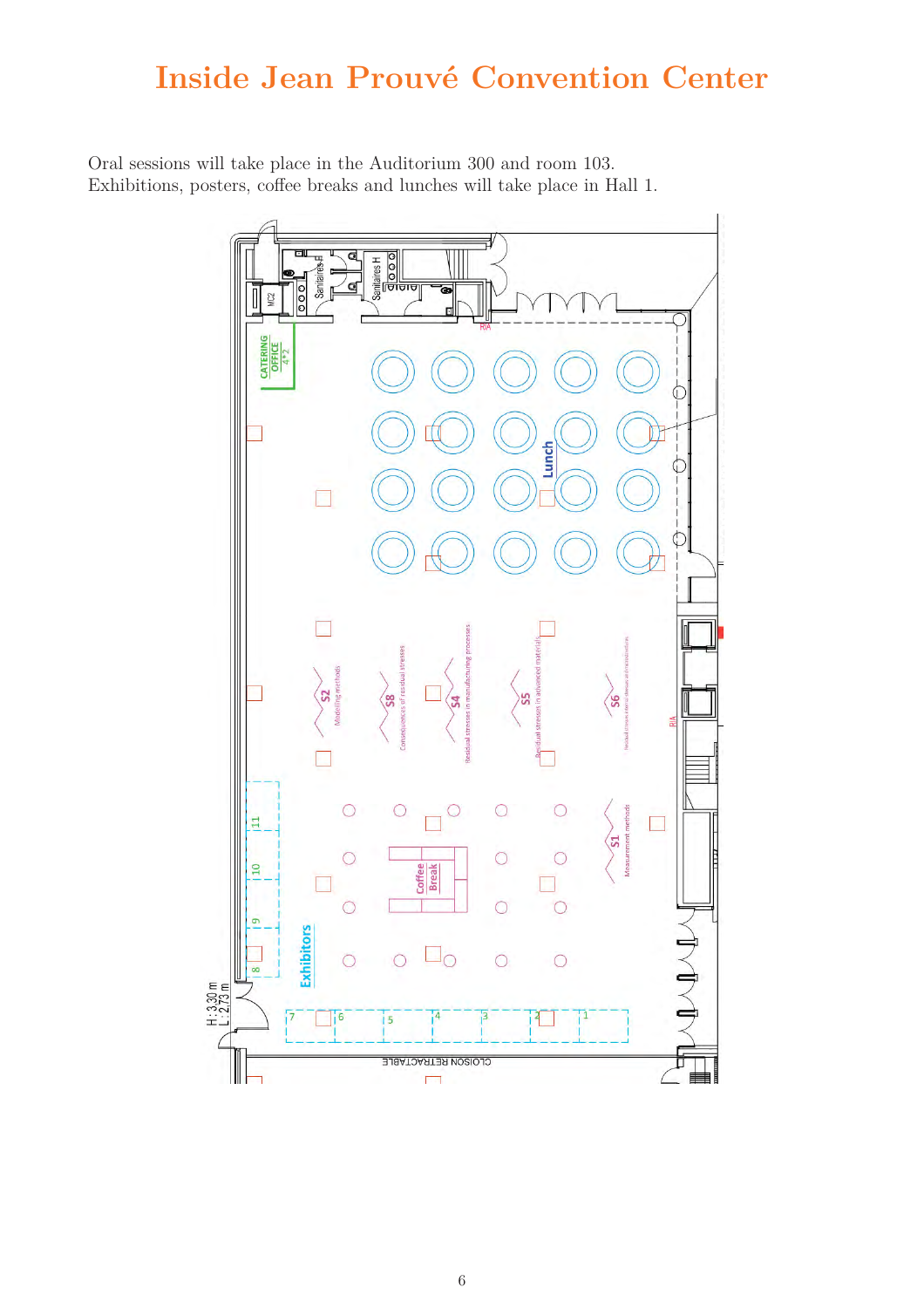# Inside Jean Prouvé Convention Center

Oral sessions will take place in the Auditorium 300 and room 103.
Exhibitions, posters, coffee breaks and lunches will take place in Hall 1.

CATERING OFFICE

Sanitaires H

Lunch

S2 Modelling methods

S8 Consequences of residual stresses

S4 Residual stresses in manufacturing processes

S5 Residual stresses in advanced materials

S6

S1 Measurement methods

Coffee Break

Exhibitors

H : 3,30 m
L : 2,73 m

CLOISON RETRACTABLE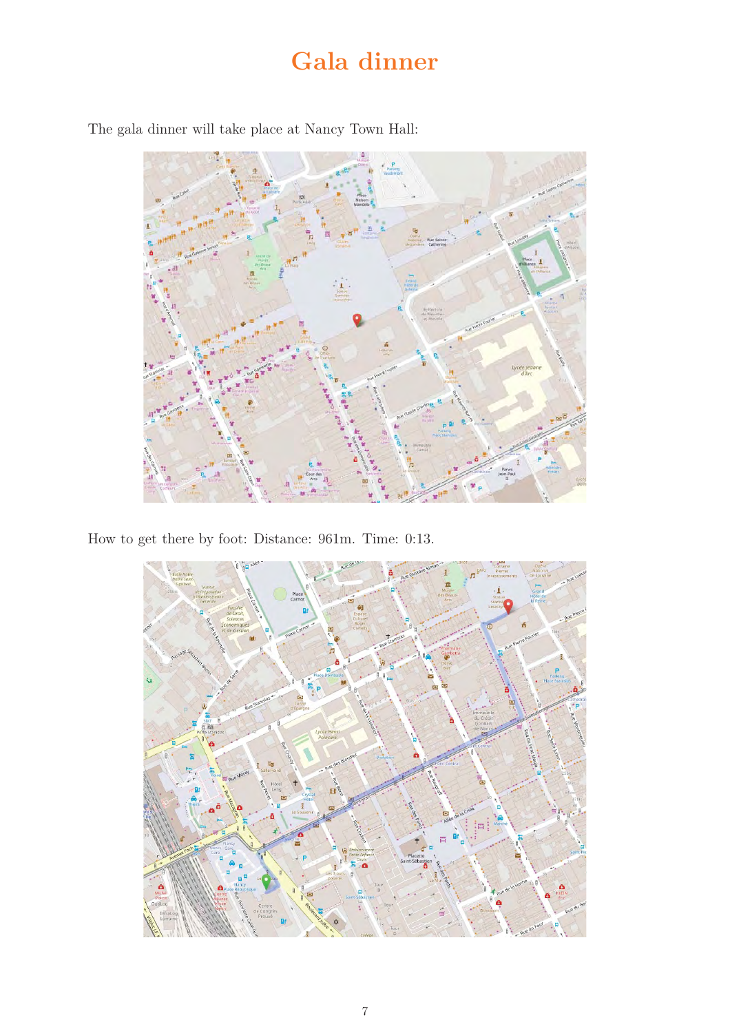# Gala dinner

The gala dinner will take place at Nancy Town Hall:

How to get there by foot: Distance: 961m. Time: 0:13.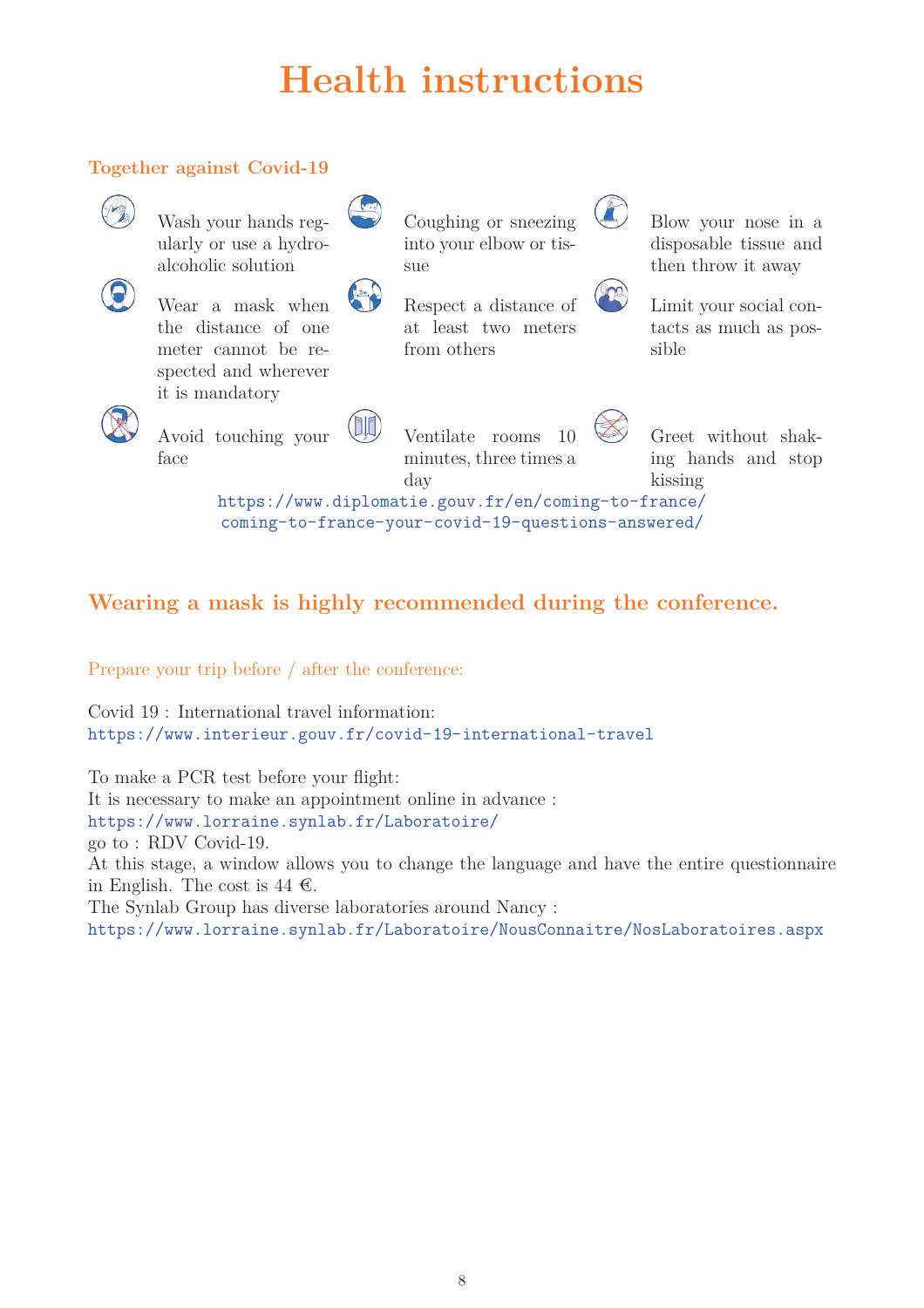# Health instructions

### Together against Covid-19

- Wash your hands regularly or use a hydro-alcoholic solution
- Coughing or sneezing into your elbow or tissue
- Blow your nose in a disposable tissue and then throw it away
- Wear a mask when the distance of one meter cannot be respected and wherever it is mandatory
- Respect a distance of at least two meters from others
- Limit your social contacts as much as possible
- Avoid touching your face
- Ventilate rooms 10 minutes, three times a day
- Greet without shaking hands and stop kissing

https://www.diplomatie.gouv.fr/en/coming-to-france/coming-to-france-your-covid-19-questions-answered/

## Wearing a mask is highly recommended during the conference.

Prepare your trip before / after the conference:

Covid 19 : International travel information:
https://www.interieur.gouv.fr/covid-19-international-travel

To make a PCR test before your flight:
It is necessary to make an appointment online in advance :
https://www.lorraine.synlab.fr/Laboratoire/
go to : RDV Covid-19.
At this stage, a window allows you to change the language and have the entire questionnaire in English. The cost is 44 €.
The Synlab Group has diverse laboratories around Nancy :
https://www.lorraine.synlab.fr/Laboratoire/NousConnaitre/NosLaboratoires.aspx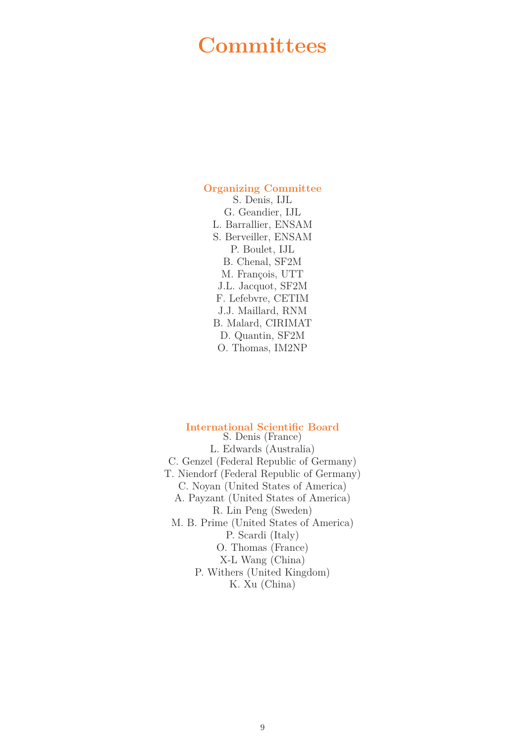# Committees

## Organizing Committee

S. Denis, IJL
G. Geandier, IJL
L. Barrallier, ENSAM
S. Berveiller, ENSAM
P. Boulet, IJL
B. Chenal, SF2M
M. François, UTT
J.L. Jacquot, SF2M
F. Lefebvre, CETIM
J.J. Maillard, RNM
B. Malard, CIRIMAT
D. Quantin, SF2M
O. Thomas, IM2NP

## International Scientific Board

S. Denis (France)
L. Edwards (Australia)
C. Genzel (Federal Republic of Germany)
T. Niendorf (Federal Republic of Germany)
C. Noyan (United States of America)
A. Payzant (United States of America)
R. Lin Peng (Sweden)
M. B. Prime (United States of America)
P. Scardi (Italy)
O. Thomas (France)
X-L Wang (China)
P. Withers (United Kingdom)
K. Xu (China)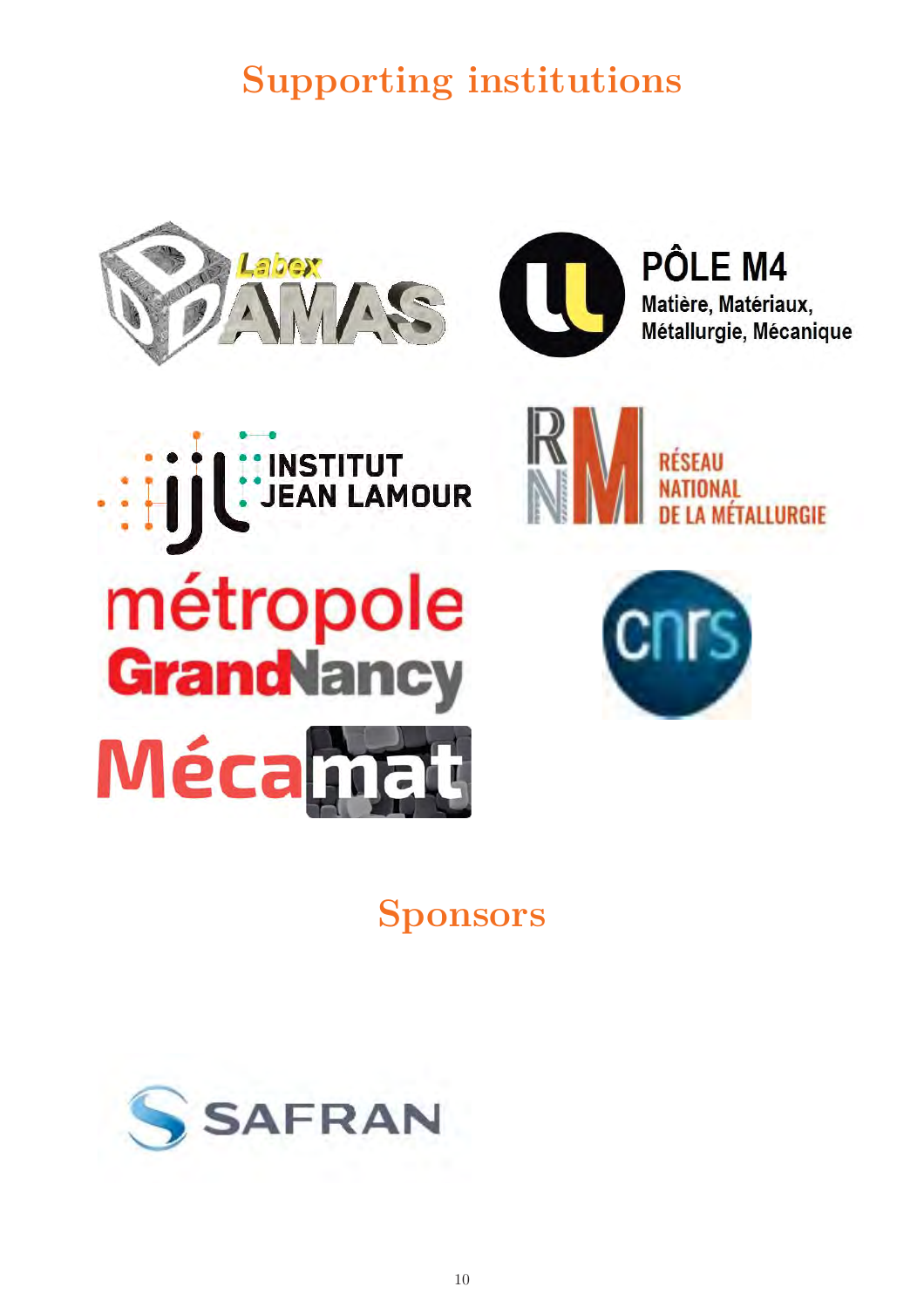# Supporting institutions

# Sponsors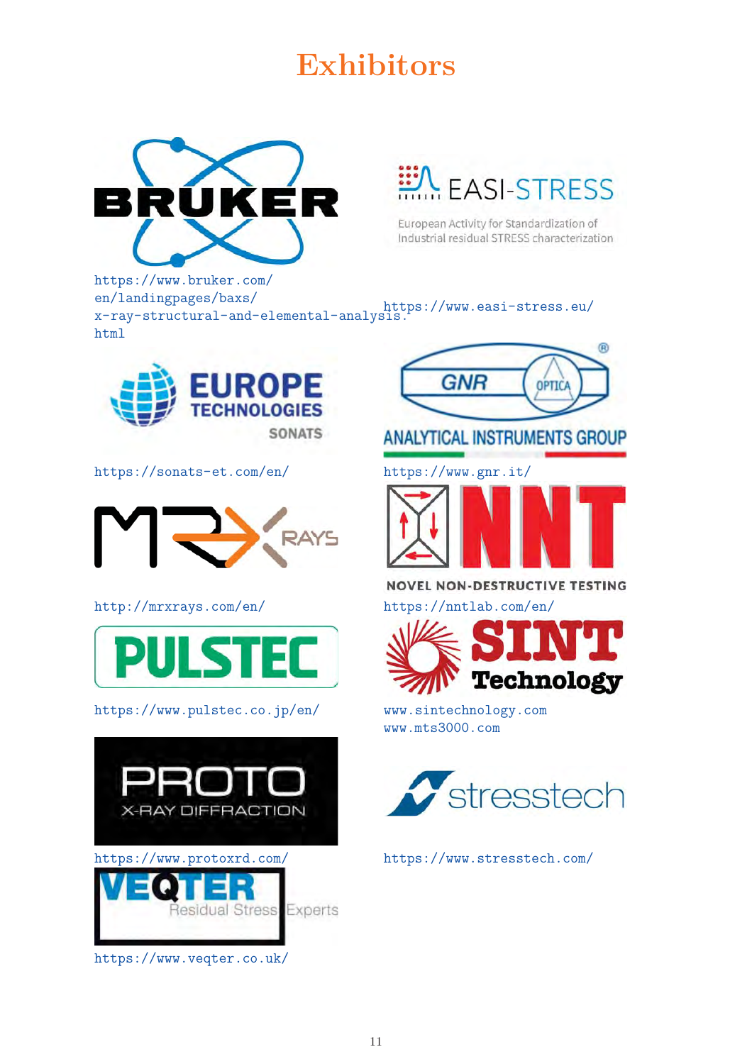# Exhibitors

BRUKER

https://www.bruker.com/en/landingpages/baxs/x-ray-structural-and-elemental-analysis.html

EASI-STRESS

European Activity for Standardization of Industrial residual STRESS characterization

https://www.easi-stress.eu/

EUROPE TECHNOLOGIES SONATS

https://sonats-et.com/en/

GNR OPTICA ANALYTICAL INSTRUMENTS GROUP

https://www.gnr.it/

MRX RAYS

http://mrxrays.com/en/

NNT NOVEL NON-DESTRUCTIVE TESTING

https://nntlab.com/en/

PULSTEC

https://www.pulstec.co.jp/en/

SINT Technology

www.sintechnology.com
www.mts3000.com

PROTO X-RAY DIFFRACTION

https://www.protoxrd.com/

stresstech

https://www.stresstech.com/

VEQTER Residual Stress Experts

https://www.veqter.co.uk/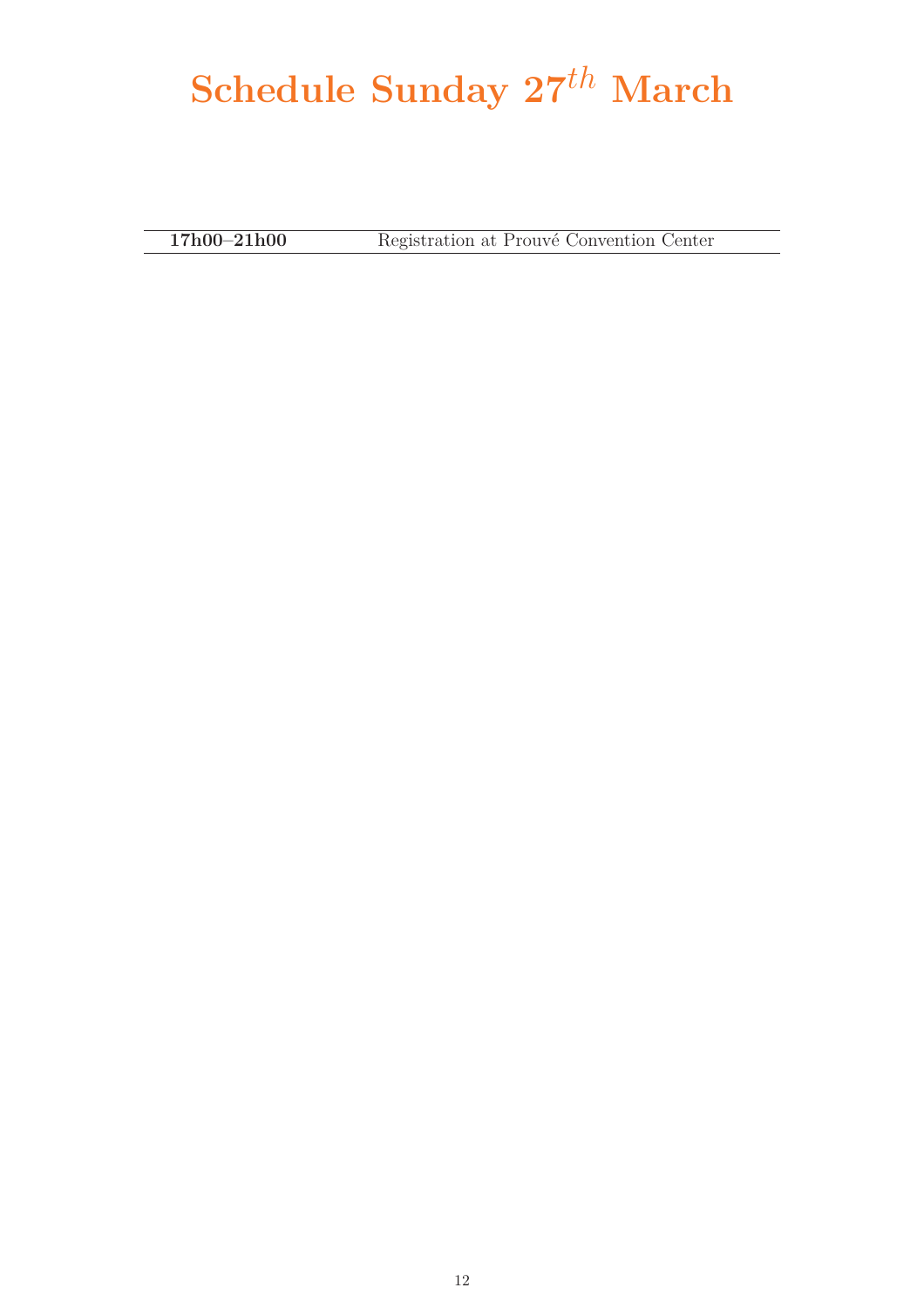# Schedule Sunday $27^{th}$ March

| | |
|---|---|
| **17h00–21h00** | Registration at Prouvé Convention Center |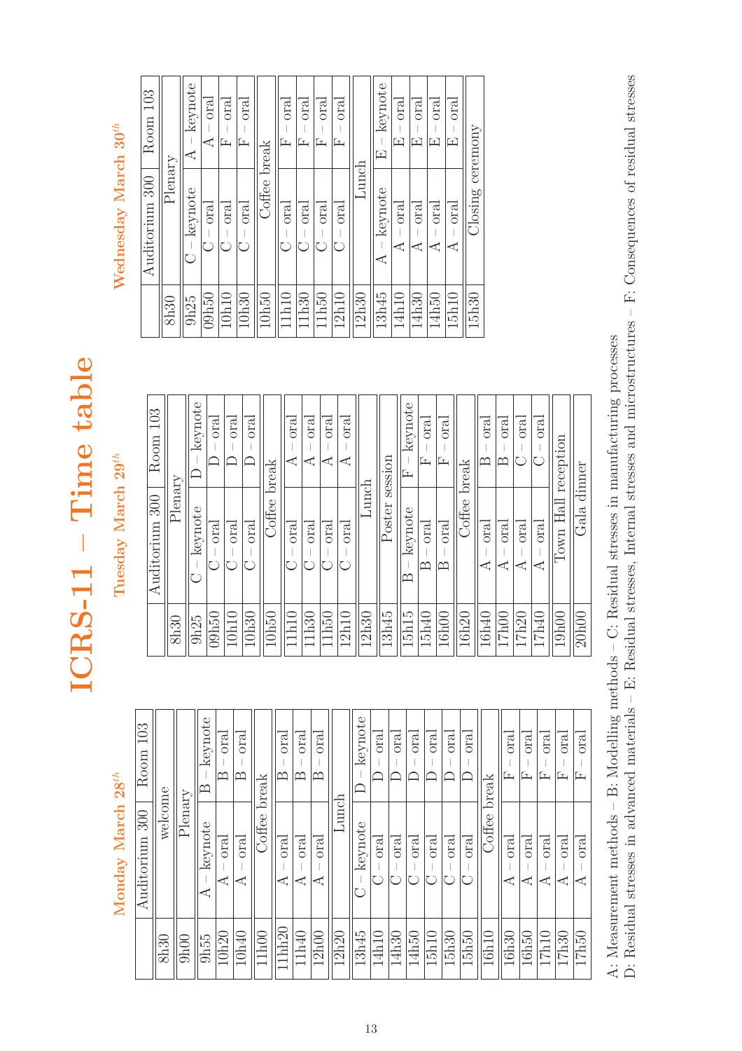# ICRS-11 – Time table

## Monday March 28th

| | Auditorium 300 | Room 103 |
|---|---|---|
| 8h30 | welcome | |
| 9h00 | Plenary | |
| 9h55 | A – keynote | B – keynote |
| 10h20 | A – oral | B – oral |
| 10h40 | A – oral | B – oral |
| 11h00 | Coffee break | |
| 11h20 | A – oral | B – oral |
| 11h40 | A – oral | B – oral |
| 12h00 | A – oral | B – oral |
| 12h20 | Lunch | |
| 13h45 | C – keynote | D – keynote |
| 14h10 | C – oral | D – oral |
| 14h30 | C – oral | D – oral |
| 14h50 | C – oral | D – oral |
| 15h10 | C – oral | D – oral |
| 15h30 | C – oral | D – oral |
| 15h50 | C – oral | D – oral |
| 16h10 | Coffee break | |
| 16h30 | A – oral | F – oral |
| 16h50 | A – oral | F – oral |
| 17h10 | A – oral | F – oral |
| 17h30 | A – oral | F – oral |
| 17h50 | A – oral | F – oral |

## Tuesday March 29th

| | Auditorium 300 | Room 103 |
|---|---|---|
| 8h30 | Plenary | |
| 9h25 | C – keynote | D – keynote |
| 09h50 | C – oral | D – oral |
| 10h10 | C – oral | D – oral |
| 10h30 | C – oral | D – oral |
| 10h50 | Coffee break | |
| 11h10 | C – oral | A – oral |
| 11h30 | C – oral | A – oral |
| 11h50 | C – oral | A – oral |
| 12h10 | C – oral | A – oral |
| 12h30 | Lunch | |
| 13h45 | Poster session | |
| 15h15 | B – keynote | F – keynote |
| 15h40 | B – oral | F – oral |
| 16h00 | B – oral | F – oral |
| 16h20 | Coffee break | |
| 16h40 | A – oral | B – oral |
| 17h00 | A – oral | B – oral |
| 17h20 | A – oral | C – oral |
| 17h40 | A – oral | C – oral |
| 19h00 | Town Hall reception | |
| 20h00 | Gala dinner | |

## Wednesday March 30th

| | Auditorium 300 | Room 103 |
|---|---|---|
| 8h30 | Plenary | |
| 9h25 | C – keynote | A – keynote |
| 09h50 | C – oral | A – oral |
| 10h10 | C – oral | F – oral |
| 10h30 | C – oral | F – oral |
| 10h50 | Coffee break | |
| 11h10 | C – oral | F – oral |
| 11h30 | C – oral | F – oral |
| 11h50 | C – oral | F – oral |
| 12h10 | C – oral | F – oral |
| 12h30 | Lunch | |
| 13h45 | A – keynote | E – keynote |
| 14h10 | A – oral | E – oral |
| 14h30 | A – oral | E – oral |
| 14h50 | A – oral | E – oral |
| 15h10 | A – oral | E – oral |
| 15h30 | Closing ceremony | |

A: Measurement methods – B: Modelling methods – C: Residual stresses in manufacturing processes
D: Residual stresses in advanced materials – E: Residual stresses, Internal stresses and microstructures – F: Consequences of residual stresses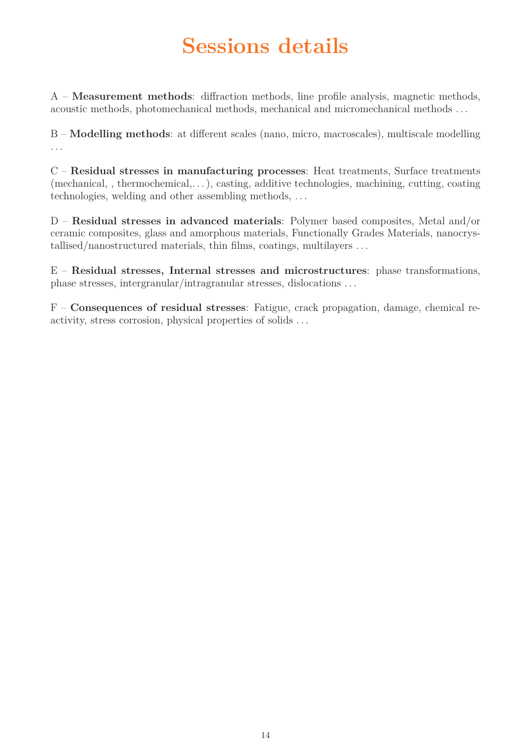# Sessions details

A – **Measurement methods**: diffraction methods, line profile analysis, magnetic methods, acoustic methods, photomechanical methods, mechanical and micromechanical methods …

B – **Modelling methods**: at different scales (nano, micro, macroscales), multiscale modelling …

C – **Residual stresses in manufacturing processes**: Heat treatments, Surface treatments (mechanical, , thermochemical,…), casting, additive technologies, machining, cutting, coating technologies, welding and other assembling methods, …

D – **Residual stresses in advanced materials**: Polymer based composites, Metal and/or ceramic composites, glass and amorphous materials, Functionally Grades Materials, nanocrystallised/nanostructured materials, thin films, coatings, multilayers …

E – **Residual stresses, Internal stresses and microstructures**: phase transformations, phase stresses, intergranular/intragranular stresses, dislocations …

F – **Consequences of residual stresses**: Fatigue, crack propagation, damage, chemical reactivity, stress corrosion, physical properties of solids …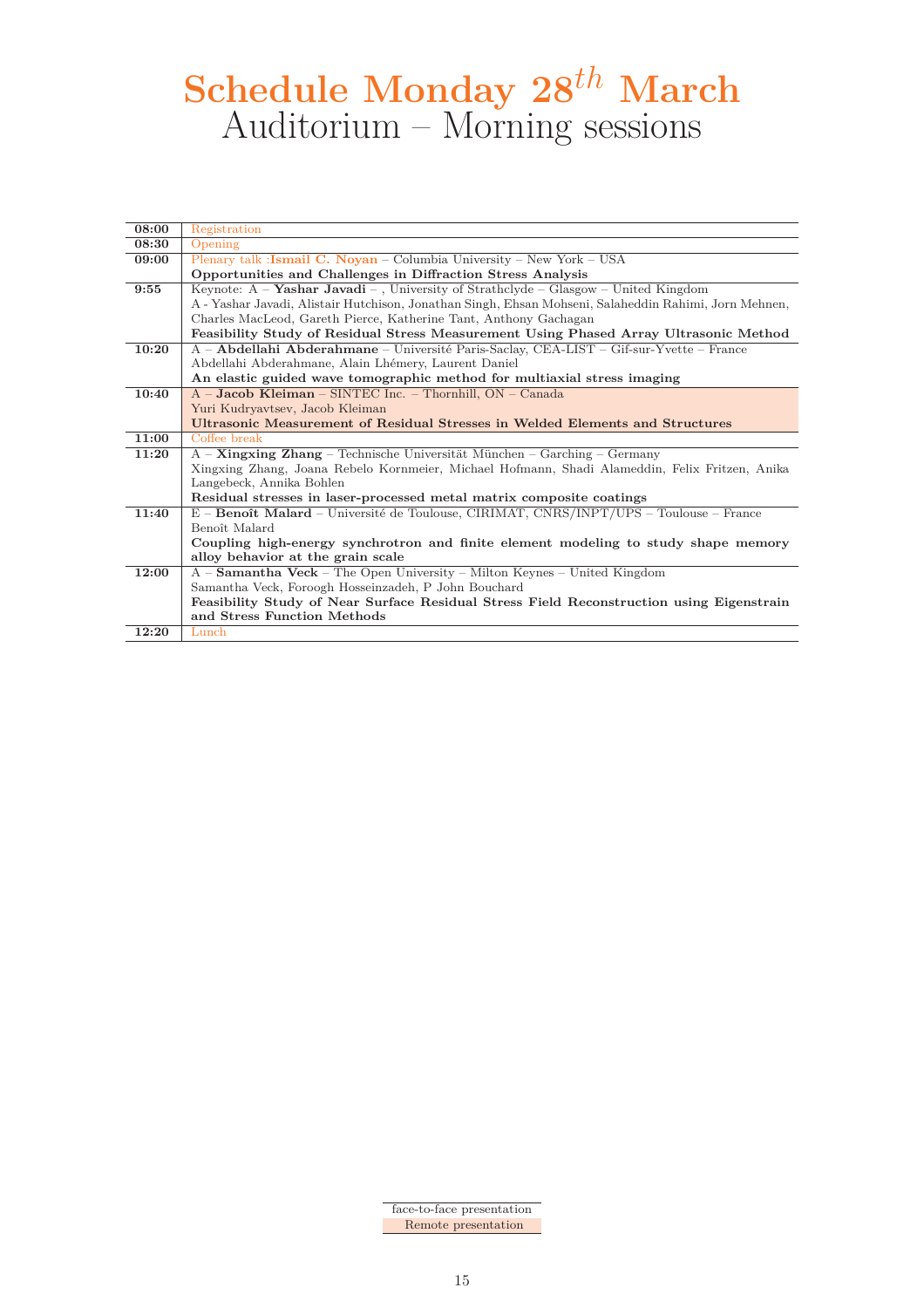# Schedule Monday $28^{th}$ March

## Auditorium – Morning sessions

| Time | Session |
|---|---|
| 08:00 | Registration |
| 08:30 | Opening |
| 09:00 | Plenary talk :**Ismail C. Noyan** – Columbia University – New York – USA<br>**Opportunities and Challenges in Diffraction Stress Analysis** |
| 9:55 | Keynote: A – **Yashar Javadi** – , University of Strathclyde – Glasgow – United Kingdom<br>A - Yashar Javadi, Alistair Hutchison, Jonathan Singh, Ehsan Mohseni, Salaheddin Rahimi, Jorn Mehnen, Charles MacLeod, Gareth Pierce, Katherine Tant, Anthony Gachagan<br>**Feasibility Study of Residual Stress Measurement Using Phased Array Ultrasonic Method** |
| 10:20 | A – **Abdellahi Abderahmane** – Université Paris-Saclay, CEA-LIST – Gif-sur-Yvette – France<br>Abdellahi Abderahmane, Alain Lhémery, Laurent Daniel<br>**An elastic guided wave tomographic method for multiaxial stress imaging** |
| 10:40 | A – **Jacob Kleiman** – SINTEC Inc. – Thornhill, ON – Canada<br>Yuri Kudryavtsev, Jacob Kleiman<br>**Ultrasonic Measurement of Residual Stresses in Welded Elements and Structures** |
| 11:00 | Coffee break |
| 11:20 | A – **Xingxing Zhang** – Technische Universität München – Garching – Germany<br>Xingxing Zhang, Joana Rebelo Kornmeier, Michael Hofmann, Shadi Alameddin, Felix Fritzen, Anika Langebeck, Annika Bohlen<br>**Residual stresses in laser-processed metal matrix composite coatings** |
| 11:40 | E – **Benoît Malard** – Université de Toulouse, CIRIMAT, CNRS/INPT/UPS – Toulouse – France<br>Benoît Malard<br>**Coupling high-energy synchrotron and finite element modeling to study shape memory alloy behavior at the grain scale** |
| 12:00 | A – **Samantha Veck** – The Open University – Milton Keynes – United Kingdom<br>Samantha Veck, Foroogh Hosseinzadeh, P John Bouchard<br>**Feasibility Study of Near Surface Residual Stress Field Reconstruction using Eigenstrain and Stress Function Methods** |
| 12:20 | Lunch |

face-to-face presentation

Remote presentation (10:40)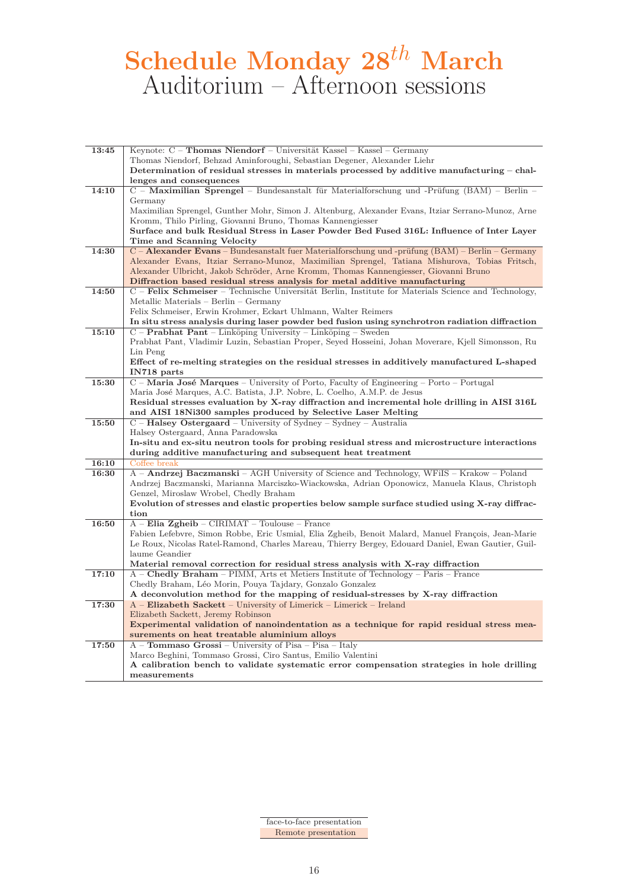# Schedule Monday 28$^{th}$ March

## Auditorium – Afternoon sessions

| Time | Session |
|---|---|
| **13:45** | Keynote: C – **Thomas Niendorf** – Universität Kassel – Kassel – Germany<br>Thomas Niendorf, Behzad Aminforoughi, Sebastian Degener, Alexander Liehr<br>**Determination of residual stresses in materials processed by additive manufacturing – challenges and consequences** |
| **14:10** | C – **Maximilian Sprengel** – Bundesanstalt für Materialforschung und -Prüfung (BAM) – Berlin – Germany<br>Maximilian Sprengel, Gunther Mohr, Simon J. Altenburg, Alexander Evans, Itziar Serrano-Munoz, Arne Kromm, Thilo Pirling, Giovanni Bruno, Thomas Kannengiesser<br>**Surface and bulk Residual Stress in Laser Powder Bed Fused 316L: Influence of Inter Layer Time and Scanning Velocity** |
| **14:30** | C – **Alexander Evans** – Bundesanstalt fuer Materialforschung und -prüfung (BAM) – Berlin – Germany<br>Alexander Evans, Itziar Serrano-Munoz, Maximilian Sprengel, Tatiana Mishurova, Tobias Fritsch, Alexander Ulbricht, Jakob Schröder, Arne Kromm, Thomas Kannengiesser, Giovanni Bruno<br>**Diffraction based residual stress analysis for metal additive manufacturing** |
| **14:50** | C – **Felix Schmeiser** – Technische Universität Berlin, Institute for Materials Science and Technology, Metallic Materials – Berlin – Germany<br>Felix Schmeiser, Erwin Krohmer, Eckart Uhlmann, Walter Reimers<br>**In situ stress analysis during laser powder bed fusion using synchrotron radiation diffraction** |
| **15:10** | C – **Prabhat Pant** – Linköping University – Linköping – Sweden<br>Prabhat Pant, Vladimir Luzin, Sebastian Proper, Seyed Hosseini, Johan Moverare, Kjell Simonsson, Ru Lin Peng<br>**Effect of re-melting strategies on the residual stresses in additively manufactured L-shaped IN718 parts** |
| **15:30** | C – **Maria José Marques** – University of Porto, Faculty of Engineering – Porto – Portugal<br>Maria José Marques, A.C. Batista, J.P. Nobre, L. Coelho, A.M.P. de Jesus<br>**Residual stresses evaluation by X-ray diffraction and incremental hole drilling in AISI 316L and AISI 18Ni300 samples produced by Selective Laser Melting** |
| **15:50** | C – **Halsey Ostergaard** – University of Sydney – Sydney – Australia<br>Halsey Ostergaard, Anna Paradowska<br>**In-situ and ex-situ neutron tools for probing residual stress and microstructure interactions during additive manufacturing and subsequent heat treatment** |
| **16:10** | Coffee break |
| **16:30** | A – **Andrzej Baczmanski** – AGH University of Science and Technology, WFiIS – Krakow – Poland<br>Andrzej Baczmanski, Marianna Marciszko-Wiackowska, Adrian Oponowicz, Manuela Klaus, Christoph Genzel, Miroslaw Wrobel, Chedly Braham<br>**Evolution of stresses and elastic properties below sample surface studied using X-ray diffraction** |
| **16:50** | A – **Elia Zgheib** – CIRIMAT – Toulouse – France<br>Fabien Lefebvre, Simon Robbe, Eric Usmial, Elia Zgheib, Benoit Malard, Manuel François, Jean-Marie Le Roux, Nicolas Ratel-Ramond, Charles Mareau, Thierry Bergey, Edouard Daniel, Ewan Gautier, Guillaume Geandier<br>**Material removal correction for residual stress analysis with X-ray diffraction** |
| **17:10** | A – **Chedly Braham** – PIMM, Arts et Metiers Institute of Technology – Paris – France<br>Chedly Braham, Léo Morin, Pouya Tajdary, Gonzalo Gonzalez<br>**A deconvolution method for the mapping of residual-stresses by X-ray diffraction** |
| **17:30** | A – **Elizabeth Sackett** – University of Limerick – Limerick – Ireland<br>Elizabeth Sackett, Jeremy Robinson<br>**Experimental validation of nanoindentation as a technique for rapid residual stress measurements on heat treatable aluminium alloys** |
| **17:50** | A – **Tommaso Grossi** – University of Pisa – Pisa – Italy<br>Marco Beghini, Tommaso Grossi, Ciro Santus, Emilio Valentini<br>**A calibration bench to validate systematic error compensation strategies in hole drilling measurements** |

| Legend |
|---|
| face-to-face presentation |
| Remote presentation |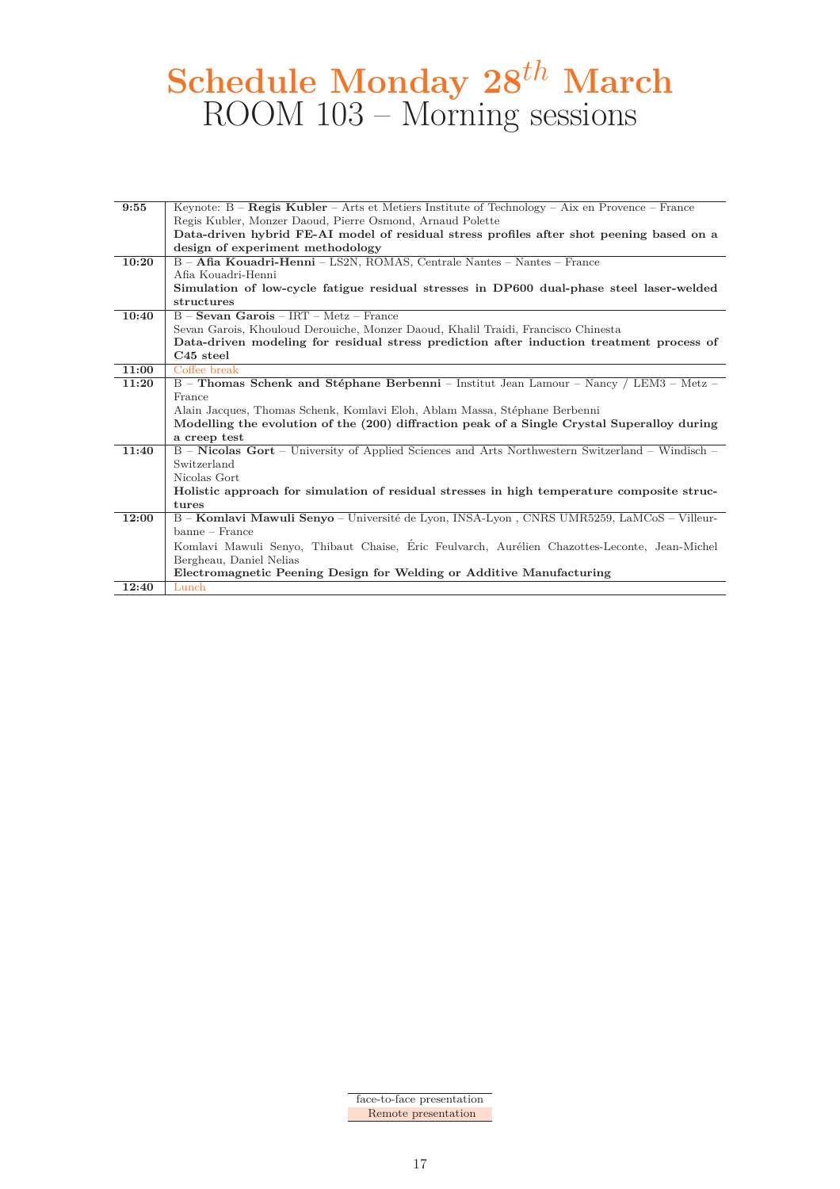# Schedule Monday 28$^{th}$ March
## ROOM 103 – Morning sessions

| | |
|---|---|
| **9:55** | Keynote: B – **Regis Kubler** – Arts et Metiers Institute of Technology – Aix en Provence – France<br>Regis Kubler, Monzer Daoud, Pierre Osmond, Arnaud Polette<br>**Data-driven hybrid FE-AI model of residual stress profiles after shot peening based on a design of experiment methodology** |
| **10:20** | B – **Afia Kouadri-Henni** – LS2N, ROMAS, Centrale Nantes – Nantes – France<br>Afia Kouadri-Henni<br>**Simulation of low-cycle fatigue residual stresses in DP600 dual-phase steel laser-welded structures** |
| **10:40** | B – **Sevan Garois** – IRT – Metz – France<br>Sevan Garois, Khouloud Derouiche, Monzer Daoud, Khalil Traidi, Francisco Chinesta<br>**Data-driven modeling for residual stress prediction after induction treatment process of C45 steel** |
| **11:00** | Coffee break |
| **11:20** | B – **Thomas Schenk and Stéphane Berbenni** – Institut Jean Lamour – Nancy / LEM3 – Metz – France<br>Alain Jacques, Thomas Schenk, Komlavi Eloh, Ablam Massa, Stéphane Berbenni<br>**Modelling the evolution of the (200) diffraction peak of a Single Crystal Superalloy during a creep test** |
| **11:40** | B – **Nicolas Gort** – University of Applied Sciences and Arts Northwestern Switzerland – Windisch – Switzerland<br>Nicolas Gort<br>**Holistic approach for simulation of residual stresses in high temperature composite structures** |
| **12:00** | B – **Komlavi Mawuli Senyo** – Université de Lyon, INSA-Lyon , CNRS UMR5259, LaMCoS – Villeurbanne – France<br>Komlavi Mawuli Senyo, Thibaut Chaise, Éric Feulvarch, Aurélien Chazottes-Leconte, Jean-Michel Bergheau, Daniel Nelias<br>**Electromagnetic Peening Design for Welding or Additive Manufacturing** |
| **12:40** | Lunch |

face-to-face presentation
Remote presentation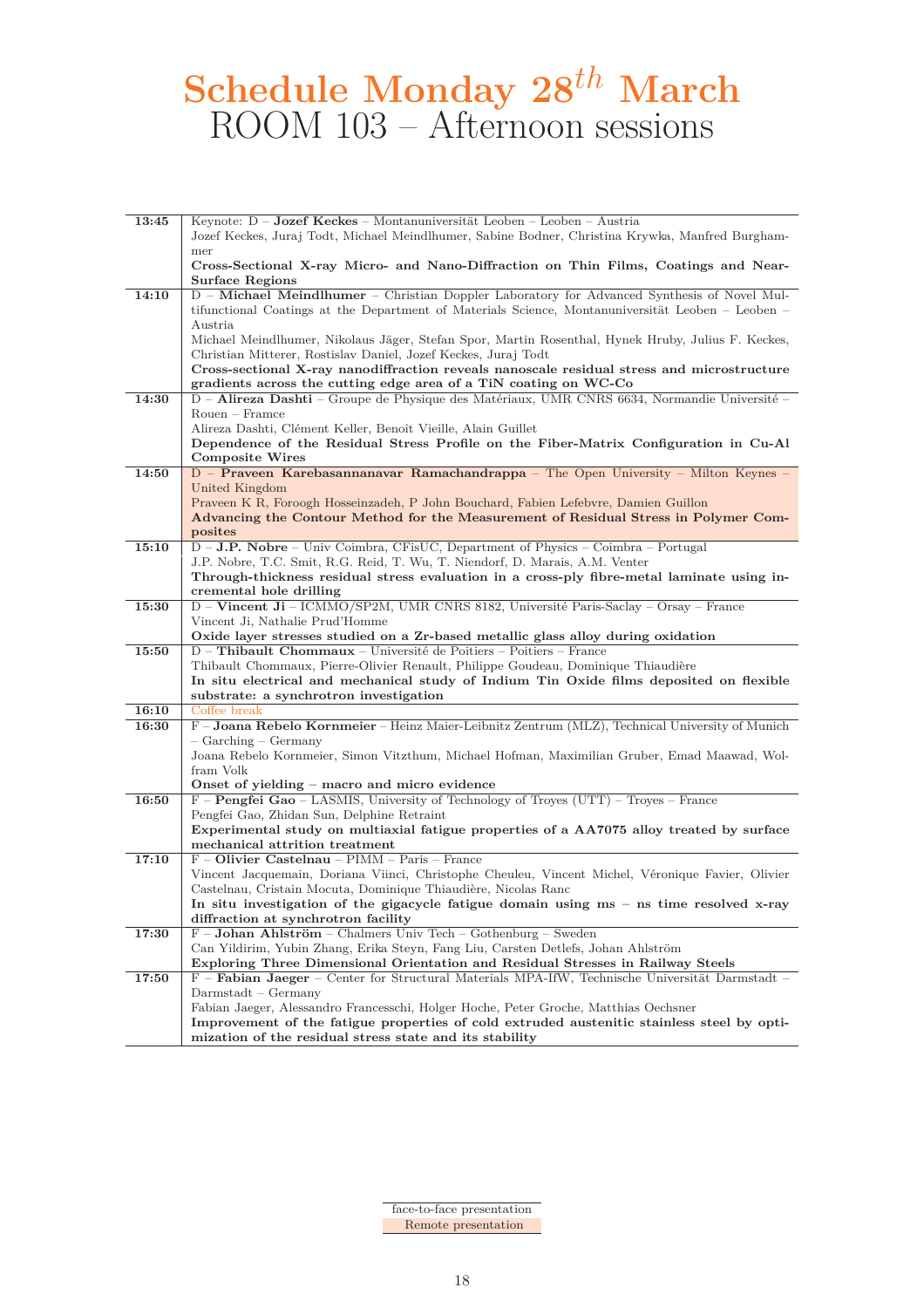# Schedule Monday 28$^{th}$ March

## ROOM 103 – Afternoon sessions

| Time | Session |
|---|---|
| **13:45** | Keynote: D – **Jozef Keckes** – Montanuniversität Leoben – Leoben – Austria<br>Jozef Keckes, Juraj Todt, Michael Meindlhumer, Sabine Bodner, Christina Krywka, Manfred Burghammer<br>**Cross-Sectional X-ray Micro- and Nano-Diffraction on Thin Films, Coatings and Near-Surface Regions** |
| **14:10** | D – **Michael Meindlhumer** – Christian Doppler Laboratory for Advanced Synthesis of Novel Multifunctional Coatings at the Department of Materials Science, Montanuniversität Leoben – Leoben – Austria<br>Michael Meindlhumer, Nikolaus Jäger, Stefan Spor, Martin Rosenthal, Hynek Hruby, Julius F. Keckes, Christian Mitterer, Rostislav Daniel, Jozef Keckes, Juraj Todt<br>**Cross-sectional X-ray nanodiffraction reveals nanoscale residual stress and microstructure gradients across the cutting edge area of a TiN coating on WC-Co** |
| **14:30** | D – **Alireza Dashti** – Groupe de Physique des Matériaux, UMR CNRS 6634, Normandie Université – Rouen – France<br>Alireza Dashti, Clément Keller, Benoît Vieille, Alain Guillet<br>**Dependence of the Residual Stress Profile on the Fiber-Matrix Configuration in Cu-Al Composite Wires** |
| **14:50** | D – **Praveen Karebasannanavar Ramachandrappa** – The Open University – Milton Keynes – United Kingdom<br>Praveen K R, Foroogh Hosseinzadeh, P John Bouchard, Fabien Lefebvre, Damien Guillon<br>**Advancing the Contour Method for the Measurement of Residual Stress in Polymer Composites** |
| **15:10** | D – **J.P. Nobre** – Univ Coimbra, CFisUC, Department of Physics – Coimbra – Portugal<br>J.P. Nobre, T.C. Smit, R.G. Reid, T. Wu, T. Niendorf, D. Marais, A.M. Venter<br>**Through-thickness residual stress evaluation in a cross-ply fibre-metal laminate using incremental hole drilling** |
| **15:30** | D – **Vincent Ji** – ICMMO/SP2M, UMR CNRS 8182, Université Paris-Saclay – Orsay – France<br>Vincent Ji, Nathalie Prud'Homme<br>**Oxide layer stresses studied on a Zr-based metallic glass alloy during oxidation** |
| **15:50** | D – **Thibault Chommaux** – Université de Poitiers – Poitiers – France<br>Thibault Chommaux, Pierre-Olivier Renault, Philippe Goudeau, Dominique Thiaudière<br>**In situ electrical and mechanical study of Indium Tin Oxide films deposited on flexible substrate: a synchrotron investigation** |
| **16:10** | Coffee break |
| **16:30** | F – **Joana Rebelo Kornmeier** – Heinz Maier-Leibnitz Zentrum (MLZ), Technical University of Munich – Garching – Germany<br>Joana Rebelo Kornmeier, Simon Vitzthum, Michael Hofman, Maximilian Gruber, Emad Maawad, Wolfram Volk<br>**Onset of yielding – macro and micro evidence** |
| **16:50** | F – **Pengfei Gao** – LASMIS, University of Technology of Troyes (UTT) – Troyes – France<br>Pengfei Gao, Zhidan Sun, Delphine Retraint<br>**Experimental study on multiaxial fatigue properties of a AA7075 alloy treated by surface mechanical attrition treatment** |
| **17:10** | F – **Olivier Castelnau** – PIMM – Paris – France<br>Vincent Jacquemain, Doriana Viinci, Christophe Cheuleu, Vincent Michel, Véronique Favier, Olivier Castelnau, Cristain Mocuta, Dominique Thiaudière, Nicolas Ranc<br>**In situ investigation of the gigacycle fatigue domain using ms – ns time resolved x-ray diffraction at synchrotron facility** |
| **17:30** | F – **Johan Ahlström** – Chalmers Univ Tech – Gothenburg – Sweden<br>Can Yildirim, Yubin Zhang, Erika Steyn, Fang Liu, Carsten Detlefs, Johan Ahlström<br>**Exploring Three Dimensional Orientation and Residual Stresses in Railway Steels** |
| **17:50** | F – **Fabian Jaeger** – Center for Structural Materials MPA-IfW, Technische Universität Darmstadt – Darmstadt – Germany<br>Fabian Jaeger, Alessandro Francesschi, Holger Hoche, Peter Groche, Matthias Oechsner<br>**Improvement of the fatigue properties of cold extruded austenitic stainless steel by optimization of the residual stress state and its stability** |

| Legend |
|---|
| face-to-face presentation |
| Remote presentation |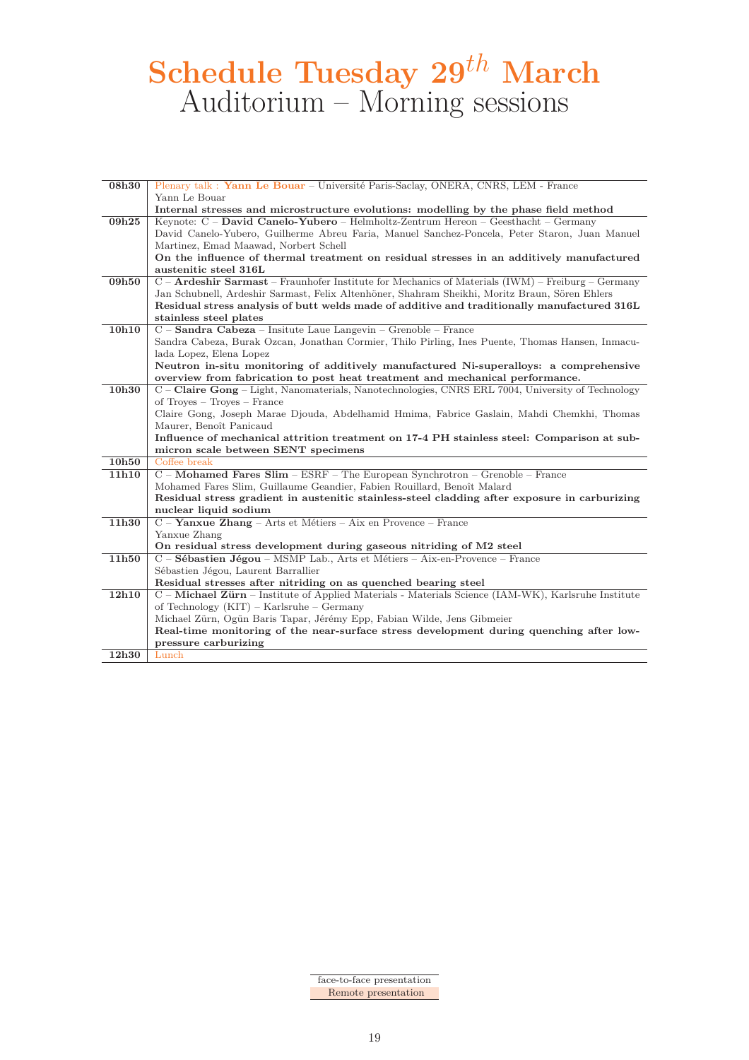# Schedule Tuesday 29$^{th}$ March

## Auditorium – Morning sessions

| | |
|---|---|
| **08h30** | Plenary talk : **Yann Le Bouar** – Université Paris-Saclay, ONERA, CNRS, LEM - France<br>Yann Le Bouar<br>**Internal stresses and microstructure evolutions: modelling by the phase field method** |
| **09h25** | Keynote: C – **David Canelo-Yubero** – Helmholtz-Zentrum Hereon – Geesthacht – Germany<br>David Canelo-Yubero, Guilherme Abreu Faria, Manuel Sanchez-Poncela, Peter Staron, Juan Manuel Martinez, Emad Maawad, Norbert Schell<br>**On the influence of thermal treatment on residual stresses in an additively manufactured austenitic steel 316L** |
| **09h50** | C – **Ardeshir Sarmast** – Fraunhofer Institute for Mechanics of Materials (IWM) – Freiburg – Germany<br>Jan Schubnell, Ardeshir Sarmast, Felix Altenhöner, Shahram Sheikhi, Moritz Braun, Sören Ehlers<br>**Residual stress analysis of butt welds made of additive and traditionally manufactured 316L stainless steel plates** |
| **10h10** | C – **Sandra Cabeza** – Insitute Laue Langevin – Grenoble – France<br>Sandra Cabeza, Burak Ozcan, Jonathan Cormier, Thilo Pirling, Ines Puente, Thomas Hansen, Inmaculada Lopez, Elena Lopez<br>**Neutron in-situ monitoring of additively manufactured Ni-superalloys: a comprehensive overview from fabrication to post heat treatment and mechanical performance.** |
| **10h30** | C – **Claire Gong** – Light, Nanomaterials, Nanotechnologies, CNRS ERL 7004, University of Technology of Troyes – Troyes – France<br>Claire Gong, Joseph Marae Djouda, Abdelhamid Hmima, Fabrice Gaslain, Mahdi Chemkhi, Thomas Maurer, Benoît Panicaud<br>**Influence of mechanical attrition treatment on 17-4 PH stainless steel: Comparison at submicron scale between SENT specimens** |
| **10h50** | Coffee break |
| **11h10** | C – **Mohamed Fares Slim** – ESRF – The European Synchrotron – Grenoble – France<br>Mohamed Fares Slim, Guillaume Geandier, Fabien Rouillard, Benoît Malard<br>**Residual stress gradient in austenitic stainless-steel cladding after exposure in carburizing nuclear liquid sodium** |
| **11h30** | C – **Yanxue Zhang** – Arts et Métiers – Aix en Provence – France<br>Yanxue Zhang<br>**On residual stress development during gaseous nitriding of M2 steel** |
| **11h50** | C – **Sébastien Jégou** – MSMP Lab., Arts et Métiers – Aix-en-Provence – France<br>Sébastien Jégou, Laurent Barrallier<br>**Residual stresses after nitriding on as quenched bearing steel** |
| **12h10** | C – **Michael Zürn** – Institute of Applied Materials - Materials Science (IAM-WK), Karlsruhe Institute of Technology (KIT) – Karlsruhe – Germany<br>Michael Zürn, Ogün Baris Tapar, Jérémy Epp, Fabian Wilde, Jens Gibmeier<br>**Real-time monitoring of the near-surface stress development during quenching after low-pressure carburizing** |
| **12h30** | Lunch |

face-to-face presentation
Remote presentation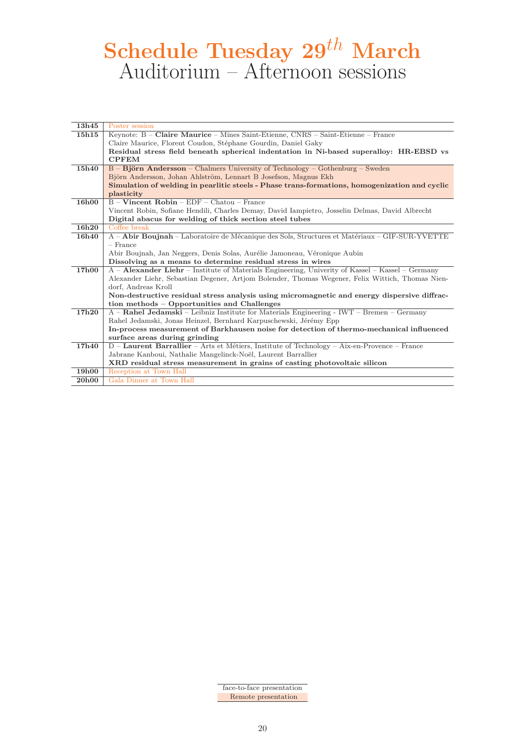# Schedule Tuesday 29$^{th}$ March
## Auditorium – Afternoon sessions

| Time | Session |
|---|---|
| 13h45 | Poster session |
| 15h15 | Keynote: B – **Claire Maurice** – Mines Saint-Etienne, CNRS – Saint-Etienne – France<br>Claire Maurice, Florent Coudon, Stéphane Gourdin, Daniel Gaky<br>**Residual stress field beneath spherical indentation in Ni-based superalloy: HR-EBSD vs CPFEM** |
| 15h40 | B – **Björn Andersson** – Chalmers University of Technology – Gothenburg – Sweden<br>Björn Andersson, Johan Ahlström, Lennart B Josefson, Magnus Ekh<br>**Simulation of welding in pearlitic steels - Phase trans-formations, homogenization and cyclic plasticity** |
| 16h00 | B – **Vincent Robin** – EDF – Chatou – France<br>Vincent Robin, Sofiane Hendili, Charles Demay, David Iampietro, Josselin Delmas, David Albrecht<br>**Digital abacus for welding of thick section steel tubes** |
| 16h20 | Coffee break |
| 16h40 | A – **Abir Boujnah** – Laboratoire de Mécanique des Sols, Structures et Matériaux – GIF-SUR-YVETTE – France<br>Abir Boujnah, Jan Neggers, Denis Solas, Aurélie Jamoneau, Véronique Aubin<br>**Dissolving as a means to determine residual stress in wires** |
| 17h00 | A – **Alexander Liehr** – Institute of Materials Engineering, Univerity of Kassel – Kassel – Germany<br>Alexander Liehr, Sebastian Degener, Artjom Bolender, Thomas Wegener, Felix Wittich, Thomas Niendorf, Andreas Kroll<br>**Non-destructive residual stress analysis using micromagnetic and energy dispersive diffraction methods – Opportunities and Challenges** |
| 17h20 | A – **Rahel Jedamski** – Leibniz Institute for Materials Engineering - IWT – Bremen – Germany<br>Rahel Jedamski, Jonas Heinzel, Bernhard Karpuschewski, Jérémy Epp<br>**In-process measurement of Barkhausen noise for detection of thermo-mechanical influenced surface areas during grinding** |
| 17h40 | D – **Laurent Barrallier** – Arts et Métiers, Institute of Technology – Aix-en-Provence – France<br>Jabrane Kanboui, Nathalie Mangelinck-Noël, Laurent Barrallier<br>**XRD residual stress measurement in grains of casting photovoltaic silicon** |
| 19h00 | Reception at Town Hall |
| 20h00 | Gala Dinner at Town Hall |

| Legend |
|---|
| face-to-face presentation |
| Remote presentation |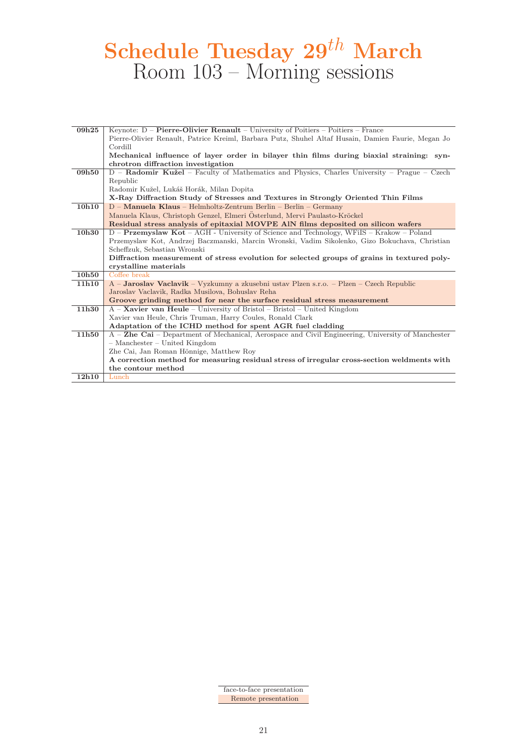# Schedule Tuesday $29^{th}$ March
## Room 103 – Morning sessions

| Time | Session |
|---|---|
| **09h25** | Keynote: D – **Pierre-Olivier Renault** – University of Poitiers – Poitiers – France<br>Pierre-Olivier Renault, Patrice Kreiml, Barbara Putz, Shuhel Altaf Husain, Damien Faurie, Megan Jo Cordill<br>**Mechanical influence of layer order in bilayer thin films during biaxial straining: synchrotron diffraction investigation** |
| **09h50** | D – **Radomir Kužel** – Faculty of Mathematics and Physics, Charles University – Prague – Czech Republic<br>Radomir Kužel, Lukáš Horák, Milan Dopita<br>**X-Ray Diffraction Study of Stresses and Textures in Strongly Oriented Thin Films** |
| **10h10** | D – **Manuela Klaus** – Helmholtz-Zentrum Berlin – Berlin – Germany<br>Manuela Klaus, Christoph Genzel, Elmeri Österlund, Mervi Paulasto-Kröckel<br>**Residual stress analysis of epitaxial MOVPE AlN films deposited on silicon wafers** |
| **10h30** | D – **Przemyslaw Kot** – AGH - University of Science and Technology, WFiIS – Krakow – Poland<br>Przemyslaw Kot, Andrzej Baczmanski, Marcin Wronski, Vadim Sikolenko, Gizo Bokuchava, Christian Scheffzuk, Sebastian Wronski<br>**Diffraction measurement of stress evolution for selected groups of grains in textured polycrystalline materials** |
| **10h50** | Coffee break |
| **11h10** | A – **Jaroslav Vaclavik** – Vyzkumny a zkusebni ustav Plzen s.r.o. – Plzen – Czech Republic<br>Jaroslav Vaclavik, Radka Musilova, Bohuslav Reha<br>**Groove grinding method for near the surface residual stress measurement** |
| **11h30** | A – **Xavier van Heule** – University of Bristol – Bristol – United Kingdom<br>Xavier van Heule, Chris Truman, Harry Coules, Ronald Clark<br>**Adaptation of the ICHD method for spent AGR fuel cladding** |
| **11h50** | A – **Zhe Cai** – Department of Mechanical, Aerospace and Civil Engineering, University of Manchester – Manchester – United Kingdom<br>Zhe Cai, Jan Roman Hönnige, Matthew Roy<br>**A correction method for measuring residual stress of irregular cross-section weldments with the contour method** |
| **12h10** | Lunch |

Legend: face-to-face presentation (unshaded) / Remote presentation (shaded: 10h10, 11h10)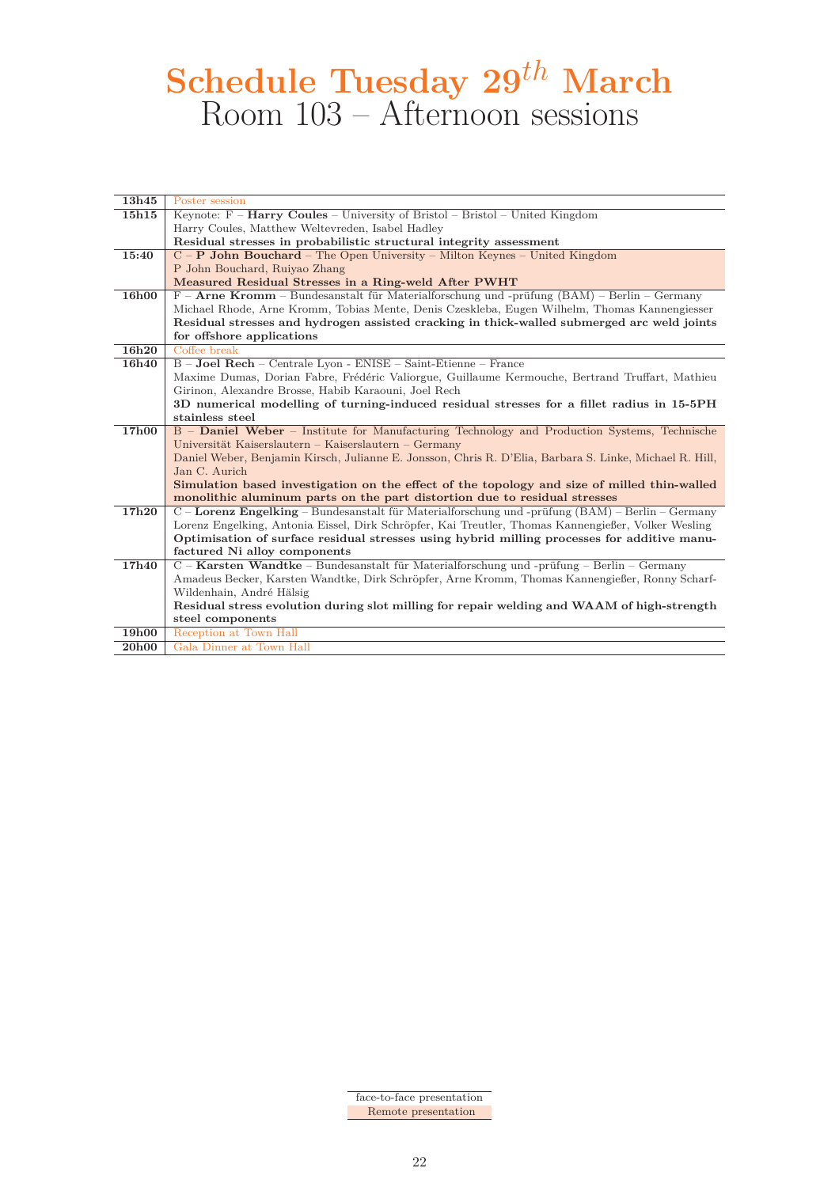# Schedule Tuesday 29$^{th}$ March
## Room 103 – Afternoon sessions

| Time | Session |
|---|---|
| 13h45 | Poster session |
| 15h15 | Keynote: F – **Harry Coules** – University of Bristol – Bristol – United Kingdom<br>Harry Coules, Matthew Weltevreden, Isabel Hadley<br>**Residual stresses in probabilistic structural integrity assessment** |
| 15:40 | C – **P John Bouchard** – The Open University – Milton Keynes – United Kingdom<br>P John Bouchard, Ruiyao Zhang<br>**Measured Residual Stresses in a Ring-weld After PWHT** |
| 16h00 | F – **Arne Kromm** – Bundesanstalt für Materialforschung und -prüfung (BAM) – Berlin – Germany<br>Michael Rhode, Arne Kromm, Tobias Mente, Denis Czeskleba, Eugen Wilhelm, Thomas Kannengiesser<br>**Residual stresses and hydrogen assisted cracking in thick-walled submerged arc weld joints for offshore applications** |
| 16h20 | Coffee break |
| 16h40 | B – **Joel Rech** – Centrale Lyon - ENISE – Saint-Etienne – France<br>Maxime Dumas, Dorian Fabre, Frédéric Valiorgue, Guillaume Kermouche, Bertrand Truffart, Mathieu Girinon, Alexandre Brosse, Habib Karaouni, Joel Rech<br>**3D numerical modelling of turning-induced residual stresses for a fillet radius in 15-5PH stainless steel** |
| 17h00 | B – **Daniel Weber** – Institute for Manufacturing Technology and Production Systems, Technische Universität Kaiserslautern – Kaiserslautern – Germany<br>Daniel Weber, Benjamin Kirsch, Julianne E. Jonsson, Chris R. D'Elia, Barbara S. Linke, Michael R. Hill, Jan C. Aurich<br>**Simulation based investigation on the effect of the topology and size of milled thin-walled monolithic aluminum parts on the part distortion due to residual stresses** |
| 17h20 | C – **Lorenz Engelking** – Bundesanstalt für Materialforschung und -prüfung (BAM) – Berlin – Germany<br>Lorenz Engelking, Antonia Eissel, Dirk Schröpfer, Kai Treutler, Thomas Kannengießer, Volker Wesling<br>**Optimisation of surface residual stresses using hybrid milling processes for additive manufactured Ni alloy components** |
| 17h40 | C – **Karsten Wandtke** – Bundesanstalt für Materialforschung und -prüfung – Berlin – Germany<br>Amadeus Becker, Karsten Wandtke, Dirk Schröpfer, Arne Kromm, Thomas Kannengießer, Ronny Scharf-Wildenhain, André Hälsig<br>**Residual stress evolution during slot milling for repair welding and WAAM of high-strength steel components** |
| 19h00 | Reception at Town Hall |
| 20h00 | Gala Dinner at Town Hall |

Legend: face-to-face presentation (unshaded); Remote presentation (shaded: 15:40, 17h00)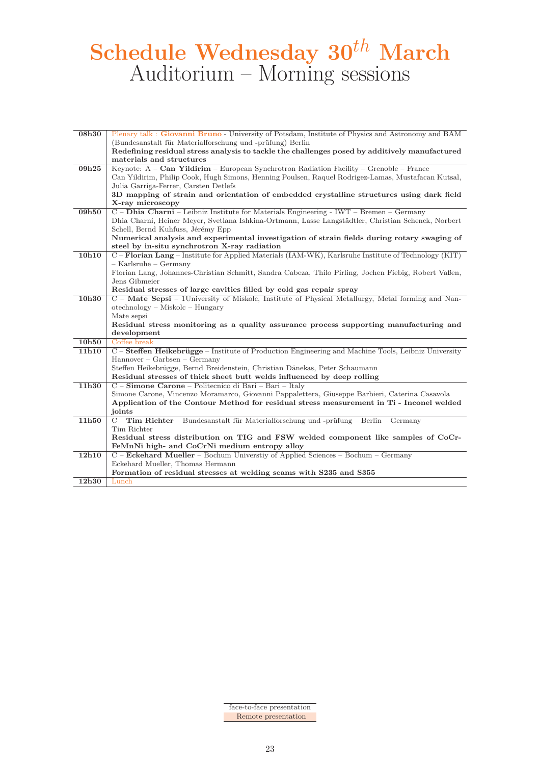# Schedule Wednesday 30$^{th}$ March

## Auditorium – Morning sessions

| | |
|---|---|
| **08h30** | Plenary talk : **Giovanni Bruno** - University of Potsdam, Institute of Physics and Astronomy and BAM (Bundesanstalt für Materialforschung und -prüfung) Berlin<br>**Redefining residual stress analysis to tackle the challenges posed by additively manufactured materials and structures** |
| **09h25** | Keynote: A – **Can Yildirim** – European Synchrotron Radiation Facility – Grenoble – France<br>Can Yildirim, Philip Cook, Hugh Simons, Henning Poulsen, Raquel Rodrigez-Lamas, Mustafacan Kutsal, Julia Garriga-Ferrer, Carsten Detlefs<br>**3D mapping of strain and orientation of embedded crystalline structures using dark field X-ray microscopy** |
| **09h50** | C – **Dhia Charni** – Leibniz Institute for Materials Engineering - IWT – Bremen – Germany<br>Dhia Charni, Heiner Meyer, Svetlana Ishkina-Ortmann, Lasse Langstädtler, Christian Schenck, Norbert Schell, Bernd Kuhfuss, Jérémy Epp<br>**Numerical analysis and experimental investigation of strain fields during rotary swaging of steel by in-situ synchrotron X-ray radiation** |
| **10h10** | C – **Florian Lang** – Institute for Applied Materials (IAM-WK), Karlsruhe Institute of Technology (KIT) – Karlsruhe – Germany<br>Florian Lang, Johannes-Christian Schmitt, Sandra Cabeza, Thilo Pirling, Jochen Fiebig, Robert Vaßen, Jens Gibmeier<br>**Residual stresses of large cavities filled by cold gas repair spray** |
| **10h30** | C – **Mate Sepsi** – 1University of Miskolc, Institute of Physical Metallurgy, Metal forming and Nanotechnology – Miskolc – Hungary<br>Mate sepsi<br>**Residual stress monitoring as a quality assurance process supporting manufacturing and development** |
| **10h50** | Coffee break |
| **11h10** | C – **Steffen Heikebrügge** – Institute of Production Engineering and Machine Tools, Leibniz University Hannover – Garbsen – Germany<br>Steffen Heikebrügge, Bernd Breidenstein, Christian Dänekas, Peter Schaumann<br>**Residual stresses of thick sheet butt welds influenced by deep rolling** |
| **11h30** | C – **Simone Carone** – Politecnico di Bari – Bari – Italy<br>Simone Carone, Vincenzo Moramarco, Giovanni Pappalettera, Giuseppe Barbieri, Caterina Casavola<br>**Application of the Contour Method for residual stress measurement in Ti - Inconel welded joints** |
| **11h50** | C – **Tim Richter** – Bundesanstalt für Materialforschung und -prüfung – Berlin – Germany<br>Tim Richter<br>**Residual stress distribution on TIG and FSW welded component like samples of CoCrFeMnNi high- and CoCrNi medium entropy alloy** |
| **12h10** | C – **Eckehard Mueller** – Bochum Universtiy of Applied Sciences – Bochum – Germany<br>Eckehard Mueller, Thomas Hermann<br>**Formation of residual stresses at welding seams with S235 and S355** |
| **12h30** | Lunch |

| |
|---|
| face-to-face presentation |
| Remote presentation |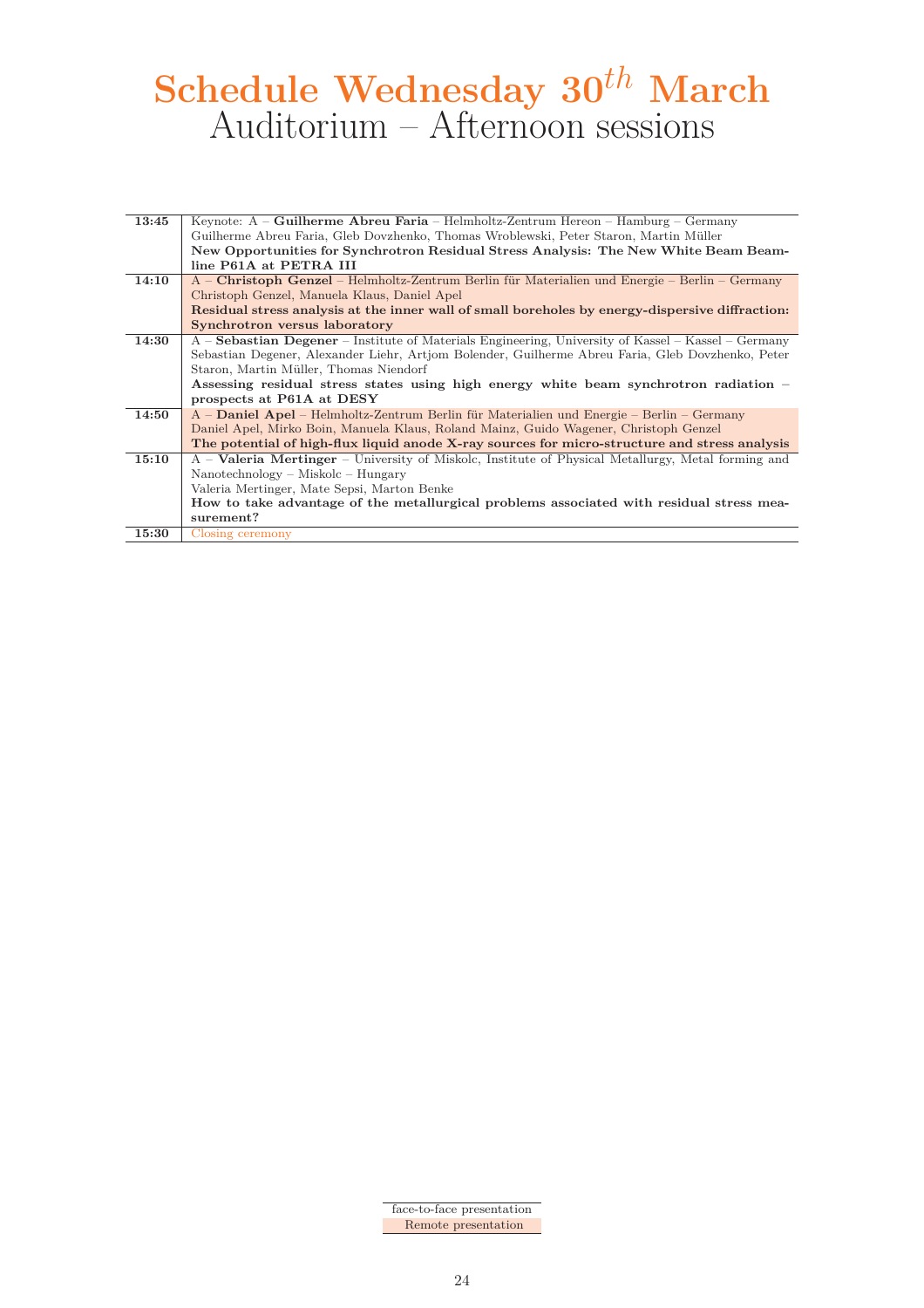# Schedule Wednesday 30$^{th}$ March

## Auditorium – Afternoon sessions

| | |
|---|---|
| **13:45** | Keynote: A – **Guilherme Abreu Faria** – Helmholtz-Zentrum Hereon – Hamburg – Germany<br>Guilherme Abreu Faria, Gleb Dovzhenko, Thomas Wroblewski, Peter Staron, Martin Müller<br>**New Opportunities for Synchrotron Residual Stress Analysis: The New White Beam Beamline P61A at PETRA III** |
| **14:10** | A – **Christoph Genzel** – Helmholtz-Zentrum Berlin für Materialien und Energie – Berlin – Germany<br>Christoph Genzel, Manuela Klaus, Daniel Apel<br>**Residual stress analysis at the inner wall of small boreholes by energy-dispersive diffraction: Synchrotron versus laboratory** |
| **14:30** | A – **Sebastian Degener** – Institute of Materials Engineering, University of Kassel – Kassel – Germany<br>Sebastian Degener, Alexander Liehr, Artjom Bolender, Guilherme Abreu Faria, Gleb Dovzhenko, Peter Staron, Martin Müller, Thomas Niendorf<br>**Assessing residual stress states using high energy white beam synchrotron radiation – prospects at P61A at DESY** |
| **14:50** | A – **Daniel Apel** – Helmholtz-Zentrum Berlin für Materialien und Energie – Berlin – Germany<br>Daniel Apel, Mirko Boin, Manuela Klaus, Roland Mainz, Guido Wagener, Christoph Genzel<br>**The potential of high-flux liquid anode X-ray sources for micro-structure and stress analysis** |
| **15:10** | A – **Valeria Mertinger** – University of Miskolc, Institute of Physical Metallurgy, Metal forming and Nanotechnology – Miskolc – Hungary<br>Valeria Mertinger, Mate Sepsi, Marton Benke<br>**How to take advantage of the metallurgical problems associated with residual stress measurement?** |
| **15:30** | Closing ceremony |

| |
|---|
| face-to-face presentation |
| Remote presentation |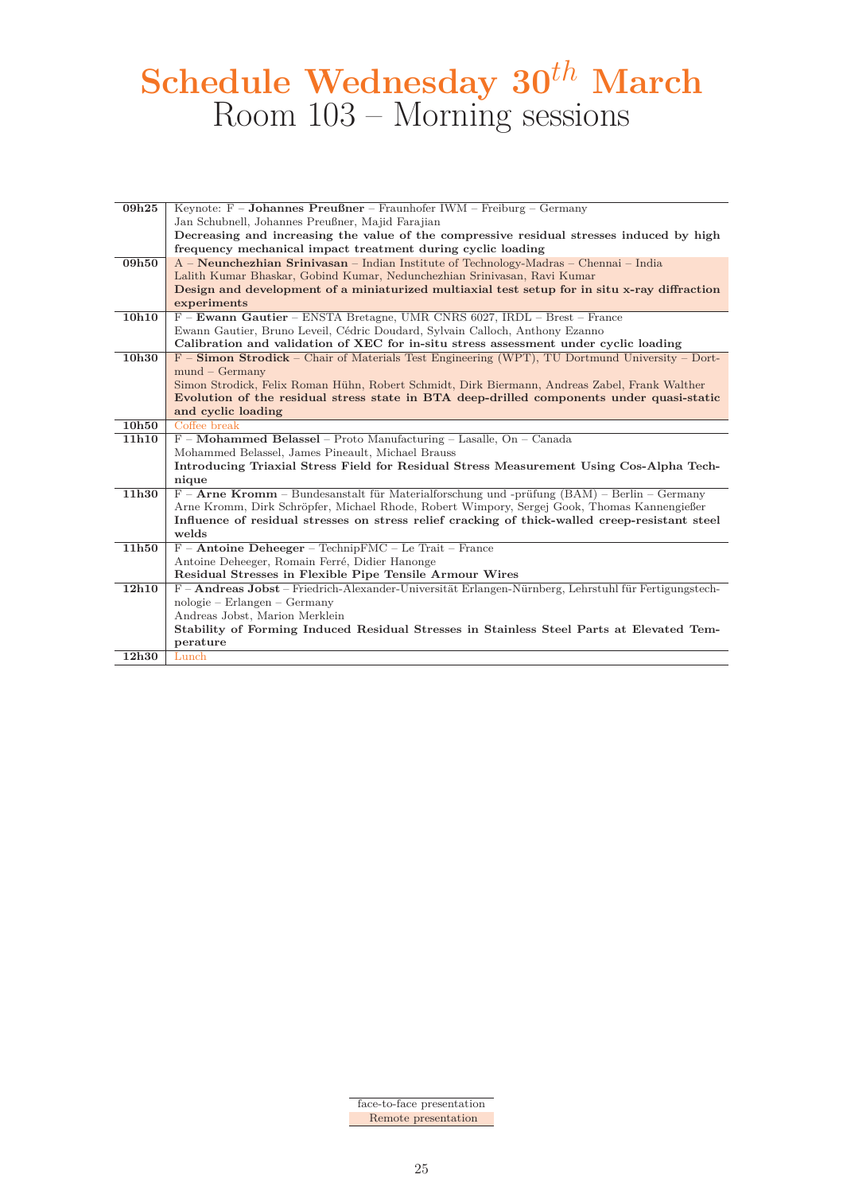# Schedule Wednesday 30$^{th}$ March

## Room 103 – Morning sessions

| Time | Session |
|---|---|
| **09h25** | Keynote: F – **Johannes Preußner** – Fraunhofer IWM – Freiburg – Germany<br>Jan Schubnell, Johannes Preußner, Majid Farajian<br>**Decreasing and increasing the value of the compressive residual stresses induced by high frequency mechanical impact treatment during cyclic loading** |
| **09h50** | A – **Neunchezhian Srinivasan** – Indian Institute of Technology-Madras – Chennai – India<br>Lalith Kumar Bhaskar, Gobind Kumar, Nedunchezhian Srinivasan, Ravi Kumar<br>**Design and development of a miniaturized multiaxial test setup for in situ x-ray diffraction experiments** |
| **10h10** | F – **Ewann Gautier** – ENSTA Bretagne, UMR CNRS 6027, IRDL – Brest – France<br>Ewann Gautier, Bruno Leveil, Cédric Doudard, Sylvain Calloch, Anthony Ezanno<br>**Calibration and validation of XEC for in-situ stress assessment under cyclic loading** |
| **10h30** | F – **Simon Strodick** – Chair of Materials Test Engineering (WPT), TU Dortmund University – Dortmund – Germany<br>Simon Strodick, Felix Roman Hühn, Robert Schmidt, Dirk Biermann, Andreas Zabel, Frank Walther<br>**Evolution of the residual stress state in BTA deep-drilled components under quasi-static and cyclic loading** |
| **10h50** | Coffee break |
| **11h10** | F – **Mohammed Belassel** – Proto Manufacturing – Lasalle, On – Canada<br>Mohammed Belassel, James Pineault, Michael Brauss<br>**Introducing Triaxial Stress Field for Residual Stress Measurement Using Cos-Alpha Technique** |
| **11h30** | F – **Arne Kromm** – Bundesanstalt für Materialforschung und -prüfung (BAM) – Berlin – Germany<br>Arne Kromm, Dirk Schröpfer, Michael Rhode, Robert Wimpory, Sergej Gook, Thomas Kannengießer<br>**Influence of residual stresses on stress relief cracking of thick-walled creep-resistant steel welds** |
| **11h50** | F – **Antoine Deheeger** – TechnipFMC – Le Trait – France<br>Antoine Deheeger, Romain Ferré, Didier Hanonge<br>**Residual Stresses in Flexible Pipe Tensile Armour Wires** |
| **12h10** | F – **Andreas Jobst** – Friedrich-Alexander-Universität Erlangen-Nürnberg, Lehrstuhl für Fertigungstechnologie – Erlangen – Germany<br>Andreas Jobst, Marion Merklein<br>**Stability of Forming Induced Residual Stresses in Stainless Steel Parts at Elevated Temperature** |
| **12h30** | Lunch |

| Legend |
|---|
| face-to-face presentation |
| Remote presentation |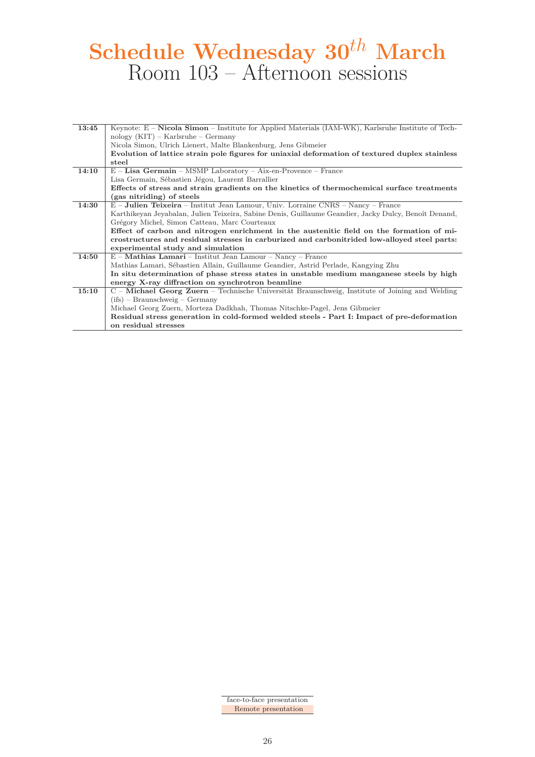# Schedule Wednesday $30^{th}$ March

## Room 103 – Afternoon sessions

| | |
|---|---|
| **13:45** | Keynote: E – **Nicola Simon** – Institute for Applied Materials (IAM-WK), Karlsruhe Institute of Technology (KIT) – Karlsruhe – Germany<br>Nicola Simon, Ulrich Lienert, Malte Blankenburg, Jens Gibmeier<br>**Evolution of lattice strain pole figures for uniaxial deformation of textured duplex stainless steel** |
| **14:10** | E – **Lisa Germain** – MSMP Laboratory – Aix-en-Provence – France<br>Lisa Germain, Sébastien Jégou, Laurent Barrallier<br>**Effects of stress and strain gradients on the kinetics of thermochemical surface treatments (gas nitriding) of steels** |
| **14:30** | E – **Julien Teixeira** – Institut Jean Lamour, Univ. Lorraine CNRS – Nancy – France<br>Karthikeyan Jeyabalan, Julien Teixeira, Sabine Denis, Guillaume Geandier, Jacky Dulcy, Benoît Denand, Grégory Michel, Simon Catteau, Marc Courteaux<br>**Effect of carbon and nitrogen enrichment in the austenitic field on the formation of microstructures and residual stresses in carburized and carbonitrided low-alloyed steel parts: experimental study and simulation** |
| **14:50** | E – **Mathias Lamari** – Institut Jean Lamour – Nancy – France<br>Mathias Lamari, Sébastien Allain, Guillaume Geandier, Astrid Perlade, Kangying Zhu<br>**In situ determination of phase stress states in unstable medium manganese steels by high energy X-ray diffraction on synchrotron beamline** |
| **15:10** | C – **Michael Georg Zuern** – Technische Universität Braunschweig, Institute of Joining and Welding (ifs) – Braunschweig – Germany<br>Michael Georg Zuern, Morteza Dadkhah, Thomas Nitschke-Pagel, Jens Gibmeier<br>**Residual stress generation in cold-formed welded steels - Part I: Impact of pre-deformation on residual stresses** |

| |
|---|
| face-to-face presentation |
| Remote presentation |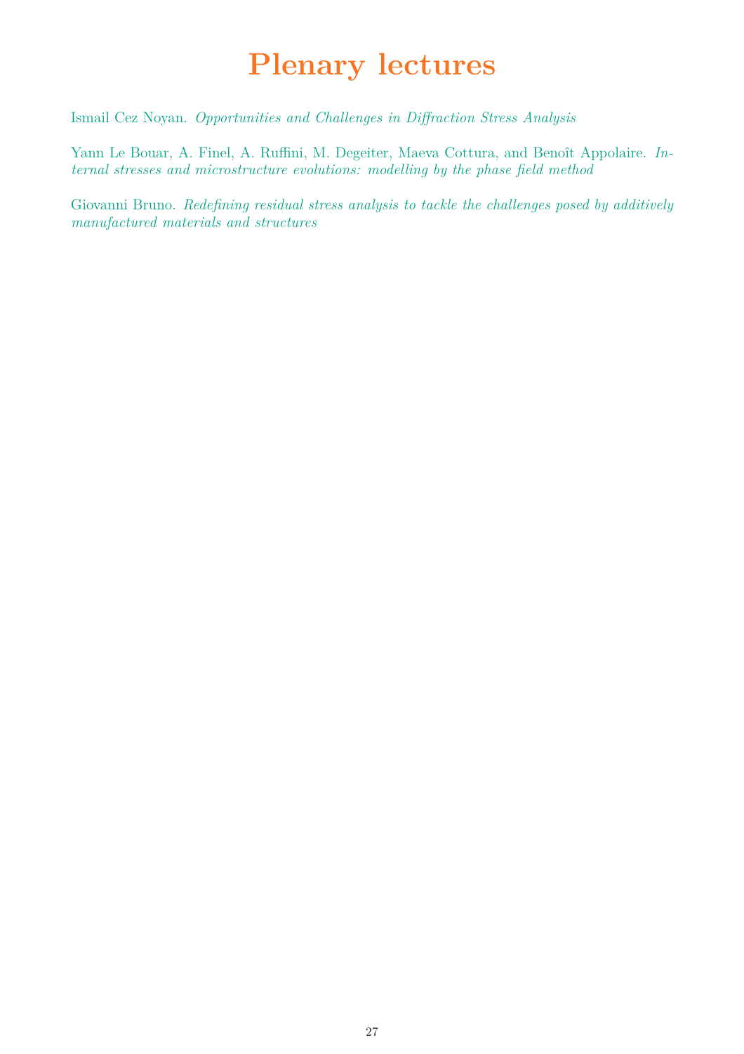# Plenary lectures

Ismail Cez Noyan. *Opportunities and Challenges in Diffraction Stress Analysis*

Yann Le Bouar, A. Finel, A. Ruffini, M. Degeiter, Maeva Cottura, and Benoît Appolaire. *Internal stresses and microstructure evolutions: modelling by the phase field method*

Giovanni Bruno. *Redefining residual stress analysis to tackle the challenges posed by additively manufactured materials and structures*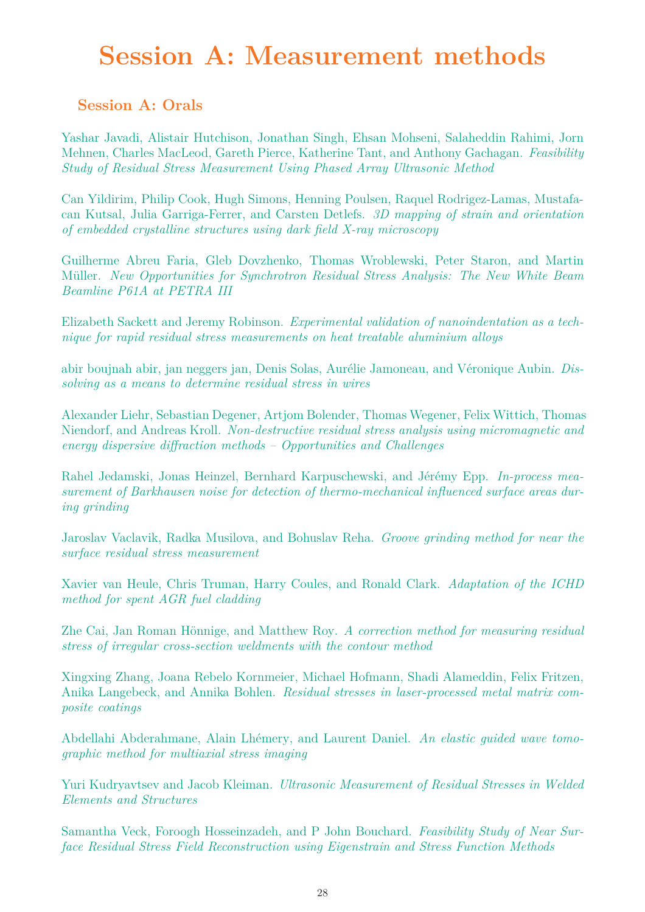# Session A: Measurement methods

## Session A: Orals

Yashar Javadi, Alistair Hutchison, Jonathan Singh, Ehsan Mohseni, Salaheddin Rahimi, Jorn Mehnen, Charles MacLeod, Gareth Pierce, Katherine Tant, and Anthony Gachagan. *Feasibility Study of Residual Stress Measurement Using Phased Array Ultrasonic Method*

Can Yildirim, Philip Cook, Hugh Simons, Henning Poulsen, Raquel Rodrigez-Lamas, Mustafacan Kutsal, Julia Garriga-Ferrer, and Carsten Detlefs. *3D mapping of strain and orientation of embedded crystalline structures using dark field X-ray microscopy*

Guilherme Abreu Faria, Gleb Dovzhenko, Thomas Wroblewski, Peter Staron, and Martin Müller. *New Opportunities for Synchrotron Residual Stress Analysis: The New White Beam Beamline P61A at PETRA III*

Elizabeth Sackett and Jeremy Robinson. *Experimental validation of nanoindentation as a technique for rapid residual stress measurements on heat treatable aluminium alloys*

abir boujnah abir, jan neggers jan, Denis Solas, Aurélie Jamoneau, and Véronique Aubin. *Dissolving as a means to determine residual stress in wires*

Alexander Liehr, Sebastian Degener, Artjom Bolender, Thomas Wegener, Felix Wittich, Thomas Niendorf, and Andreas Kroll. *Non-destructive residual stress analysis using micromagnetic and energy dispersive diffraction methods – Opportunities and Challenges*

Rahel Jedamski, Jonas Heinzel, Bernhard Karpuschewski, and Jérémy Epp. *In-process measurement of Barkhausen noise for detection of thermo-mechanical influenced surface areas during grinding*

Jaroslav Vaclavik, Radka Musilova, and Bohuslav Reha. *Groove grinding method for near the surface residual stress measurement*

Xavier van Heule, Chris Truman, Harry Coules, and Ronald Clark. *Adaptation of the ICHD method for spent AGR fuel cladding*

Zhe Cai, Jan Roman Hönnige, and Matthew Roy. *A correction method for measuring residual stress of irregular cross-section weldments with the contour method*

Xingxing Zhang, Joana Rebelo Kornmeier, Michael Hofmann, Shadi Alameddin, Felix Fritzen, Anika Langebeck, and Annika Bohlen. *Residual stresses in laser-processed metal matrix composite coatings*

Abdellahi Abderahmane, Alain Lhémery, and Laurent Daniel. *An elastic guided wave tomographic method for multiaxial stress imaging*

Yuri Kudryavtsev and Jacob Kleiman. *Ultrasonic Measurement of Residual Stresses in Welded Elements and Structures*

Samantha Veck, Foroogh Hosseinzadeh, and P John Bouchard. *Feasibility Study of Near Surface Residual Stress Field Reconstruction using Eigenstrain and Stress Function Methods*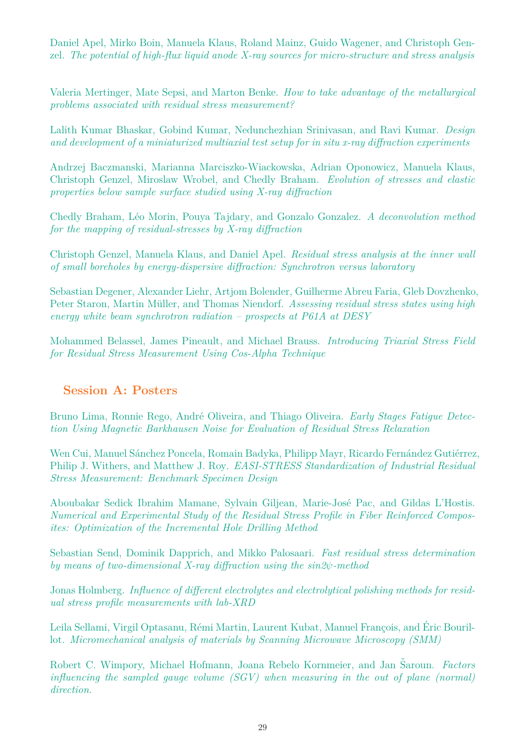Daniel Apel, Mirko Boin, Manuela Klaus, Roland Mainz, Guido Wagener, and Christoph Genzel. *The potential of high-flux liquid anode X-ray sources for micro-structure and stress analysis*

Valeria Mertinger, Mate Sepsi, and Marton Benke. *How to take advantage of the metallurgical problems associated with residual stress measurement?*

Lalith Kumar Bhaskar, Gobind Kumar, Nedunchezhian Srinivasan, and Ravi Kumar. *Design and development of a miniaturized multiaxial test setup for in situ x-ray diffraction experiments*

Andrzej Baczmanski, Marianna Marciszko-Wiackowska, Adrian Oponowicz, Manuela Klaus, Christoph Genzel, Miroslaw Wrobel, and Chedly Braham. *Evolution of stresses and elastic properties below sample surface studied using X-ray diffraction*

Chedly Braham, Léo Morin, Pouya Tajdary, and Gonzalo Gonzalez. *A deconvolution method for the mapping of residual-stresses by X-ray diffraction*

Christoph Genzel, Manuela Klaus, and Daniel Apel. *Residual stress analysis at the inner wall of small boreholes by energy-dispersive diffraction: Synchrotron versus laboratory*

Sebastian Degener, Alexander Liehr, Artjom Bolender, Guilherme Abreu Faria, Gleb Dovzhenko, Peter Staron, Martin Müller, and Thomas Niendorf. *Assessing residual stress states using high energy white beam synchrotron radiation – prospects at P61A at DESY*

Mohammed Belassel, James Pineault, and Michael Brauss. *Introducing Triaxial Stress Field for Residual Stress Measurement Using Cos-Alpha Technique*

## Session A: Posters

Bruno Lima, Ronnie Rego, André Oliveira, and Thiago Oliveira. *Early Stages Fatigue Detection Using Magnetic Barkhausen Noise for Evaluation of Residual Stress Relaxation*

Wen Cui, Manuel Sánchez Poncela, Romain Badyka, Philipp Mayr, Ricardo Fernández Gutiérrez, Philip J. Withers, and Matthew J. Roy. *EASI-STRESS Standardization of Industrial Residual Stress Measurement: Benchmark Specimen Design*

Aboubakar Sedick Ibrahim Mamane, Sylvain Giljean, Marie-José Pac, and Gildas L'Hostis. *Numerical and Experimental Study of the Residual Stress Profile in Fiber Reinforced Composites: Optimization of the Incremental Hole Drilling Method*

Sebastian Send, Dominik Dapprich, and Mikko Palosaari. *Fast residual stress determination by means of two-dimensional X-ray diffraction using the sin2ψ-method*

Jonas Holmberg. *Influence of different electrolytes and electrolytical polishing methods for residual stress profile measurements with lab-XRD*

Leila Sellami, Virgil Optasanu, Rémi Martin, Laurent Kubat, Manuel François, and Éric Bourillot. *Micromechanical analysis of materials by Scanning Microwave Microscopy (SMM)*

Robert C. Wimpory, Michael Hofmann, Joana Rebelo Kornmeier, and Jan Šaroun. *Factors influencing the sampled gauge volume (SGV) when measuring in the out of plane (normal) direction.*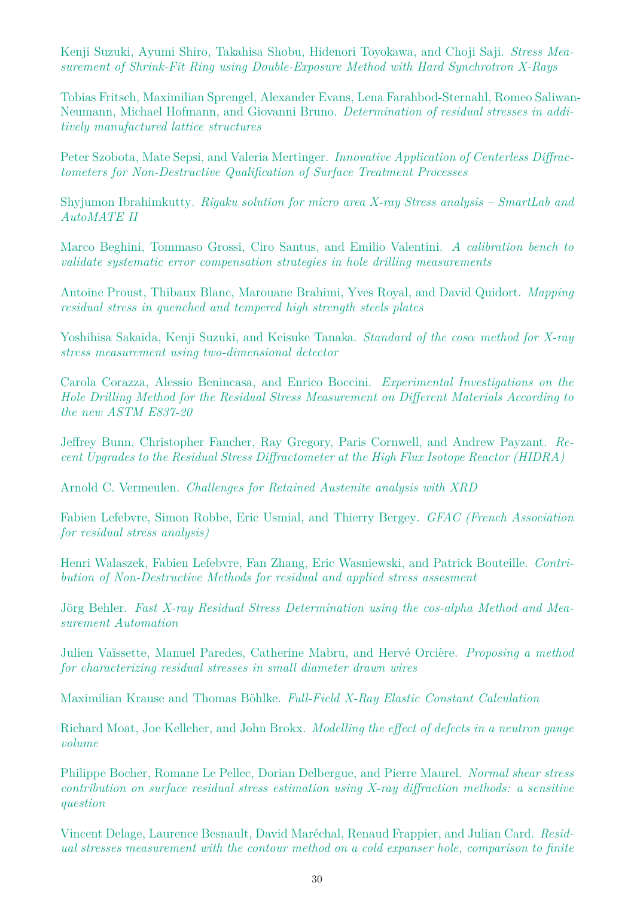Kenji Suzuki, Ayumi Shiro, Takahisa Shobu, Hidenori Toyokawa, and Choji Saji. *Stress Measurement of Shrink-Fit Ring using Double-Exposure Method with Hard Synchrotron X-Rays*

Tobias Fritsch, Maximilian Sprengel, Alexander Evans, Lena Farahbod-Sternahl, Romeo Saliwan-Neumann, Michael Hofmann, and Giovanni Bruno. *Determination of residual stresses in additively manufactured lattice structures*

Peter Szobota, Mate Sepsi, and Valeria Mertinger. *Innovative Application of Centerless Diffractometers for Non-Destructive Qualification of Surface Treatment Processes*

Shyjumon Ibrahimkutty. *Rigaku solution for micro area X-ray Stress analysis – SmartLab and AutoMATE II*

Marco Beghini, Tommaso Grossi, Ciro Santus, and Emilio Valentini. *A calibration bench to validate systematic error compensation strategies in hole drilling measurements*

Antoine Proust, Thibaux Blanc, Marouane Brahimi, Yves Royal, and David Quidort. *Mapping residual stress in quenched and tempered high strength steels plates*

Yoshihisa Sakaida, Kenji Suzuki, and Keisuke Tanaka. *Standard of the cos$\alpha$ method for X-ray stress measurement using two-dimensional detector*

Carola Corazza, Alessio Benincasa, and Enrico Boccini. *Experimental Investigations on the Hole Drilling Method for the Residual Stress Measurement on Different Materials According to the new ASTM E837-20*

Jeffrey Bunn, Christopher Fancher, Ray Gregory, Paris Cornwell, and Andrew Payzant. *Recent Upgrades to the Residual Stress Diffractometer at the High Flux Isotope Reactor (HIDRA)*

Arnold C. Vermeulen. *Challenges for Retained Austenite analysis with XRD*

Fabien Lefebvre, Simon Robbe, Eric Usmial, and Thierry Bergey. *GFAC (French Association for residual stress analysis)*

Henri Walaszek, Fabien Lefebvre, Fan Zhang, Eric Wasniewski, and Patrick Bouteille. *Contribution of Non-Destructive Methods for residual and applied stress assesment*

Jörg Behler. *Fast X-ray Residual Stress Determination using the cos-alpha Method and Measurement Automation*

Julien Vaïssette, Manuel Paredes, Catherine Mabru, and Hervé Orcière. *Proposing a method for characterizing residual stresses in small diameter drawn wires*

Maximilian Krause and Thomas Böhlke. *Full-Field X-Ray Elastic Constant Calculation*

Richard Moat, Joe Kelleher, and John Brokx. *Modelling the effect of defects in a neutron gauge volume*

Philippe Bocher, Romane Le Pellec, Dorian Delbergue, and Pierre Maurel. *Normal shear stress contribution on surface residual stress estimation using X-ray diffraction methods: a sensitive question*

Vincent Delage, Laurence Besnault, David Maréchal, Renaud Frappier, and Julian Card. *Residual stresses measurement with the contour method on a cold expanser hole, comparison to finite*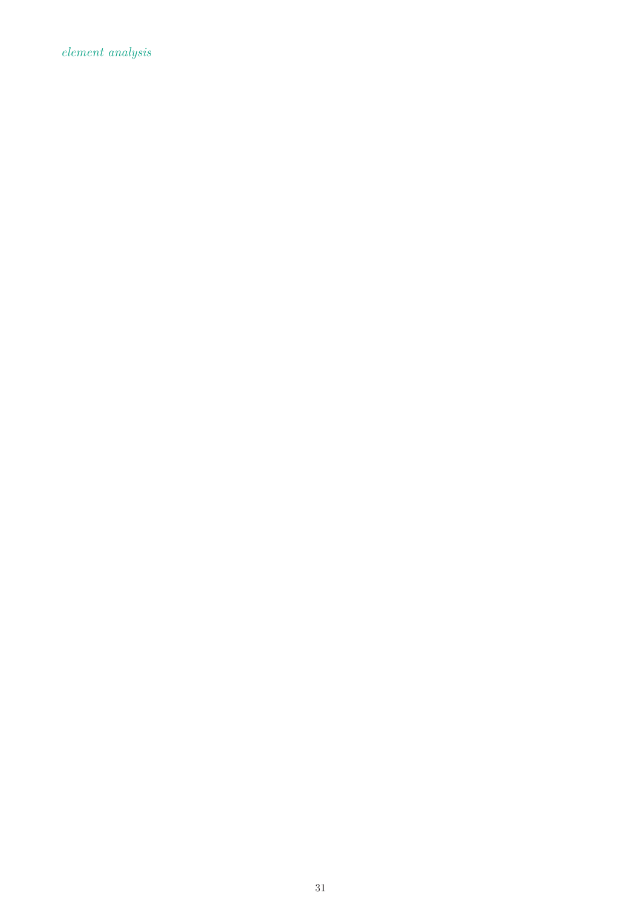*element analysis*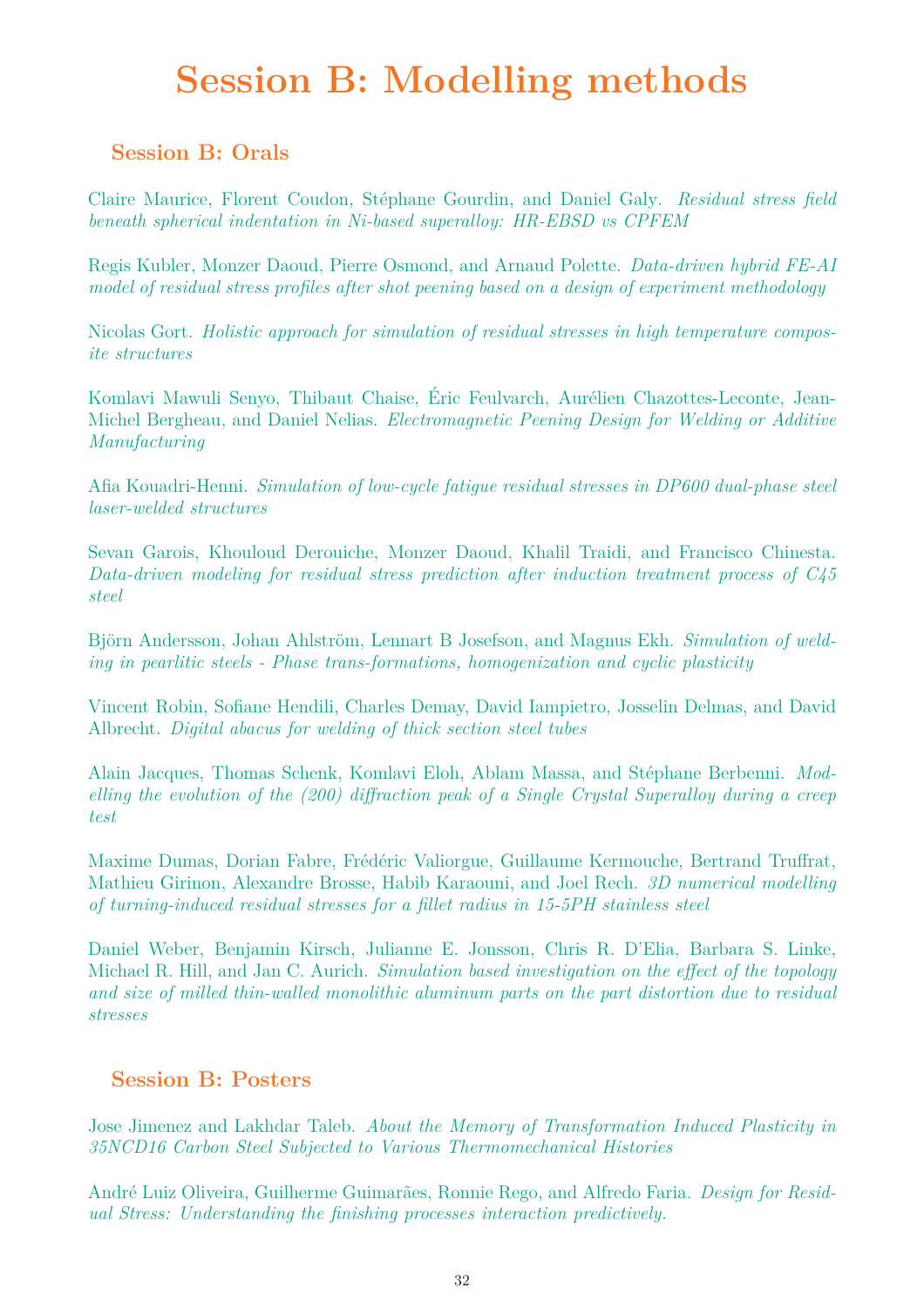# Session B: Modelling methods

## Session B: Orals

Claire Maurice, Florent Coudon, Stéphane Gourdin, and Daniel Galy. *Residual stress field beneath spherical indentation in Ni-based superalloy: HR-EBSD vs CPFEM*

Regis Kubler, Monzer Daoud, Pierre Osmond, and Arnaud Polette. *Data-driven hybrid FE-AI model of residual stress profiles after shot peening based on a design of experiment methodology*

Nicolas Gort. *Holistic approach for simulation of residual stresses in high temperature composite structures*

Komlavi Mawuli Senyo, Thibaut Chaise, Éric Feulvarch, Aurélien Chazottes-Leconte, Jean-Michel Bergheau, and Daniel Nelias. *Electromagnetic Peening Design for Welding or Additive Manufacturing*

Afia Kouadri-Henni. *Simulation of low-cycle fatigue residual stresses in DP600 dual-phase steel laser-welded structures*

Sevan Garois, Khouloud Derouiche, Monzer Daoud, Khalil Traidi, and Francisco Chinesta. *Data-driven modeling for residual stress prediction after induction treatment process of C45 steel*

Björn Andersson, Johan Ahlström, Lennart B Josefson, and Magnus Ekh. *Simulation of welding in pearlitic steels - Phase trans-formations, homogenization and cyclic plasticity*

Vincent Robin, Sofiane Hendili, Charles Demay, David Iampietro, Josselin Delmas, and David Albrecht. *Digital abacus for welding of thick section steel tubes*

Alain Jacques, Thomas Schenk, Komlavi Eloh, Ablam Massa, and Stéphane Berbenni. *Modelling the evolution of the (200) diffraction peak of a Single Crystal Superalloy during a creep test*

Maxime Dumas, Dorian Fabre, Frédéric Valiorgue, Guillaume Kermouche, Bertrand Truffrat, Mathieu Girinon, Alexandre Brosse, Habib Karaouni, and Joel Rech. *3D numerical modelling of turning-induced residual stresses for a fillet radius in 15-5PH stainless steel*

Daniel Weber, Benjamin Kirsch, Julianne E. Jonsson, Chris R. D'Elia, Barbara S. Linke, Michael R. Hill, and Jan C. Aurich. *Simulation based investigation on the effect of the topology and size of milled thin-walled monolithic aluminum parts on the part distortion due to residual stresses*

## Session B: Posters

Jose Jimenez and Lakhdar Taleb. *About the Memory of Transformation Induced Plasticity in 35NCD16 Carbon Steel Subjected to Various Thermomechanical Histories*

André Luiz Oliveira, Guilherme Guimarães, Ronnie Rego, and Alfredo Faria. *Design for Residual Stress: Understanding the finishing processes interaction predictively.*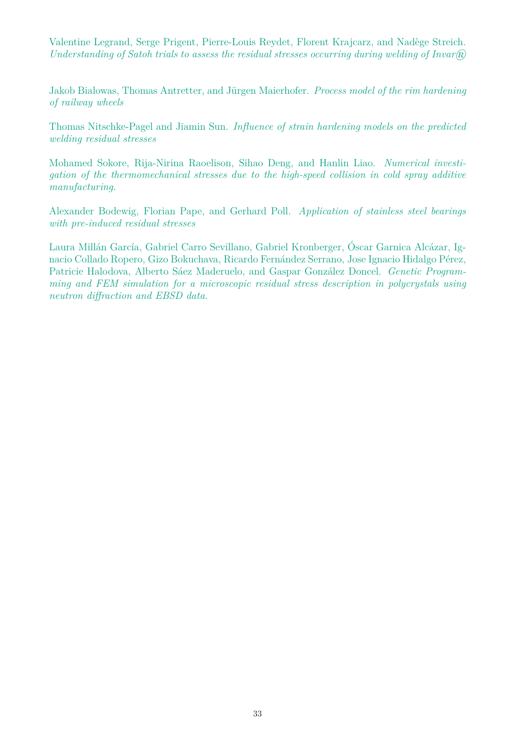Valentine Legrand, Serge Prigent, Pierre-Louis Reydet, Florent Krajcarz, and Nadège Streich. *Understanding of Satoh trials to assess the residual stresses occurring during welding of Invar®*

Jakob Bialowas, Thomas Antretter, and Jürgen Maierhofer. *Process model of the rim hardening of railway wheels*

Thomas Nitschke-Pagel and Jiamin Sun. *Influence of strain hardening models on the predicted welding residual stresses*

Mohamed Sokore, Rija-Nirina Raoelison, Sihao Deng, and Hanlin Liao. *Numerical investigation of the thermomechanical stresses due to the high-speed collision in cold spray additive manufacturing.*

Alexander Bodewig, Florian Pape, and Gerhard Poll. *Application of stainless steel bearings with pre-induced residual stresses*

Laura Millán García, Gabriel Carro Sevillano, Gabriel Kronberger, Óscar Garnica Alcázar, Ignacio Collado Ropero, Gizo Bokuchava, Ricardo Fernández Serrano, Jose Ignacio Hidalgo Pérez, Patricie Halodova, Alberto Sáez Maderuelo, and Gaspar González Doncel. *Genetic Programming and FEM simulation for a microscopic residual stress description in polycrystals using neutron diffraction and EBSD data.*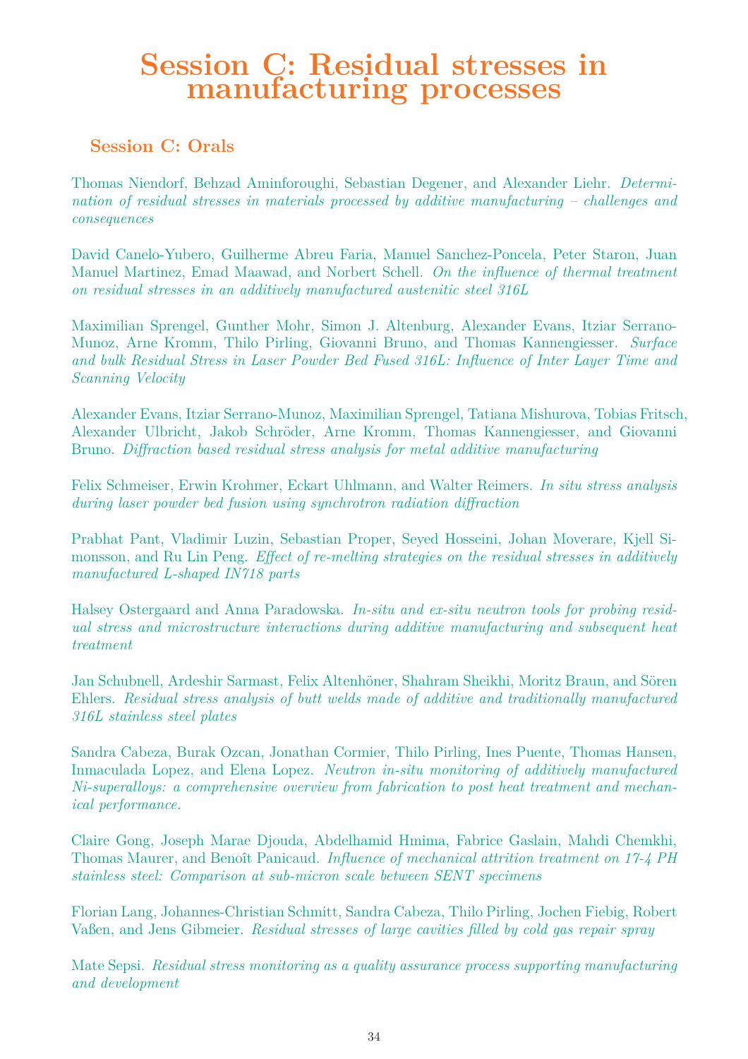# Session C: Residual stresses in manufacturing processes

## Session C: Orals

Thomas Niendorf, Behzad Aminforoughi, Sebastian Degener, and Alexander Liehr. *Determination of residual stresses in materials processed by additive manufacturing – challenges and consequences*

David Canelo-Yubero, Guilherme Abreu Faria, Manuel Sanchez-Poncela, Peter Staron, Juan Manuel Martinez, Emad Maawad, and Norbert Schell. *On the influence of thermal treatment on residual stresses in an additively manufactured austenitic steel 316L*

Maximilian Sprengel, Gunther Mohr, Simon J. Altenburg, Alexander Evans, Itziar Serrano-Munoz, Arne Kromm, Thilo Pirling, Giovanni Bruno, and Thomas Kannengiesser. *Surface and bulk Residual Stress in Laser Powder Bed Fused 316L: Influence of Inter Layer Time and Scanning Velocity*

Alexander Evans, Itziar Serrano-Munoz, Maximilian Sprengel, Tatiana Mishurova, Tobias Fritsch, Alexander Ulbricht, Jakob Schröder, Arne Kromm, Thomas Kannengiesser, and Giovanni Bruno. *Diffraction based residual stress analysis for metal additive manufacturing*

Felix Schmeiser, Erwin Krohmer, Eckart Uhlmann, and Walter Reimers. *In situ stress analysis during laser powder bed fusion using synchrotron radiation diffraction*

Prabhat Pant, Vladimir Luzin, Sebastian Proper, Seyed Hosseini, Johan Moverare, Kjell Simonsson, and Ru Lin Peng. *Effect of re-melting strategies on the residual stresses in additively manufactured L-shaped IN718 parts*

Halsey Ostergaard and Anna Paradowska. *In-situ and ex-situ neutron tools for probing residual stress and microstructure interactions during additive manufacturing and subsequent heat treatment*

Jan Schubnell, Ardeshir Sarmast, Felix Altenhöner, Shahram Sheikhi, Moritz Braun, and Sören Ehlers. *Residual stress analysis of butt welds made of additive and traditionally manufactured 316L stainless steel plates*

Sandra Cabeza, Burak Ozcan, Jonathan Cormier, Thilo Pirling, Ines Puente, Thomas Hansen, Inmaculada Lopez, and Elena Lopez. *Neutron in-situ monitoring of additively manufactured Ni-superalloys: a comprehensive overview from fabrication to post heat treatment and mechanical performance.*

Claire Gong, Joseph Marae Djouda, Abdelhamid Hmima, Fabrice Gaslain, Mahdi Chemkhi, Thomas Maurer, and Benoît Panicaud. *Influence of mechanical attrition treatment on 17-4 PH stainless steel: Comparison at sub-micron scale between SENT specimens*

Florian Lang, Johannes-Christian Schmitt, Sandra Cabeza, Thilo Pirling, Jochen Fiebig, Robert Vaßen, and Jens Gibmeier. *Residual stresses of large cavities filled by cold gas repair spray*

Mate Sepsi. *Residual stress monitoring as a quality assurance process supporting manufacturing and development*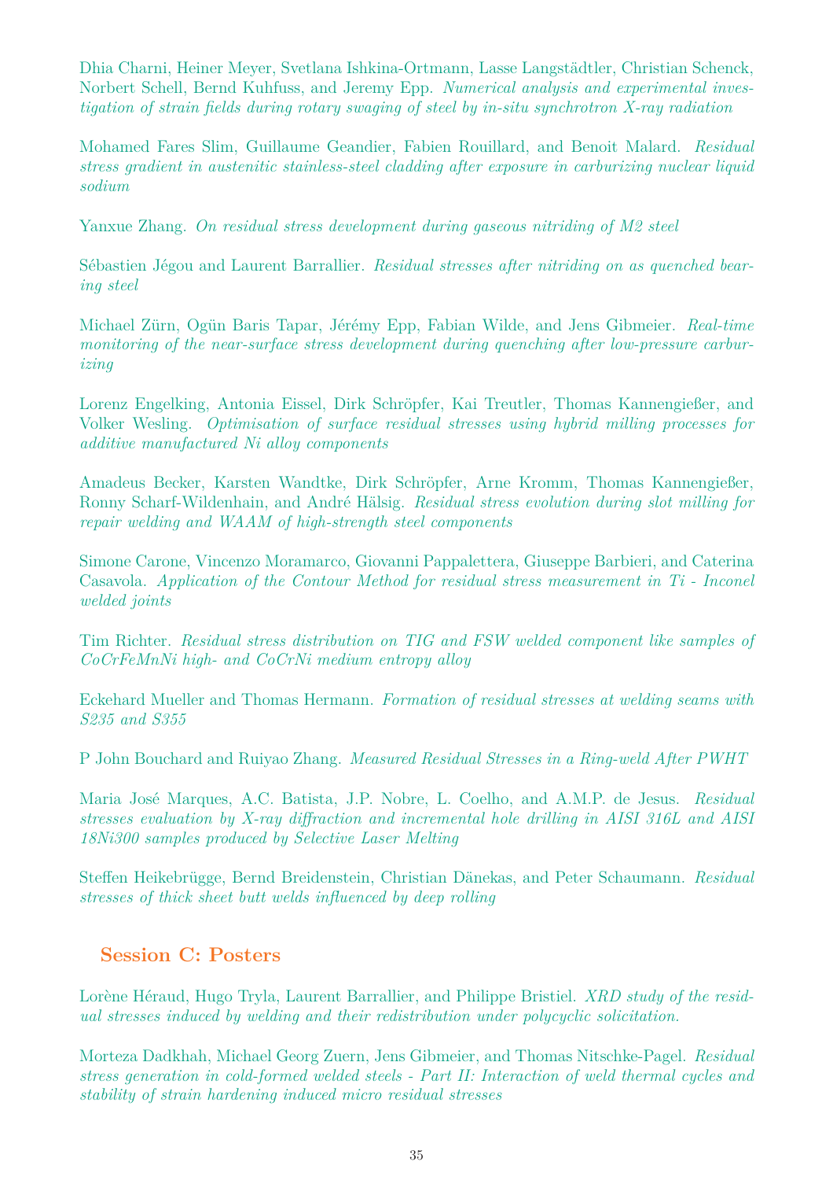Dhia Charni, Heiner Meyer, Svetlana Ishkina-Ortmann, Lasse Langstädtler, Christian Schenck, Norbert Schell, Bernd Kuhfuss, and Jeremy Epp. *Numerical analysis and experimental investigation of strain fields during rotary swaging of steel by in-situ synchrotron X-ray radiation*

Mohamed Fares Slim, Guillaume Geandier, Fabien Rouillard, and Benoit Malard. *Residual stress gradient in austenitic stainless-steel cladding after exposure in carburizing nuclear liquid sodium*

Yanxue Zhang. *On residual stress development during gaseous nitriding of M2 steel*

Sébastien Jégou and Laurent Barrallier. *Residual stresses after nitriding on as quenched bearing steel*

Michael Zürn, Ogün Baris Tapar, Jérémy Epp, Fabian Wilde, and Jens Gibmeier. *Real-time monitoring of the near-surface stress development during quenching after low-pressure carburizing*

Lorenz Engelking, Antonia Eissel, Dirk Schröpfer, Kai Treutler, Thomas Kannengießer, and Volker Wesling. *Optimisation of surface residual stresses using hybrid milling processes for additive manufactured Ni alloy components*

Amadeus Becker, Karsten Wandtke, Dirk Schröpfer, Arne Kromm, Thomas Kannengießer, Ronny Scharf-Wildenhain, and André Hälsig. *Residual stress evolution during slot milling for repair welding and WAAM of high-strength steel components*

Simone Carone, Vincenzo Moramarco, Giovanni Pappalettera, Giuseppe Barbieri, and Caterina Casavola. *Application of the Contour Method for residual stress measurement in Ti - Inconel welded joints*

Tim Richter. *Residual stress distribution on TIG and FSW welded component like samples of CoCrFeMnNi high- and CoCrNi medium entropy alloy*

Eckehard Mueller and Thomas Hermann. *Formation of residual stresses at welding seams with S235 and S355*

P John Bouchard and Ruiyao Zhang. *Measured Residual Stresses in a Ring-weld After PWHT*

Maria José Marques, A.C. Batista, J.P. Nobre, L. Coelho, and A.M.P. de Jesus. *Residual stresses evaluation by X-ray diffraction and incremental hole drilling in AISI 316L and AISI 18Ni300 samples produced by Selective Laser Melting*

Steffen Heikebrügge, Bernd Breidenstein, Christian Dänekas, and Peter Schaumann. *Residual stresses of thick sheet butt welds influenced by deep rolling*

## Session C: Posters

Lorène Héraud, Hugo Tryla, Laurent Barrallier, and Philippe Bristiel. *XRD study of the residual stresses induced by welding and their redistribution under polycyclic solicitation.*

Morteza Dadkhah, Michael Georg Zuern, Jens Gibmeier, and Thomas Nitschke-Pagel. *Residual stress generation in cold-formed welded steels - Part II: Interaction of weld thermal cycles and stability of strain hardening induced micro residual stresses*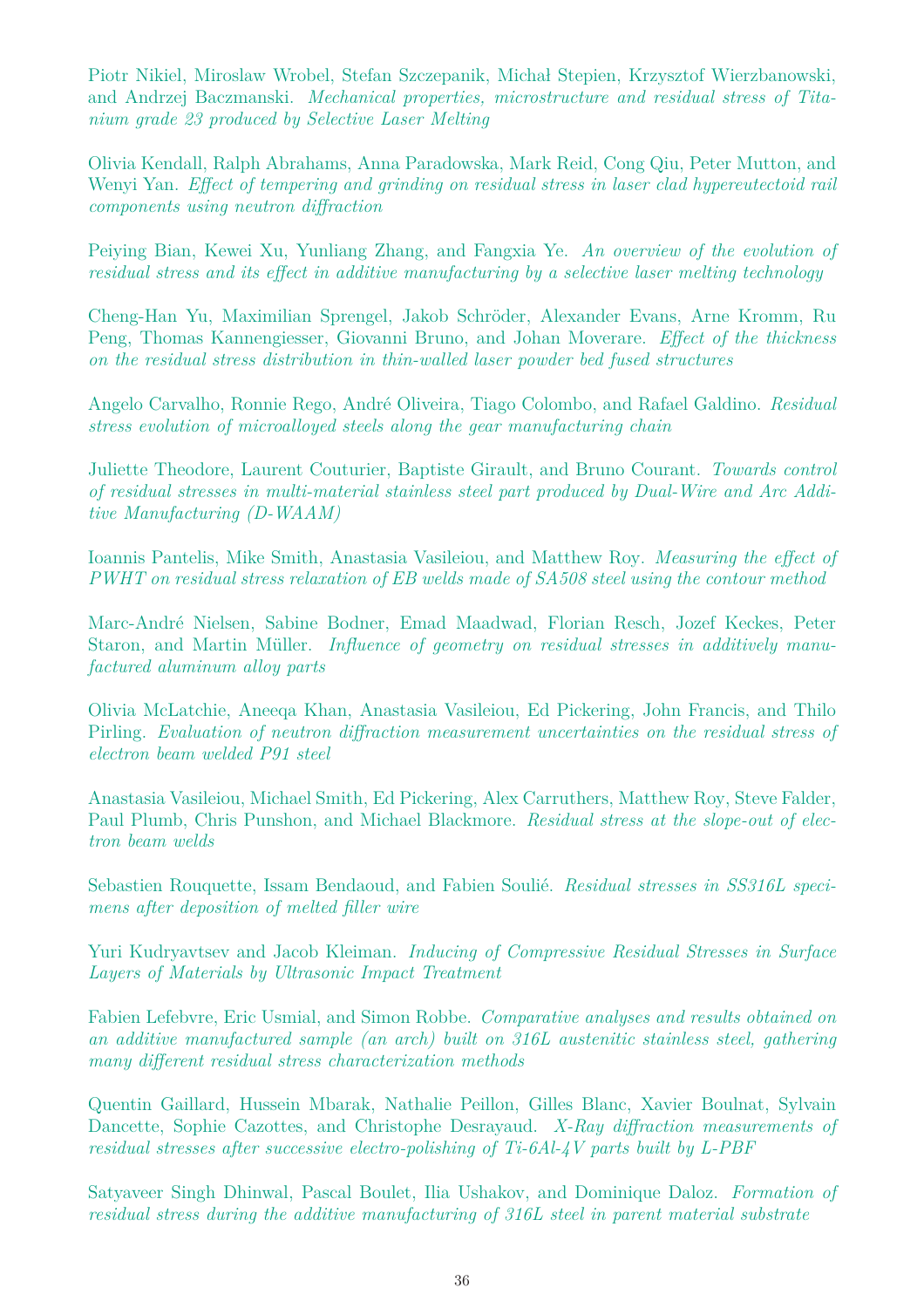Piotr Nikiel, Miroslaw Wrobel, Stefan Szczepanik, Michał Stepien, Krzysztof Wierzbanowski, and Andrzej Baczmanski. *Mechanical properties, microstructure and residual stress of Titanium grade 23 produced by Selective Laser Melting*

Olivia Kendall, Ralph Abrahams, Anna Paradowska, Mark Reid, Cong Qiu, Peter Mutton, and Wenyi Yan. *Effect of tempering and grinding on residual stress in laser clad hypereutectoid rail components using neutron diffraction*

Peiying Bian, Kewei Xu, Yunliang Zhang, and Fangxia Ye. *An overview of the evolution of residual stress and its effect in additive manufacturing by a selective laser melting technology*

Cheng-Han Yu, Maximilian Sprengel, Jakob Schröder, Alexander Evans, Arne Kromm, Ru Peng, Thomas Kannengiesser, Giovanni Bruno, and Johan Moverare. *Effect of the thickness on the residual stress distribution in thin-walled laser powder bed fused structures*

Angelo Carvalho, Ronnie Rego, André Oliveira, Tiago Colombo, and Rafael Galdino. *Residual stress evolution of microalloyed steels along the gear manufacturing chain*

Juliette Theodore, Laurent Couturier, Baptiste Girault, and Bruno Courant. *Towards control of residual stresses in multi-material stainless steel part produced by Dual-Wire and Arc Additive Manufacturing (D-WAAM)*

Ioannis Pantelis, Mike Smith, Anastasia Vasileiou, and Matthew Roy. *Measuring the effect of PWHT on residual stress relaxation of EB welds made of SA508 steel using the contour method*

Marc-André Nielsen, Sabine Bodner, Emad Maadwad, Florian Resch, Jozef Keckes, Peter Staron, and Martin Müller. *Influence of geometry on residual stresses in additively manufactured aluminum alloy parts*

Olivia McLatchie, Aneeqa Khan, Anastasia Vasileiou, Ed Pickering, John Francis, and Thilo Pirling. *Evaluation of neutron diffraction measurement uncertainties on the residual stress of electron beam welded P91 steel*

Anastasia Vasileiou, Michael Smith, Ed Pickering, Alex Carruthers, Matthew Roy, Steve Falder, Paul Plumb, Chris Punshon, and Michael Blackmore. *Residual stress at the slope-out of electron beam welds*

Sebastien Rouquette, Issam Bendaoud, and Fabien Soulié. *Residual stresses in SS316L specimens after deposition of melted filler wire*

Yuri Kudryavtsev and Jacob Kleiman. *Inducing of Compressive Residual Stresses in Surface Layers of Materials by Ultrasonic Impact Treatment*

Fabien Lefebvre, Eric Usmial, and Simon Robbe. *Comparative analyses and results obtained on an additive manufactured sample (an arch) built on 316L austenitic stainless steel, gathering many different residual stress characterization methods*

Quentin Gaillard, Hussein Mbarak, Nathalie Peillon, Gilles Blanc, Xavier Boulnat, Sylvain Dancette, Sophie Cazottes, and Christophe Desrayaud. *X-Ray diffraction measurements of residual stresses after successive electro-polishing of Ti-6Al-4V parts built by L-PBF*

Satyaveer Singh Dhinwal, Pascal Boulet, Ilia Ushakov, and Dominique Daloz. *Formation of residual stress during the additive manufacturing of 316L steel in parent material substrate*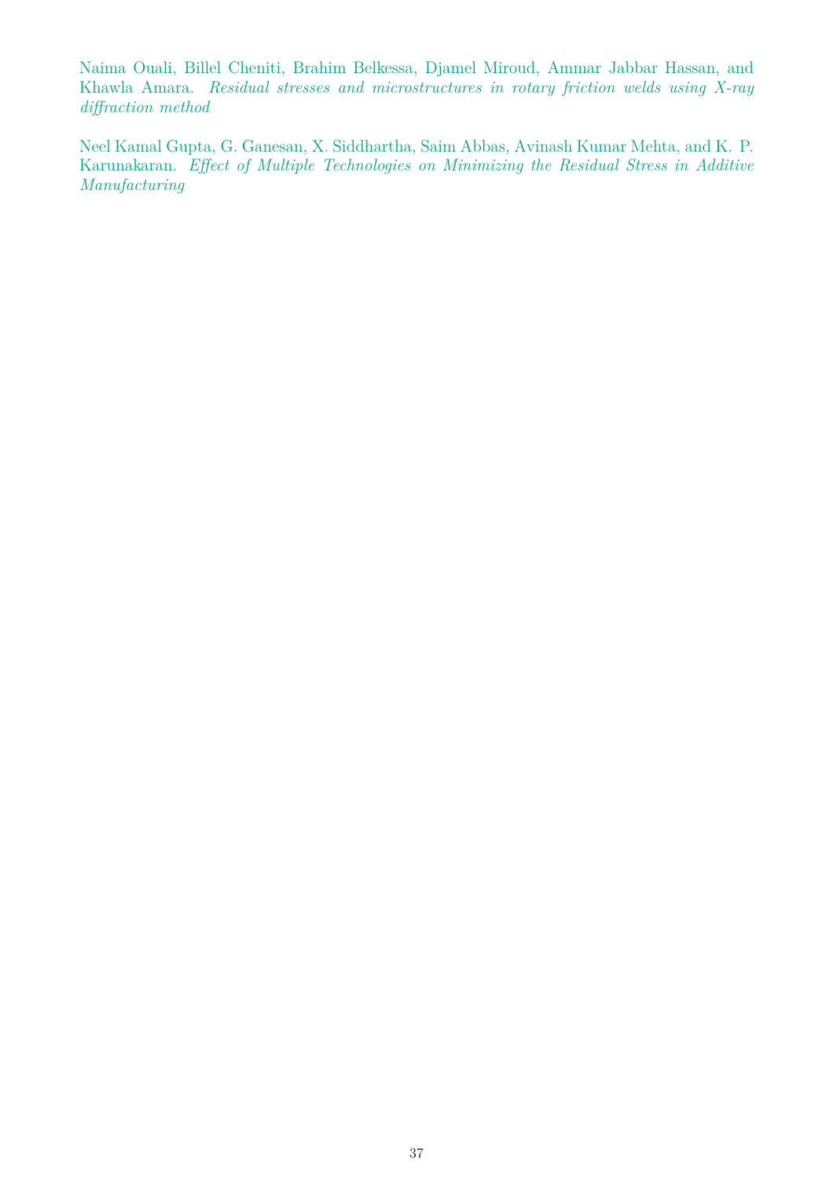Naima Ouali, Billel Cheniti, Brahim Belkessa, Djamel Miroud, Ammar Jabbar Hassan, and Khawla Amara. *Residual stresses and microstructures in rotary friction welds using X-ray diffraction method*

Neel Kamal Gupta, G. Ganesan, X. Siddhartha, Saim Abbas, Avinash Kumar Mehta, and K. P. Karunakaran. *Effect of Multiple Technologies on Minimizing the Residual Stress in Additive Manufacturing*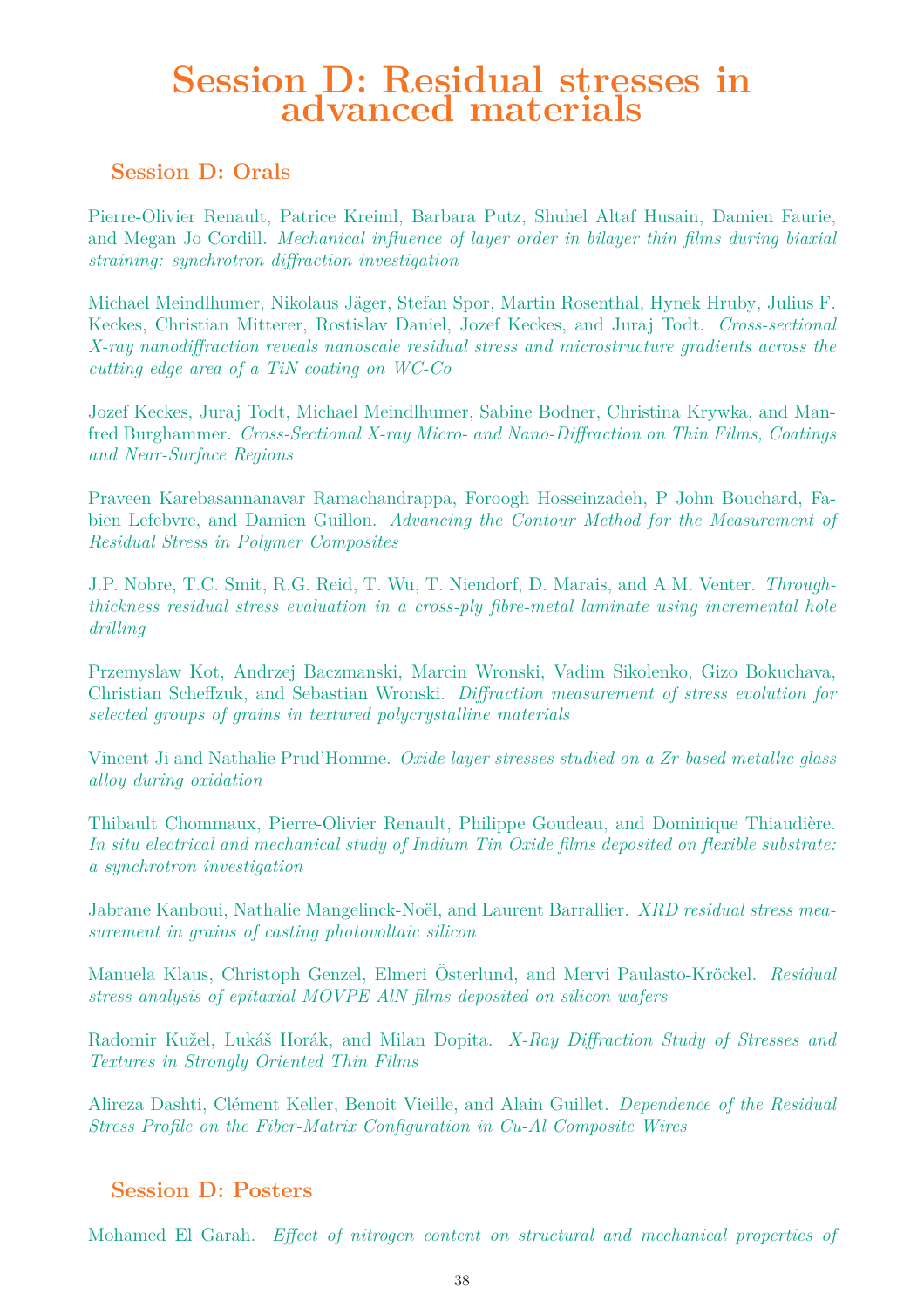# Session D: Residual stresses in advanced materials

## Session D: Orals

Pierre-Olivier Renault, Patrice Kreiml, Barbara Putz, Shuhel Altaf Husain, Damien Faurie, and Megan Jo Cordill. *Mechanical influence of layer order in bilayer thin films during biaxial straining: synchrotron diffraction investigation*

Michael Meindlhumer, Nikolaus Jäger, Stefan Spor, Martin Rosenthal, Hynek Hruby, Julius F. Keckes, Christian Mitterer, Rostislav Daniel, Jozef Keckes, and Juraj Todt. *Cross-sectional X-ray nanodiffraction reveals nanoscale residual stress and microstructure gradients across the cutting edge area of a TiN coating on WC-Co*

Jozef Keckes, Juraj Todt, Michael Meindlhumer, Sabine Bodner, Christina Krywka, and Manfred Burghammer. *Cross-Sectional X-ray Micro- and Nano-Diffraction on Thin Films, Coatings and Near-Surface Regions*

Praveen Karebasannanavar Ramachandrappa, Foroogh Hosseinzadeh, P John Bouchard, Fabien Lefebvre, and Damien Guillon. *Advancing the Contour Method for the Measurement of Residual Stress in Polymer Composites*

J.P. Nobre, T.C. Smit, R.G. Reid, T. Wu, T. Niendorf, D. Marais, and A.M. Venter. *Through-thickness residual stress evaluation in a cross-ply fibre-metal laminate using incremental hole drilling*

Przemyslaw Kot, Andrzej Baczmanski, Marcin Wronski, Vadim Sikolenko, Gizo Bokuchava, Christian Scheffzuk, and Sebastian Wronski. *Diffraction measurement of stress evolution for selected groups of grains in textured polycrystalline materials*

Vincent Ji and Nathalie Prud'Homme. *Oxide layer stresses studied on a Zr-based metallic glass alloy during oxidation*

Thibault Chommaux, Pierre-Olivier Renault, Philippe Goudeau, and Dominique Thiaudière. *In situ electrical and mechanical study of Indium Tin Oxide films deposited on flexible substrate: a synchrotron investigation*

Jabrane Kanboui, Nathalie Mangelinck-Noël, and Laurent Barrallier. *XRD residual stress measurement in grains of casting photovoltaic silicon*

Manuela Klaus, Christoph Genzel, Elmeri Österlund, and Mervi Paulasto-Kröckel. *Residual stress analysis of epitaxial MOVPE AlN films deposited on silicon wafers*

Radomir Kužel, Lukáš Horák, and Milan Dopita. *X-Ray Diffraction Study of Stresses and Textures in Strongly Oriented Thin Films*

Alireza Dashti, Clément Keller, Benoit Vieille, and Alain Guillet. *Dependence of the Residual Stress Profile on the Fiber-Matrix Configuration in Cu-Al Composite Wires*

## Session D: Posters

Mohamed El Garah. *Effect of nitrogen content on structural and mechanical properties of*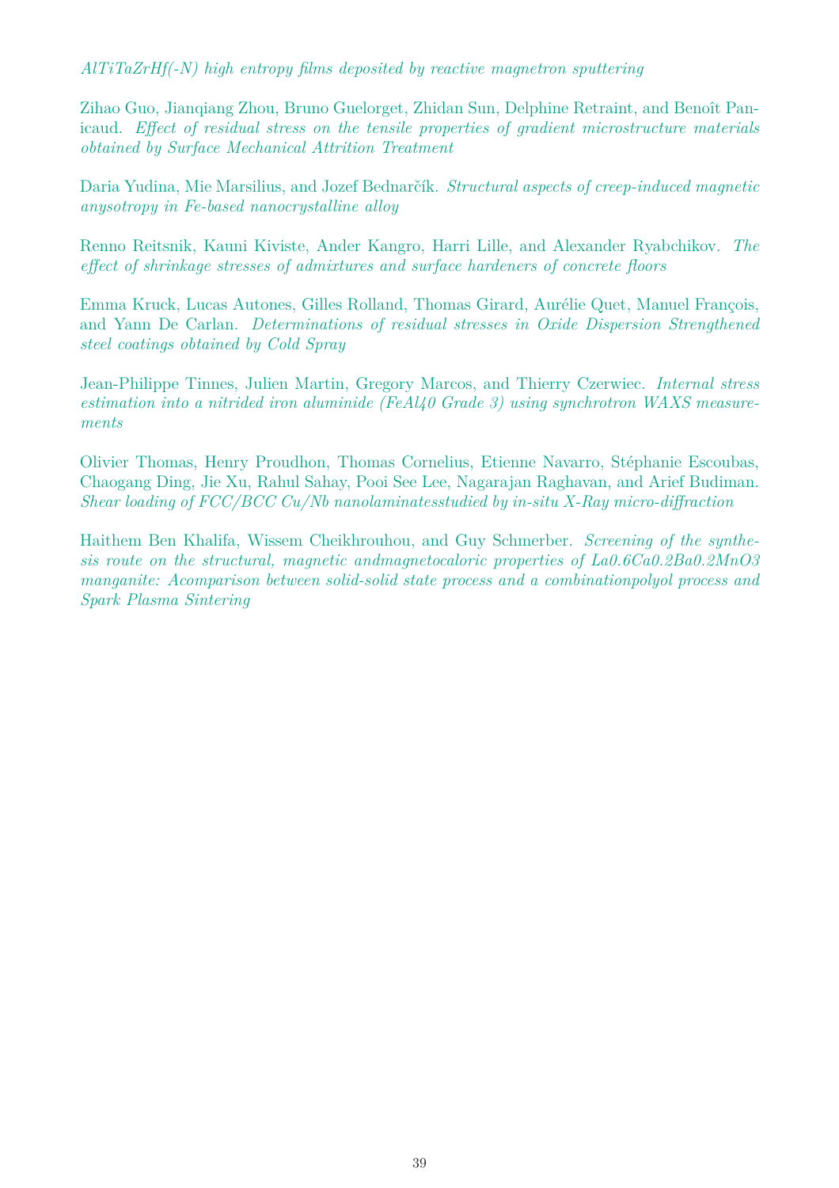*AlTiTaZrHf(-N) high entropy films deposited by reactive magnetron sputtering*

Zihao Guo, Jianqiang Zhou, Bruno Guelorget, Zhidan Sun, Delphine Retraint, and Benoît Panicaud. *Effect of residual stress on the tensile properties of gradient microstructure materials obtained by Surface Mechanical Attrition Treatment*

Daria Yudina, Mie Marsilius, and Jozef Bednarčík. *Structural aspects of creep-induced magnetic anysotropy in Fe-based nanocrystalline alloy*

Renno Reitsnik, Kauni Kiviste, Ander Kangro, Harri Lille, and Alexander Ryabchikov. *The effect of shrinkage stresses of admixtures and surface hardeners of concrete floors*

Emma Kruck, Lucas Autones, Gilles Rolland, Thomas Girard, Aurélie Quet, Manuel François, and Yann De Carlan. *Determinations of residual stresses in Oxide Dispersion Strengthened steel coatings obtained by Cold Spray*

Jean-Philippe Tinnes, Julien Martin, Gregory Marcos, and Thierry Czerwiec. *Internal stress estimation into a nitrided iron aluminide (FeAl40 Grade 3) using synchrotron WAXS measurements*

Olivier Thomas, Henry Proudhon, Thomas Cornelius, Etienne Navarro, Stéphanie Escoubas, Chaogang Ding, Jie Xu, Rahul Sahay, Pooi See Lee, Nagarajan Raghavan, and Arief Budiman. *Shear loading of FCC/BCC Cu/Nb nanolaminatesstudied by in-situ X-Ray micro-diffraction*

Haithem Ben Khalifa, Wissem Cheikhrouhou, and Guy Schmerber. *Screening of the synthesis route on the structural, magnetic andmagnetocaloric properties of La0.6Ca0.2Ba0.2MnO3 manganite: Acomparison between solid-solid state process and a combinationpolyol process and Spark Plasma Sintering*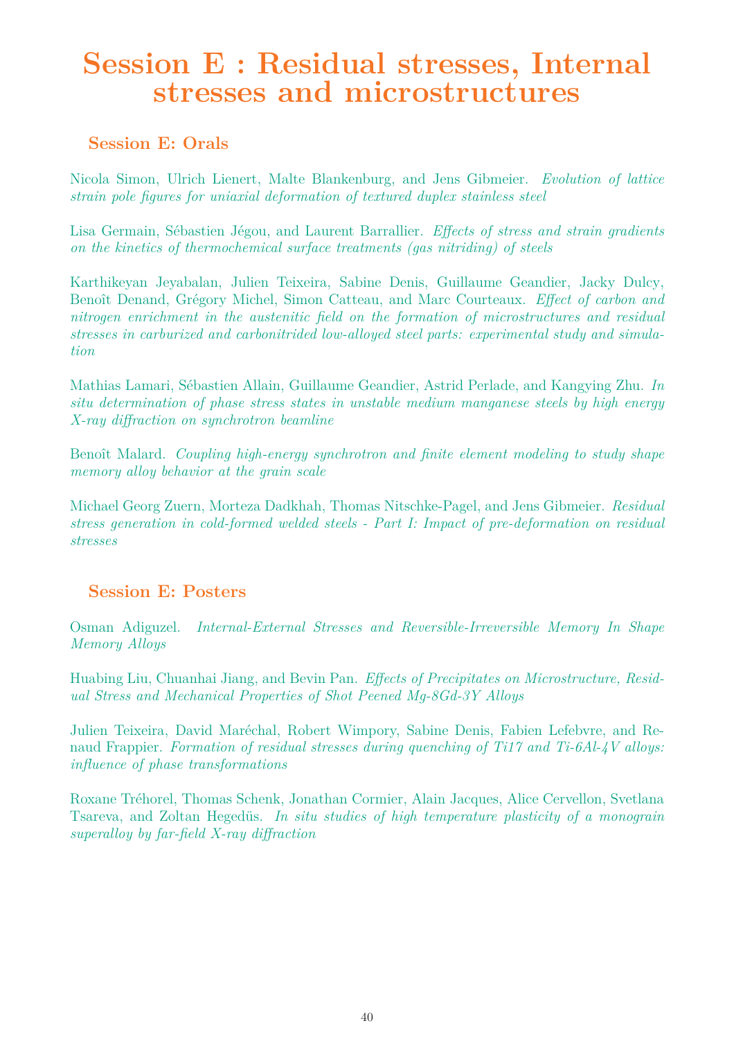# Session E : Residual stresses, Internal stresses and microstructures

## Session E: Orals

Nicola Simon, Ulrich Lienert, Malte Blankenburg, and Jens Gibmeier. *Evolution of lattice strain pole figures for uniaxial deformation of textured duplex stainless steel*

Lisa Germain, Sébastien Jégou, and Laurent Barrallier. *Effects of stress and strain gradients on the kinetics of thermochemical surface treatments (gas nitriding) of steels*

Karthikeyan Jeyabalan, Julien Teixeira, Sabine Denis, Guillaume Geandier, Jacky Dulcy, Benoît Denand, Grégory Michel, Simon Catteau, and Marc Courteaux. *Effect of carbon and nitrogen enrichment in the austenitic field on the formation of microstructures and residual stresses in carburized and carbonitrided low-alloyed steel parts: experimental study and simulation*

Mathias Lamari, Sébastien Allain, Guillaume Geandier, Astrid Perlade, and Kangying Zhu. *In situ determination of phase stress states in unstable medium manganese steels by high energy X-ray diffraction on synchrotron beamline*

Benoît Malard. *Coupling high-energy synchrotron and finite element modeling to study shape memory alloy behavior at the grain scale*

Michael Georg Zuern, Morteza Dadkhah, Thomas Nitschke-Pagel, and Jens Gibmeier. *Residual stress generation in cold-formed welded steels - Part I: Impact of pre-deformation on residual stresses*

## Session E: Posters

Osman Adiguzel. *Internal-External Stresses and Reversible-Irreversible Memory In Shape Memory Alloys*

Huabing Liu, Chuanhai Jiang, and Bevin Pan. *Effects of Precipitates on Microstructure, Residual Stress and Mechanical Properties of Shot Peened Mg-8Gd-3Y Alloys*

Julien Teixeira, David Maréchal, Robert Wimpory, Sabine Denis, Fabien Lefebvre, and Renaud Frappier. *Formation of residual stresses during quenching of Ti17 and Ti-6Al-4V alloys: influence of phase transformations*

Roxane Tréhorel, Thomas Schenk, Jonathan Cormier, Alain Jacques, Alice Cervellon, Svetlana Tsareva, and Zoltan Hegedüs. *In situ studies of high temperature plasticity of a monograin superalloy by far-field X-ray diffraction*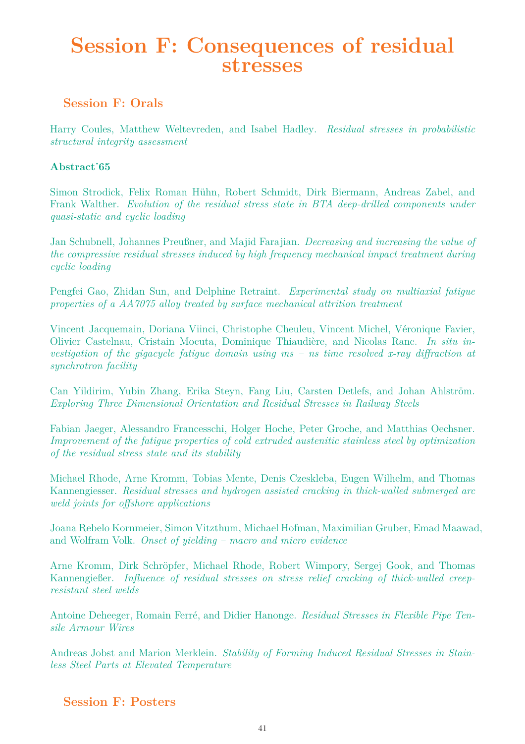# Session F: Consequences of residual stresses

## Session F: Orals

Harry Coules, Matthew Weltevreden, and Isabel Hadley. *Residual stresses in probabilistic structural integrity assessment*

### Abstract˙65

Simon Strodick, Felix Roman Hühn, Robert Schmidt, Dirk Biermann, Andreas Zabel, and Frank Walther. *Evolution of the residual stress state in BTA deep-drilled components under quasi-static and cyclic loading*

Jan Schubnell, Johannes Preußner, and Majid Farajian. *Decreasing and increasing the value of the compressive residual stresses induced by high frequency mechanical impact treatment during cyclic loading*

Pengfei Gao, Zhidan Sun, and Delphine Retraint. *Experimental study on multiaxial fatigue properties of a AA7075 alloy treated by surface mechanical attrition treatment*

Vincent Jacquemain, Doriana Viinci, Christophe Cheuleu, Vincent Michel, Véronique Favier, Olivier Castelnau, Cristain Mocuta, Dominique Thiaudière, and Nicolas Ranc. *In situ investigation of the gigacycle fatigue domain using ms – ns time resolved x-ray diffraction at synchrotron facility*

Can Yildirim, Yubin Zhang, Erika Steyn, Fang Liu, Carsten Detlefs, and Johan Ahlström. *Exploring Three Dimensional Orientation and Residual Stresses in Railway Steels*

Fabian Jaeger, Alessandro Franceschi, Holger Hoche, Peter Groche, and Matthias Oechsner. *Improvement of the fatigue properties of cold extruded austenitic stainless steel by optimization of the residual stress state and its stability*

Michael Rhode, Arne Kromm, Tobias Mente, Denis Czeskleba, Eugen Wilhelm, and Thomas Kannengiesser. *Residual stresses and hydrogen assisted cracking in thick-walled submerged arc weld joints for offshore applications*

Joana Rebelo Kornmeier, Simon Vitzthum, Michael Hofman, Maximilian Gruber, Emad Maawad, and Wolfram Volk. *Onset of yielding – macro and micro evidence*

Arne Kromm, Dirk Schröpfer, Michael Rhode, Robert Wimpory, Sergej Gook, and Thomas Kannengießer. *Influence of residual stresses on stress relief cracking of thick-walled creep-resistant steel welds*

Antoine Deheeger, Romain Ferré, and Didier Hanonge. *Residual Stresses in Flexible Pipe Tensile Armour Wires*

Andreas Jobst and Marion Merklein. *Stability of Forming Induced Residual Stresses in Stainless Steel Parts at Elevated Temperature*

## Session F: Posters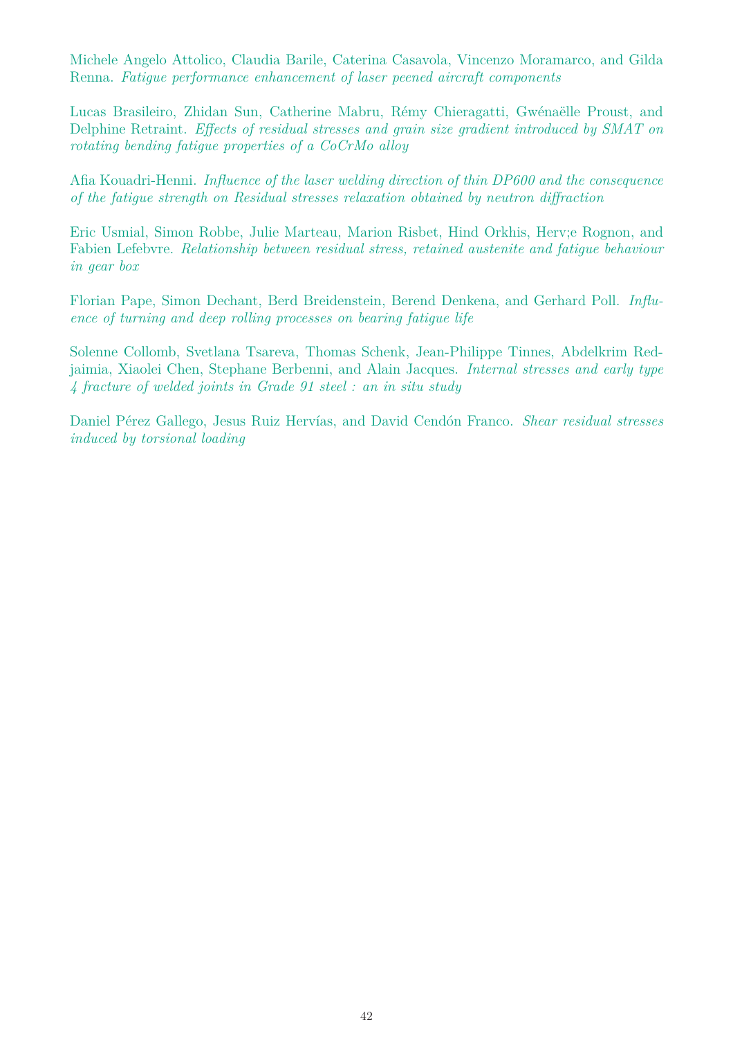Michele Angelo Attolico, Claudia Barile, Caterina Casavola, Vincenzo Moramarco, and Gilda Renna. *Fatigue performance enhancement of laser peened aircraft components*

Lucas Brasileiro, Zhidan Sun, Catherine Mabru, Rémy Chieragatti, Gwénaëlle Proust, and Delphine Retraint. *Effects of residual stresses and grain size gradient introduced by SMAT on rotating bending fatigue properties of a CoCrMo alloy*

Afia Kouadri-Henni. *Influence of the laser welding direction of thin DP600 and the consequence of the fatigue strength on Residual stresses relaxation obtained by neutron diffraction*

Eric Usmial, Simon Robbe, Julie Marteau, Marion Risbet, Hind Orkhis, Herv;e Rognon, and Fabien Lefebvre. *Relationship between residual stress, retained austenite and fatigue behaviour in gear box*

Florian Pape, Simon Dechant, Berd Breidenstein, Berend Denkena, and Gerhard Poll. *Influence of turning and deep rolling processes on bearing fatigue life*

Solenne Collomb, Svetlana Tsareva, Thomas Schenk, Jean-Philippe Tinnes, Abdelkrim Redjaimia, Xiaolei Chen, Stephane Berbenni, and Alain Jacques. *Internal stresses and early type 4 fracture of welded joints in Grade 91 steel : an in situ study*

Daniel Pérez Gallego, Jesus Ruiz Hervías, and David Cendón Franco. *Shear residual stresses induced by torsional loading*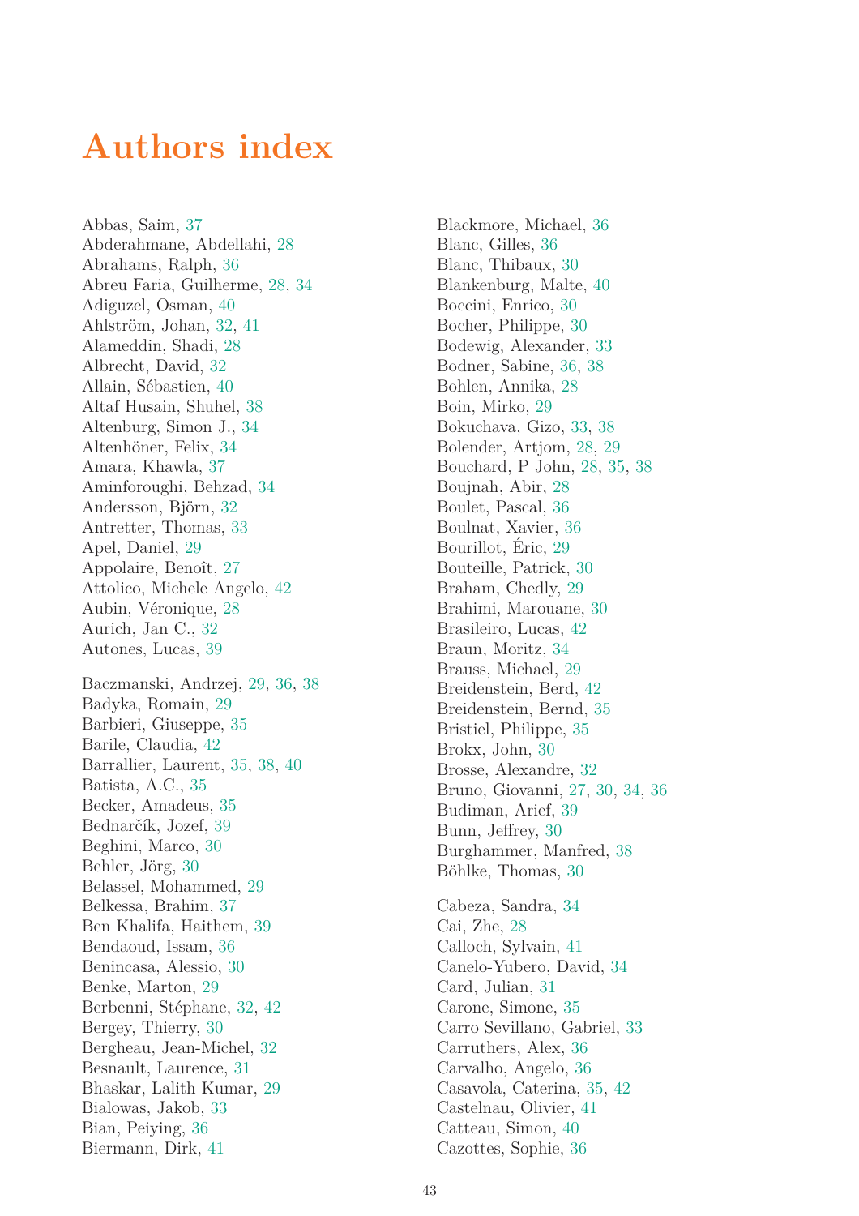# Authors index

Abbas, Saim, 37
Abderahmane, Abdellahi, 28
Abrahams, Ralph, 36
Abreu Faria, Guilherme, 28, 34
Adiguzel, Osman, 40
Ahlström, Johan, 32, 41
Alameddin, Shadi, 28
Albrecht, David, 32
Allain, Sébastien, 40
Altaf Husain, Shuhel, 38
Altenburg, Simon J., 34
Altenhöner, Felix, 34
Amara, Khawla, 37
Aminforoughi, Behzad, 34
Andersson, Björn, 32
Antretter, Thomas, 33
Apel, Daniel, 29
Appolaire, Benoît, 27
Attolico, Michele Angelo, 42
Aubin, Véronique, 28
Aurich, Jan C., 32
Autones, Lucas, 39

Baczmanski, Andrzej, 29, 36, 38
Badyka, Romain, 29
Barbieri, Giuseppe, 35
Barile, Claudia, 42
Barrallier, Laurent, 35, 38, 40
Batista, A.C., 35
Becker, Amadeus, 35
Bednarčík, Jozef, 39
Beghini, Marco, 30
Behler, Jörg, 30
Belassel, Mohammed, 29
Belkessa, Brahim, 37
Ben Khalifa, Haithem, 39
Bendaoud, Issam, 36
Benincasa, Alessio, 30
Benke, Marton, 29
Berbenni, Stéphane, 32, 42
Bergey, Thierry, 30
Bergheau, Jean-Michel, 32
Besnault, Laurence, 31
Bhaskar, Lalith Kumar, 29
Bialowas, Jakob, 33
Bian, Peiying, 36
Biermann, Dirk, 41

Blackmore, Michael, 36
Blanc, Gilles, 36
Blanc, Thibaux, 30
Blankenburg, Malte, 40
Boccini, Enrico, 30
Bocher, Philippe, 30
Bodewig, Alexander, 33
Bodner, Sabine, 36, 38
Bohlen, Annika, 28
Boin, Mirko, 29
Bokuchava, Gizo, 33, 38
Bolender, Artjom, 28, 29
Bouchard, P John, 28, 35, 38
Boujnah, Abir, 28
Boulet, Pascal, 36
Boulnat, Xavier, 36
Bourillot, Éric, 29
Bouteille, Patrick, 30
Braham, Chedly, 29
Brahimi, Marouane, 30
Brasileiro, Lucas, 42
Braun, Moritz, 34
Brauss, Michael, 29
Breidenstein, Berd, 42
Breidenstein, Bernd, 35
Bristiel, Philippe, 35
Brokx, John, 30
Brosse, Alexandre, 32
Bruno, Giovanni, 27, 30, 34, 36
Budiman, Arief, 39
Bunn, Jeffrey, 30
Burghammer, Manfred, 38
Böhlke, Thomas, 30

Cabeza, Sandra, 34
Cai, Zhe, 28
Calloch, Sylvain, 41
Canelo-Yubero, David, 34
Card, Julian, 31
Carone, Simone, 35
Carro Sevillano, Gabriel, 33
Carruthers, Alex, 36
Carvalho, Angelo, 36
Casavola, Caterina, 35, 42
Castelnau, Olivier, 41
Catteau, Simon, 40
Cazottes, Sophie, 36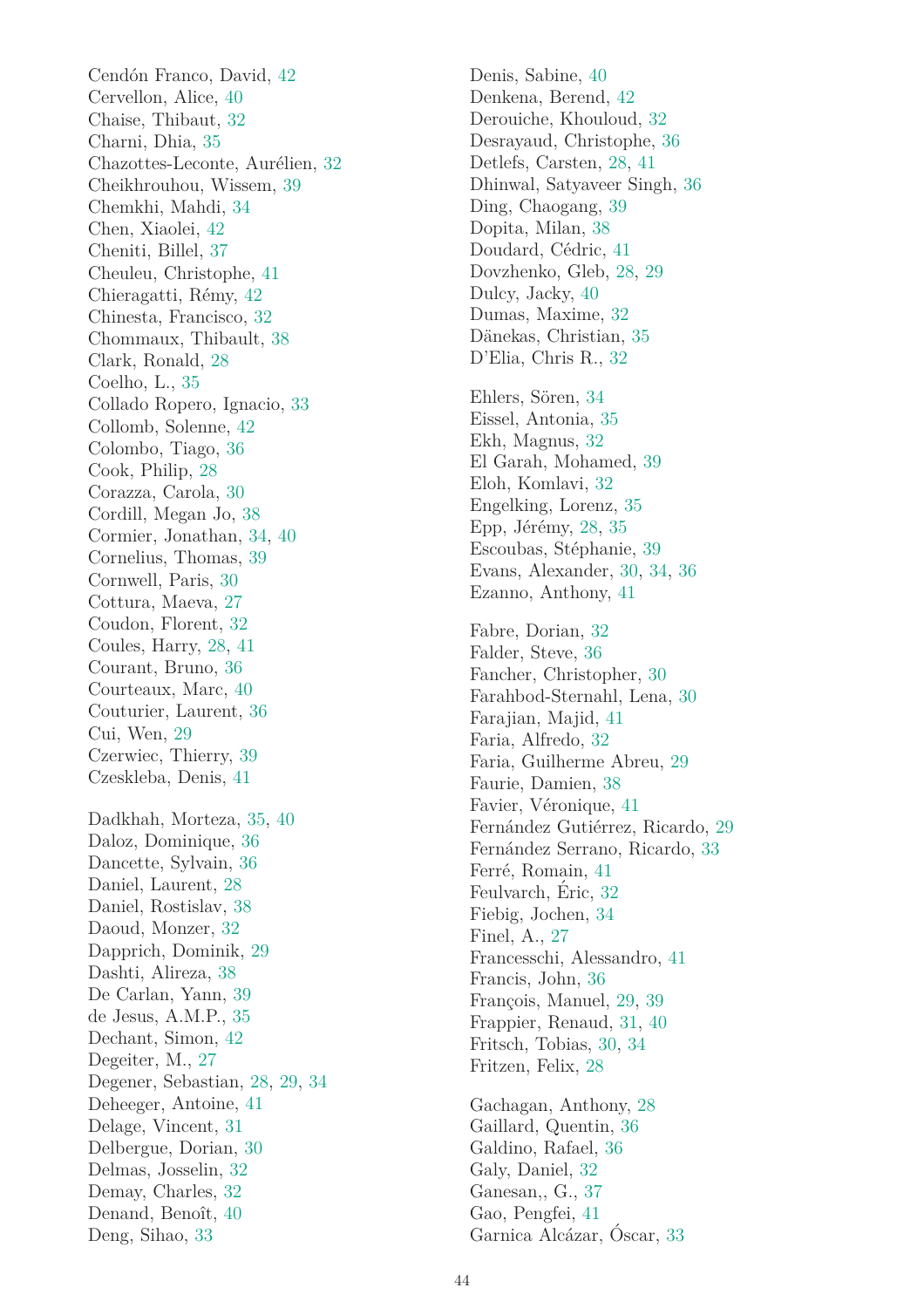Cendón Franco, David, 42
Cervellon, Alice, 40
Chaise, Thibaut, 32
Charni, Dhia, 35
Chazottes-Leconte, Aurélien, 32
Cheikhrouhou, Wissem, 39
Chemkhi, Mahdi, 34
Chen, Xiaolei, 42
Cheniti, Billel, 37
Cheuleu, Christophe, 41
Chieragatti, Rémy, 42
Chinesta, Francisco, 32
Chommaux, Thibault, 38
Clark, Ronald, 28
Coelho, L., 35
Collado Ropero, Ignacio, 33
Collomb, Solenne, 42
Colombo, Tiago, 36
Cook, Philip, 28
Corazza, Carola, 30
Cordill, Megan Jo, 38
Cormier, Jonathan, 34, 40
Cornelius, Thomas, 39
Cornwell, Paris, 30
Cottura, Maeva, 27
Coudon, Florent, 32
Coules, Harry, 28, 41
Courant, Bruno, 36
Courteaux, Marc, 40
Couturier, Laurent, 36
Cui, Wen, 29
Czerwiec, Thierry, 39
Czeskleba, Denis, 41

Dadkhah, Morteza, 35, 40
Daloz, Dominique, 36
Dancette, Sylvain, 36
Daniel, Laurent, 28
Daniel, Rostislav, 38
Daoud, Monzer, 32
Dapprich, Dominik, 29
Dashti, Alireza, 38
De Carlan, Yann, 39
de Jesus, A.M.P., 35
Dechant, Simon, 42
Degeiter, M., 27
Degener, Sebastian, 28, 29, 34
Deheeger, Antoine, 41
Delage, Vincent, 31
Delbergue, Dorian, 30
Delmas, Josselin, 32
Demay, Charles, 32
Denand, Benoît, 40
Deng, Sihao, 33
Denis, Sabine, 40
Denkena, Berend, 42
Derouiche, Khouloud, 32
Desrayaud, Christophe, 36
Detlefs, Carsten, 28, 41
Dhinwal, Satyaveer Singh, 36
Ding, Chaogang, 39
Dopita, Milan, 38
Doudard, Cédric, 41
Dovzhenko, Gleb, 28, 29
Dulcy, Jacky, 40
Dumas, Maxime, 32
Dänekas, Christian, 35
D'Elia, Chris R., 32

Ehlers, Sören, 34
Eissel, Antonia, 35
Ekh, Magnus, 32
El Garah, Mohamed, 39
Eloh, Komlavi, 32
Engelking, Lorenz, 35
Epp, Jérémy, 28, 35
Escoubas, Stéphanie, 39
Evans, Alexander, 30, 34, 36
Ezanno, Anthony, 41

Fabre, Dorian, 32
Falder, Steve, 36
Fancher, Christopher, 30
Farahbod-Sternahl, Lena, 30
Farajian, Majid, 41
Faria, Alfredo, 32
Faria, Guilherme Abreu, 29
Faurie, Damien, 38
Favier, Véronique, 41
Fernández Gutiérrez, Ricardo, 29
Fernández Serrano, Ricardo, 33
Ferré, Romain, 41
Feulvarch, Éric, 32
Fiebig, Jochen, 34
Finel, A., 27
Francesschi, Alessandro, 41
Francis, John, 36
François, Manuel, 29, 39
Frappier, Renaud, 31, 40
Fritsch, Tobias, 30, 34
Fritzen, Felix, 28

Gachagan, Anthony, 28
Gaillard, Quentin, 36
Galdino, Rafael, 36
Galy, Daniel, 32
Ganesan,, G., 37
Gao, Pengfei, 41
Garnica Alcázar, Óscar, 33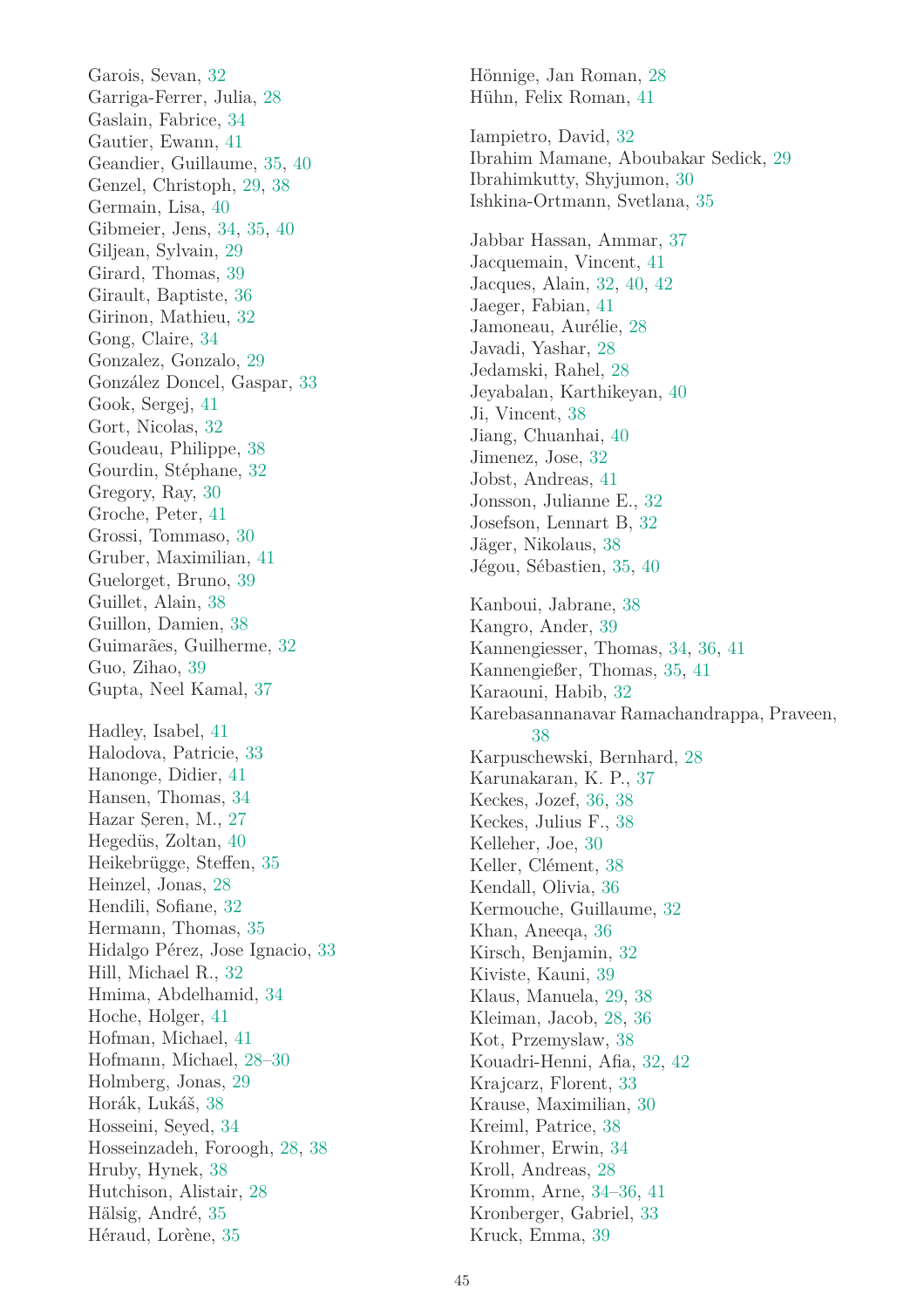Garois, Sevan, 32
Garriga-Ferrer, Julia, 28
Gaslain, Fabrice, 34
Gautier, Ewann, 41
Geandier, Guillaume, 35, 40
Genzel, Christoph, 29, 38
Germain, Lisa, 40
Gibmeier, Jens, 34, 35, 40
Giljean, Sylvain, 29
Girard, Thomas, 39
Girault, Baptiste, 36
Girinon, Mathieu, 32
Gong, Claire, 34
Gonzalez, Gonzalo, 29
González Doncel, Gaspar, 33
Gook, Sergej, 41
Gort, Nicolas, 32
Goudeau, Philippe, 38
Gourdin, Stéphane, 32
Gregory, Ray, 30
Groche, Peter, 41
Grossi, Tommaso, 30
Gruber, Maximilian, 41
Guelorget, Bruno, 39
Guillet, Alain, 38
Guillon, Damien, 38
Guimarães, Guilherme, 32
Guo, Zihao, 39
Gupta, Neel Kamal, 37

Hadley, Isabel, 41
Halodova, Patricie, 33
Hanonge, Didier, 41
Hansen, Thomas, 34
Hazar Şeren, M., 27
Hegedüs, Zoltan, 40
Heikebrügge, Steffen, 35
Heinzel, Jonas, 28
Hendili, Sofiane, 32
Hermann, Thomas, 35
Hidalgo Pérez, Jose Ignacio, 33
Hill, Michael R., 32
Hmima, Abdelhamid, 34
Hoche, Holger, 41
Hofman, Michael, 41
Hofmann, Michael, 28–30
Holmberg, Jonas, 29
Horák, Lukáš, 38
Hosseini, Seyed, 34
Hosseinzadeh, Foroogh, 28, 38
Hruby, Hynek, 38
Hutchison, Alistair, 28
Hälsig, André, 35
Héraud, Lorène, 35

Hönnige, Jan Roman, 28
Hühn, Felix Roman, 41

Iampietro, David, 32
Ibrahim Mamane, Aboubakar Sedick, 29
Ibrahimkutty, Shyjumon, 30
Ishkina-Ortmann, Svetlana, 35

Jabbar Hassan, Ammar, 37
Jacquemain, Vincent, 41
Jacques, Alain, 32, 40, 42
Jaeger, Fabian, 41
Jamoneau, Aurélie, 28
Javadi, Yashar, 28
Jedamski, Rahel, 28
Jeyabalan, Karthikeyan, 40
Ji, Vincent, 38
Jiang, Chuanhai, 40
Jimenez, Jose, 32
Jobst, Andreas, 41
Jonsson, Julianne E., 32
Josefson, Lennart B, 32
Jäger, Nikolaus, 38
Jégou, Sébastien, 35, 40

Kanboui, Jabrane, 38
Kangro, Ander, 39
Kannengiesser, Thomas, 34, 36, 41
Kannengießer, Thomas, 35, 41
Karaouni, Habib, 32
Karebasannanavar Ramachandrappa, Praveen, 38
Karpuschewski, Bernhard, 28
Karunakaran, K. P., 37
Keckes, Jozef, 36, 38
Keckes, Julius F., 38
Kelleher, Joe, 30
Keller, Clément, 38
Kendall, Olivia, 36
Kermouche, Guillaume, 32
Khan, Aneeqa, 36
Kirsch, Benjamin, 32
Kiviste, Kauni, 39
Klaus, Manuela, 29, 38
Kleiman, Jacob, 28, 36
Kot, Przemyslaw, 38
Kouadri-Henni, Afia, 32, 42
Krajcarz, Florent, 33
Krause, Maximilian, 30
Kreiml, Patrice, 38
Krohmer, Erwin, 34
Kroll, Andreas, 28
Kromm, Arne, 34–36, 41
Kronberger, Gabriel, 33
Kruck, Emma, 39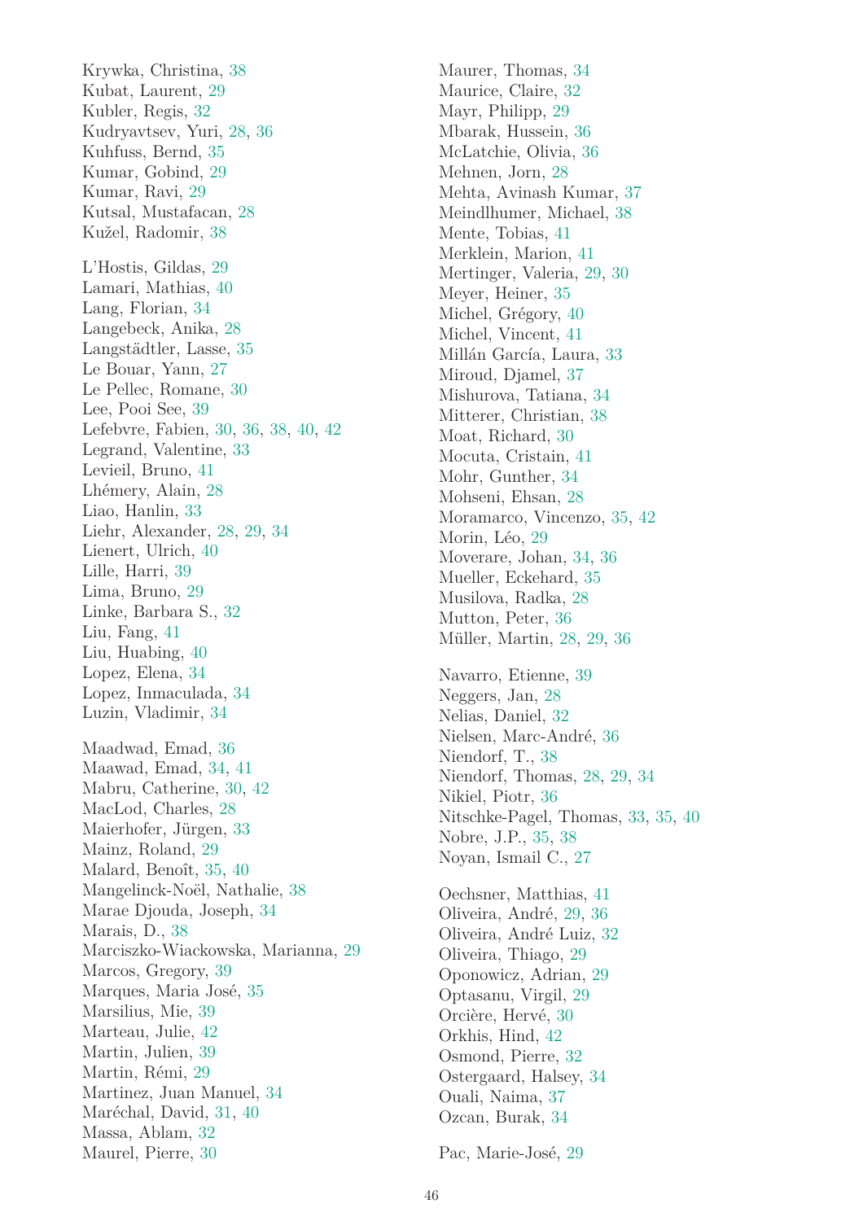Krywka, Christina, 38
Kubat, Laurent, 29
Kubler, Regis, 32
Kudryavtsev, Yuri, 28, 36
Kuhfuss, Bernd, 35
Kumar, Gobind, 29
Kumar, Ravi, 29
Kutsal, Mustafacan, 28
Kužel, Radomir, 38

L'Hostis, Gildas, 29
Lamari, Mathias, 40
Lang, Florian, 34
Langebeck, Anika, 28
Langstädtler, Lasse, 35
Le Bouar, Yann, 27
Le Pellec, Romane, 30
Lee, Pooi See, 39
Lefebvre, Fabien, 30, 36, 38, 40, 42
Legrand, Valentine, 33
Levieil, Bruno, 41
Lhémery, Alain, 28
Liao, Hanlin, 33
Liehr, Alexander, 28, 29, 34
Lienert, Ulrich, 40
Lille, Harri, 39
Lima, Bruno, 29
Linke, Barbara S., 32
Liu, Fang, 41
Liu, Huabing, 40
Lopez, Elena, 34
Lopez, Inmaculada, 34
Luzin, Vladimir, 34

Maadwad, Emad, 36
Maawad, Emad, 34, 41
Mabru, Catherine, 30, 42
MacLod, Charles, 28
Maierhofer, Jürgen, 33
Mainz, Roland, 29
Malard, Benoît, 35, 40
Mangelinck-Noël, Nathalie, 38
Marae Djouda, Joseph, 34
Marais, D., 38
Marciszko-Wiackowska, Marianna, 29
Marcos, Gregory, 39
Marques, Maria José, 35
Marsilius, Mie, 39
Marteau, Julie, 42
Martin, Julien, 39
Martin, Rémi, 29
Martinez, Juan Manuel, 34
Maréchal, David, 31, 40
Massa, Ablam, 32
Maurel, Pierre, 30
Maurer, Thomas, 34
Maurice, Claire, 32
Mayr, Philipp, 29
Mbarak, Hussein, 36
McLatchie, Olivia, 36
Mehnen, Jorn, 28
Mehta, Avinash Kumar, 37
Meindlhumer, Michael, 38
Mente, Tobias, 41
Merklein, Marion, 41
Mertinger, Valeria, 29, 30
Meyer, Heiner, 35
Michel, Grégory, 40
Michel, Vincent, 41
Millán García, Laura, 33
Miroud, Djamel, 37
Mishurova, Tatiana, 34
Mitterer, Christian, 38
Moat, Richard, 30
Mocuta, Cristain, 41
Mohr, Gunther, 34
Mohseni, Ehsan, 28
Moramarco, Vincenzo, 35, 42
Morin, Léo, 29
Moverare, Johan, 34, 36
Mueller, Eckehard, 35
Musilova, Radka, 28
Mutton, Peter, 36
Müller, Martin, 28, 29, 36

Navarro, Etienne, 39
Neggers, Jan, 28
Nelias, Daniel, 32
Nielsen, Marc-André, 36
Niendorf, T., 38
Niendorf, Thomas, 28, 29, 34
Nikiel, Piotr, 36
Nitschke-Pagel, Thomas, 33, 35, 40
Nobre, J.P., 35, 38
Noyan, Ismail C., 27

Oechsner, Matthias, 41
Oliveira, André, 29, 36
Oliveira, André Luiz, 32
Oliveira, Thiago, 29
Oponowicz, Adrian, 29
Optasanu, Virgil, 29
Orcière, Hervé, 30
Orkhis, Hind, 42
Osmond, Pierre, 32
Ostergaard, Halsey, 34
Ouali, Naima, 37
Ozcan, Burak, 34

Pac, Marie-José, 29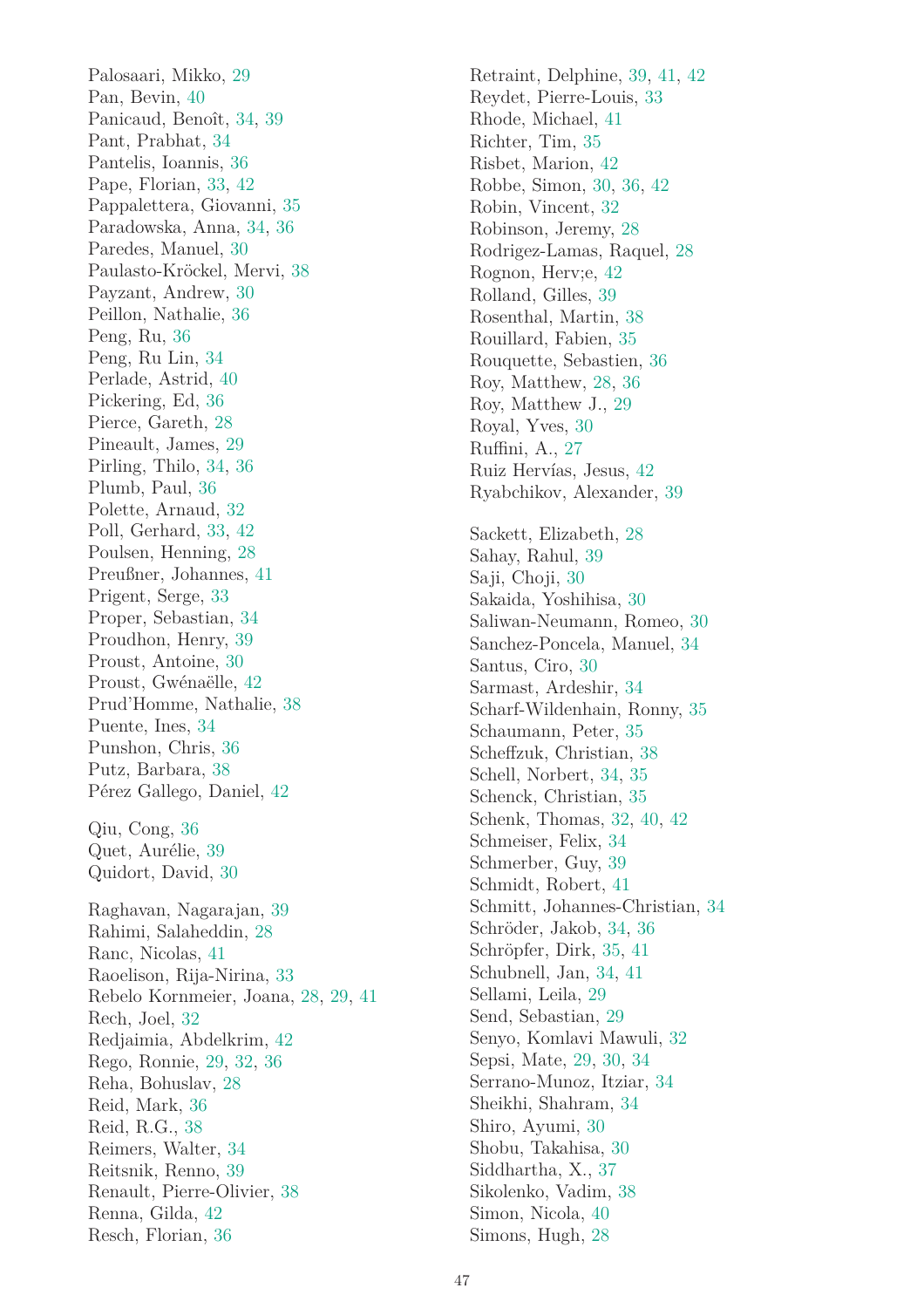Palosaari, Mikko, 29
Pan, Bevin, 40
Panicaud, Benoît, 34, 39
Pant, Prabhat, 34
Pantelis, Ioannis, 36
Pape, Florian, 33, 42
Pappalettera, Giovanni, 35
Paradowska, Anna, 34, 36
Paredes, Manuel, 30
Paulasto-Kröckel, Mervi, 38
Payzant, Andrew, 30
Peillon, Nathalie, 36
Peng, Ru, 36
Peng, Ru Lin, 34
Perlade, Astrid, 40
Pickering, Ed, 36
Pierce, Gareth, 28
Pineault, James, 29
Pirling, Thilo, 34, 36
Plumb, Paul, 36
Polette, Arnaud, 32
Poll, Gerhard, 33, 42
Poulsen, Henning, 28
Preußner, Johannes, 41
Prigent, Serge, 33
Proper, Sebastian, 34
Proudhon, Henry, 39
Proust, Antoine, 30
Proust, Gwénaëlle, 42
Prud'Homme, Nathalie, 38
Puente, Ines, 34
Punshon, Chris, 36
Putz, Barbara, 38
Pérez Gallego, Daniel, 42

Qiu, Cong, 36
Quet, Aurélie, 39
Quidort, David, 30

Raghavan, Nagarajan, 39
Rahimi, Salaheddin, 28
Ranc, Nicolas, 41
Raoelison, Rija-Nirina, 33
Rebelo Kornmeier, Joana, 28, 29, 41
Rech, Joel, 32
Redjaimia, Abdelkrim, 42
Rego, Ronnie, 29, 32, 36
Reha, Bohuslav, 28
Reid, Mark, 36
Reid, R.G., 38
Reimers, Walter, 34
Reitsnik, Renno, 39
Renault, Pierre-Olivier, 38
Renna, Gilda, 42
Resch, Florian, 36
Retraint, Delphine, 39, 41, 42
Reydet, Pierre-Louis, 33
Rhode, Michael, 41
Richter, Tim, 35
Risbet, Marion, 42
Robbe, Simon, 30, 36, 42
Robin, Vincent, 32
Robinson, Jeremy, 28
Rodrigez-Lamas, Raquel, 28
Rognon, Herv;e, 42
Rolland, Gilles, 39
Rosenthal, Martin, 38
Rouillard, Fabien, 35
Rouquette, Sebastien, 36
Roy, Matthew, 28, 36
Roy, Matthew J., 29
Royal, Yves, 30
Ruffini, A., 27
Ruiz Hervías, Jesus, 42
Ryabchikov, Alexander, 39

Sackett, Elizabeth, 28
Sahay, Rahul, 39
Saji, Choji, 30
Sakaida, Yoshihisa, 30
Saliwan-Neumann, Romeo, 30
Sanchez-Poncela, Manuel, 34
Santus, Ciro, 30
Sarmast, Ardeshir, 34
Scharf-Wildenhain, Ronny, 35
Schaumann, Peter, 35
Scheffzuk, Christian, 38
Schell, Norbert, 34, 35
Schenck, Christian, 35
Schenk, Thomas, 32, 40, 42
Schmeiser, Felix, 34
Schmerber, Guy, 39
Schmidt, Robert, 41
Schmitt, Johannes-Christian, 34
Schröder, Jakob, 34, 36
Schröpfer, Dirk, 35, 41
Schubnell, Jan, 34, 41
Sellami, Leila, 29
Send, Sebastian, 29
Senyo, Komlavi Mawuli, 32
Sepsi, Mate, 29, 30, 34
Serrano-Munoz, Itziar, 34
Sheikhi, Shahram, 34
Shiro, Ayumi, 30
Shobu, Takahisa, 30
Siddhartha, X., 37
Sikolenko, Vadim, 38
Simon, Nicola, 40
Simons, Hugh, 28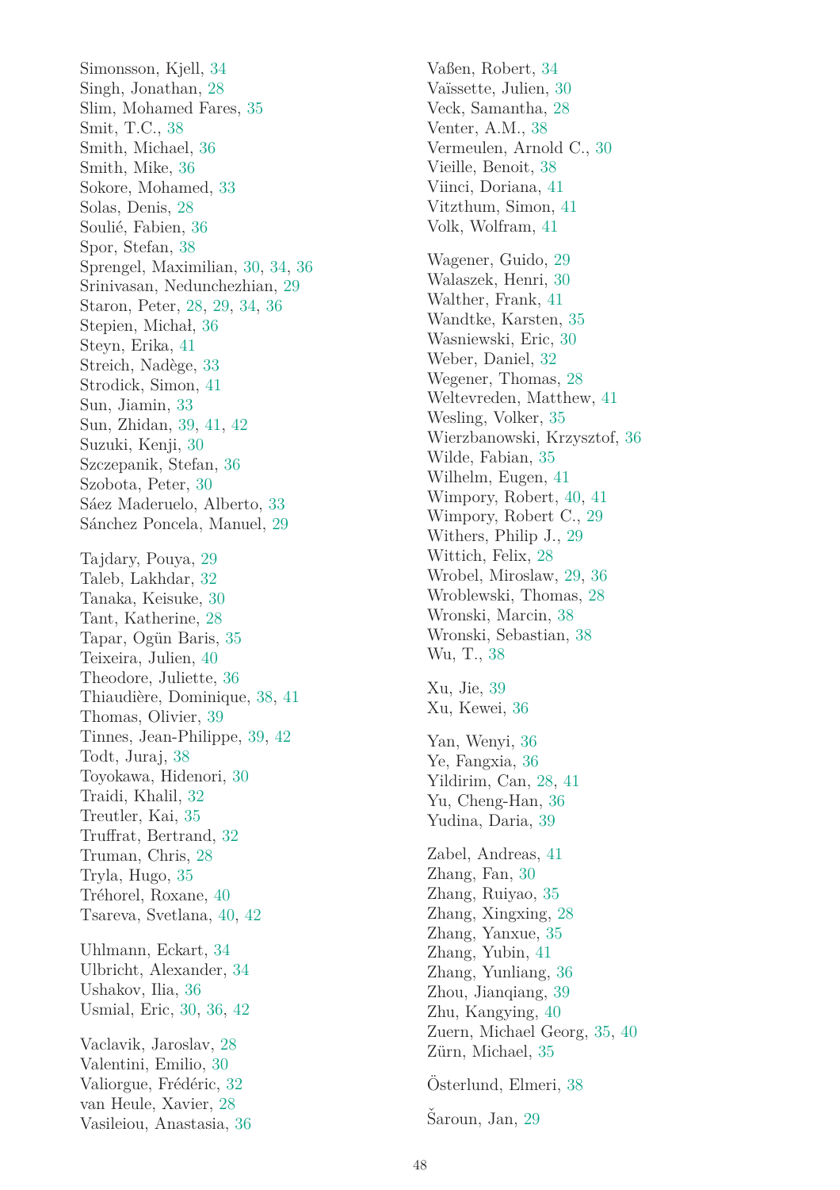Simonsson, Kjell, 34
Singh, Jonathan, 28
Slim, Mohamed Fares, 35
Smit, T.C., 38
Smith, Michael, 36
Smith, Mike, 36
Sokore, Mohamed, 33
Solas, Denis, 28
Soulié, Fabien, 36
Spor, Stefan, 38
Sprengel, Maximilian, 30, 34, 36
Srinivasan, Nedunchezhian, 29
Staron, Peter, 28, 29, 34, 36
Stepien, Michał, 36
Steyn, Erika, 41
Streich, Nadège, 33
Strodick, Simon, 41
Sun, Jiamin, 33
Sun, Zhidan, 39, 41, 42
Suzuki, Kenji, 30
Szczepanik, Stefan, 36
Szobota, Peter, 30
Sáez Maderuelo, Alberto, 33
Sánchez Poncela, Manuel, 29

Tajdary, Pouya, 29
Taleb, Lakhdar, 32
Tanaka, Keisuke, 30
Tant, Katherine, 28
Tapar, Ogün Baris, 35
Teixeira, Julien, 40
Theodore, Juliette, 36
Thiaudière, Dominique, 38, 41
Thomas, Olivier, 39
Tinnes, Jean-Philippe, 39, 42
Todt, Juraj, 38
Toyokawa, Hidenori, 30
Traidi, Khalil, 32
Treutler, Kai, 35
Truffrat, Bertrand, 32
Truman, Chris, 28
Tryla, Hugo, 35
Tréhorel, Roxane, 40
Tsareva, Svetlana, 40, 42

Uhlmann, Eckart, 34
Ulbricht, Alexander, 34
Ushakov, Ilia, 36
Usmial, Eric, 30, 36, 42

Vaclavik, Jaroslav, 28
Valentini, Emilio, 30
Valiorgue, Frédéric, 32
van Heule, Xavier, 28
Vasileiou, Anastasia, 36
Vaßen, Robert, 34
Vaïssette, Julien, 30
Veck, Samantha, 28
Venter, A.M., 38
Vermeulen, Arnold C., 30
Vieille, Benoit, 38
Viinci, Doriana, 41
Vitzthum, Simon, 41
Volk, Wolfram, 41

Wagener, Guido, 29
Walaszek, Henri, 30
Walther, Frank, 41
Wandtke, Karsten, 35
Wasniewski, Eric, 30
Weber, Daniel, 32
Wegener, Thomas, 28
Weltevreden, Matthew, 41
Wesling, Volker, 35
Wierzbanowski, Krzysztof, 36
Wilde, Fabian, 35
Wilhelm, Eugen, 41
Wimpory, Robert, 40, 41
Wimpory, Robert C., 29
Withers, Philip J., 29
Wittich, Felix, 28
Wrobel, Miroslaw, 29, 36
Wroblewski, Thomas, 28
Wronski, Marcin, 38
Wronski, Sebastian, 38
Wu, T., 38

Xu, Jie, 39
Xu, Kewei, 36

Yan, Wenyi, 36
Ye, Fangxia, 36
Yildirim, Can, 28, 41
Yu, Cheng-Han, 36
Yudina, Daria, 39

Zabel, Andreas, 41
Zhang, Fan, 30
Zhang, Ruiyao, 35
Zhang, Xingxing, 28
Zhang, Yanxue, 35
Zhang, Yubin, 41
Zhang, Yunliang, 36
Zhou, Jianqiang, 39
Zhu, Kangying, 40
Zuern, Michael Georg, 35, 40
Zürn, Michael, 35

Österlund, Elmeri, 38

Šaroun, Jan, 29